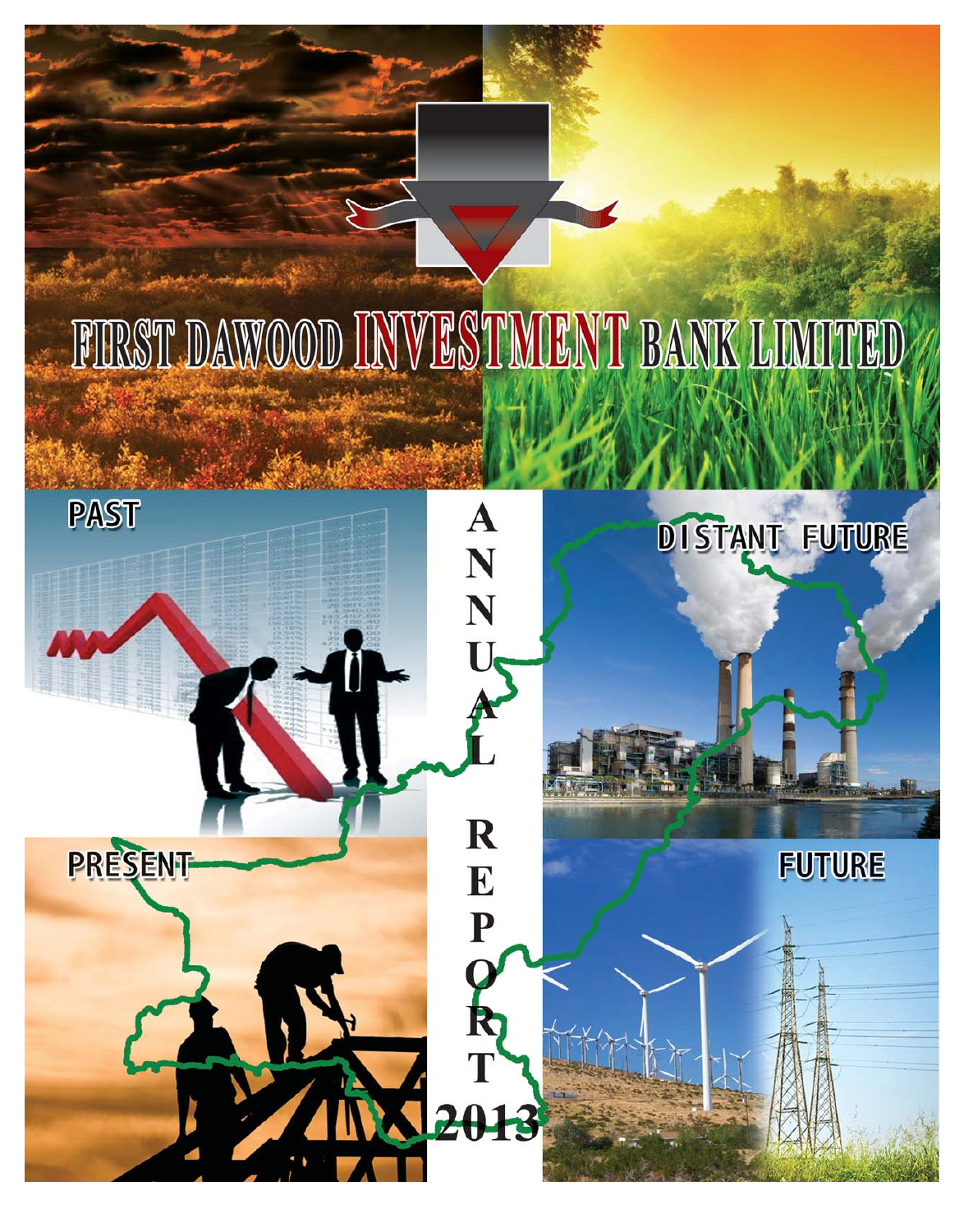# FIRST DAWOOD INVESTMENT BANK LIMITED

PAST

DISTANT FUTURE

PRESENT

FUTURE

ANNUAL REPORT 2013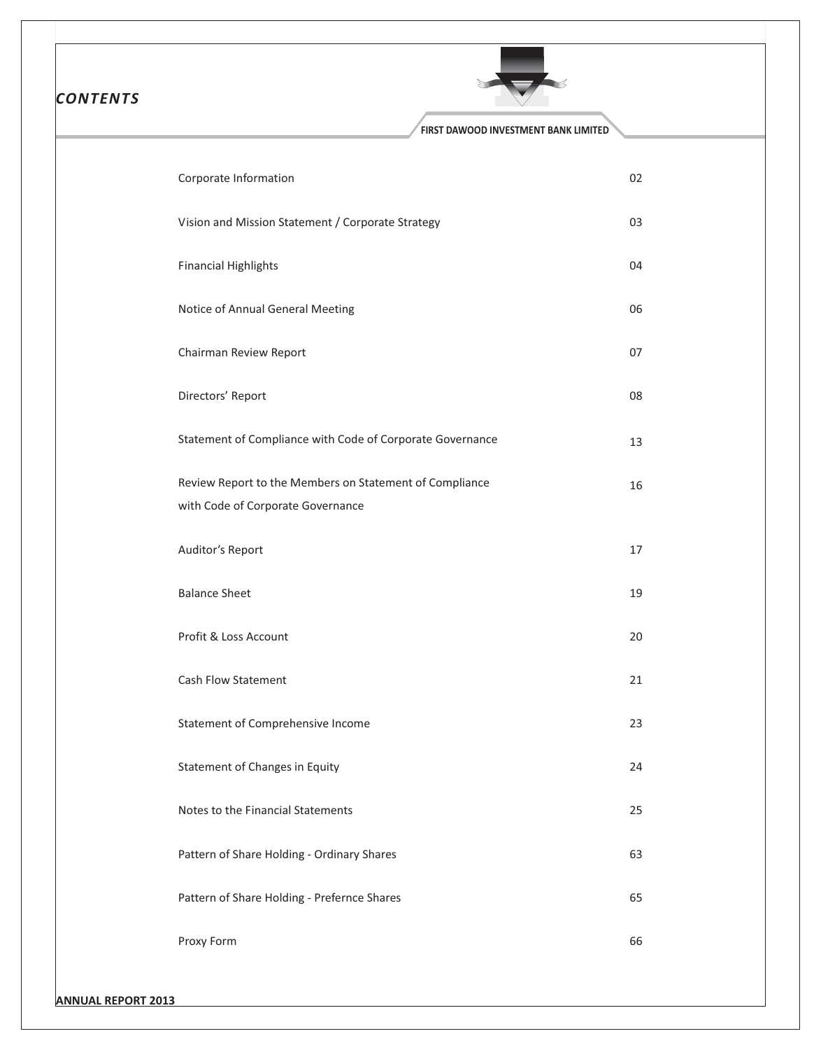# CONTENTS

| | |
|---|---|
| Corporate Information | 02 |
| Vision and Mission Statement / Corporate Strategy | 03 |
| Financial Highlights | 04 |
| Notice of Annual General Meeting | 06 |
| Chairman Review Report | 07 |
| Directors' Report | 08 |
| Statement of Compliance with Code of Corporate Governance | 13 |
| Review Report to the Members on Statement of Compliance with Code of Corporate Governance | 16 |
| Auditor's Report | 17 |
| Balance Sheet | 19 |
| Profit & Loss Account | 20 |
| Cash Flow Statement | 21 |
| Statement of Comprehensive Income | 23 |
| Statement of Changes in Equity | 24 |
| Notes to the Financial Statements | 25 |
| Pattern of Share Holding - Ordinary Shares | 63 |
| Pattern of Share Holding - Prefernce Shares | 65 |
| Proxy Form | 66 |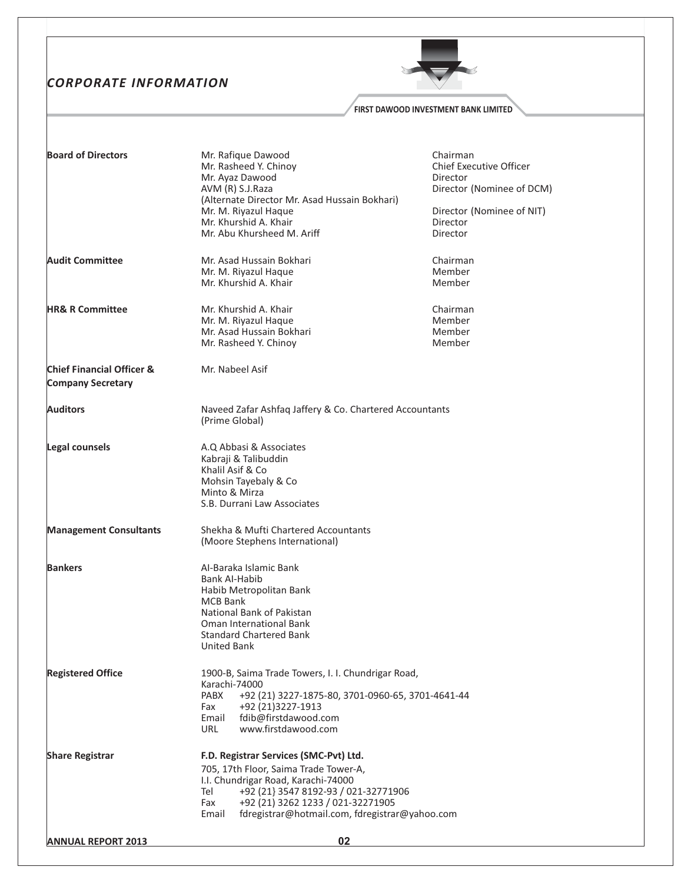# CORPORATE INFORMATION

**FIRST DAWOOD INVESTMENT BANK LIMITED**

| | | |
|---|---|---|
| **Board of Directors** | Mr. Rafique Dawood | Chairman |
| | Mr. Rasheed Y. Chinoy | Chief Executive Officer |
| | Mr. Ayaz Dawood | Director |
| | AVM (R) S.J.Raza<br>(Alternate Director Mr. Asad Hussain Bokhari) | Director (Nominee of DCM) |
| | Mr. M. Riyazul Haque | Director (Nominee of NIT) |
| | Mr. Khurshid A. Khair | Director |
| | Mr. Abu Khursheed M. Ariff | Director |
| **Audit Committee** | Mr. Asad Hussain Bokhari | Chairman |
| | Mr. M. Riyazul Haque | Member |
| | Mr. Khurshid A. Khair | Member |
| **HR& R Committee** | Mr. Khurshid A. Khair | Chairman |
| | Mr. M. Riyazul Haque | Member |
| | Mr. Asad Hussain Bokhari | Member |
| | Mr. Rasheed Y. Chinoy | Member |

**Chief Financial Officer & Company Secretary**
Mr. Nabeel Asif

**Auditors**
Naveed Zafar Ashfaq Jaffery & Co. Chartered Accountants
(Prime Global)

**Legal counsels**
A.Q Abbasi & Associates
Kabraji & Talibuddin
Khalil Asif & Co
Mohsin Tayebaly & Co
Minto & Mirza
S.B. Durrani Law Associates

**Management Consultants**
Shekha & Mufti Chartered Accountants
(Moore Stephens International)

**Bankers**
Al-Baraka Islamic Bank
Bank Al-Habib
Habib Metropolitan Bank
MCB Bank
National Bank of Pakistan
Oman International Bank
Standard Chartered Bank
United Bank

**Registered Office**
1900-B, Saima Trade Towers, I. I. Chundrigar Road,
Karachi-74000
PABX +92 (21) 3227-1875-80, 3701-0960-65, 3701-4641-44
Fax +92 (21)3227-1913
Email fdib@firstdawood.com
URL www.firstdawood.com

**Share Registrar**
**F.D. Registrar Services (SMC-Pvt) Ltd.**
705, 17th Floor, Saima Trade Tower-A,
I.I. Chundrigar Road, Karachi-74000
Tel +92 (21} 3547 8192-93 / 021-32771906
Fax +92 (21) 3262 1233 / 021-32271905
Email fdregistrar@hotmail.com, fdregistrar@yahoo.com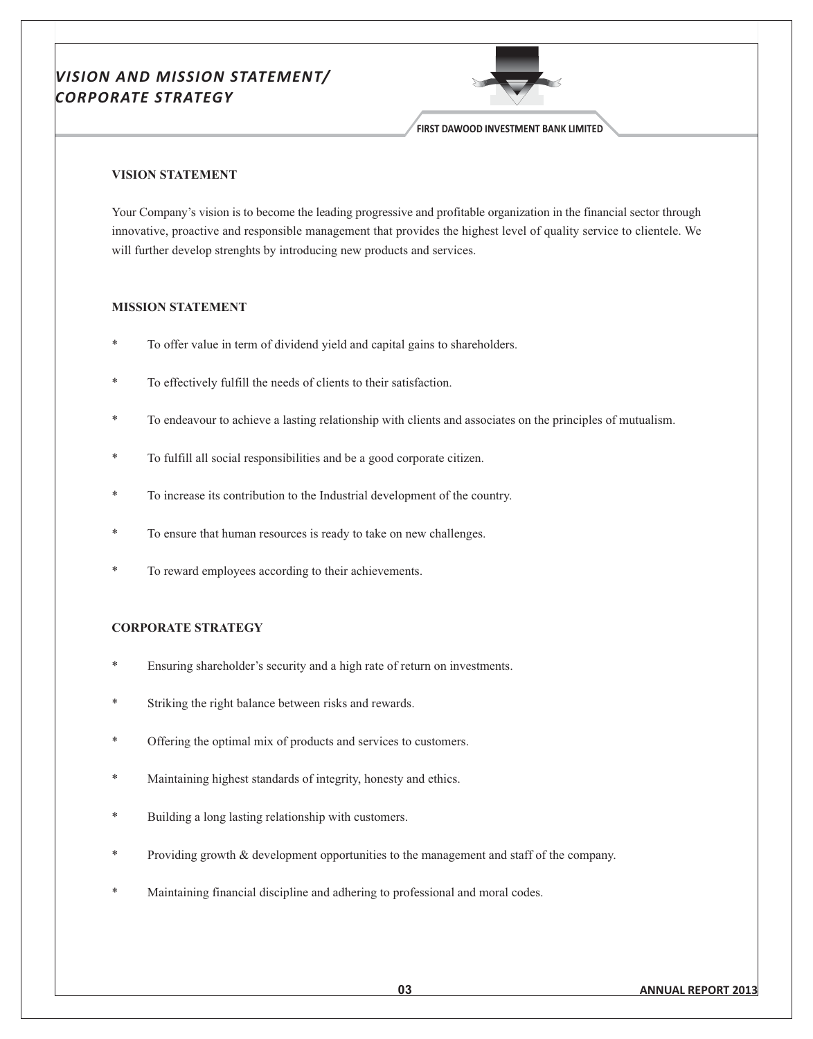# VISION AND MISSION STATEMENT/ CORPORATE STRATEGY

## VISION STATEMENT

Your Company's vision is to become the leading progressive and profitable organization in the financial sector through innovative, proactive and responsible management that provides the highest level of quality service to clientele. We will further develop strenghts by introducing new products and services.

## MISSION STATEMENT

* To offer value in term of dividend yield and capital gains to shareholders.
* To effectively fulfill the needs of clients to their satisfaction.
* To endeavour to achieve a lasting relationship with clients and associates on the principles of mutualism.
* To fulfill all social responsibilities and be a good corporate citizen.
* To increase its contribution to the Industrial development of the country.
* To ensure that human resources is ready to take on new challenges.
* To reward employees according to their achievements.

## CORPORATE STRATEGY

* Ensuring shareholder's security and a high rate of return on investments.
* Striking the right balance between risks and rewards.
* Offering the optimal mix of products and services to customers.
* Maintaining highest standards of integrity, honesty and ethics.
* Building a long lasting relationship with customers.
* Providing growth & development opportunities to the management and staff of the company.
* Maintaining financial discipline and adhering to professional and moral codes.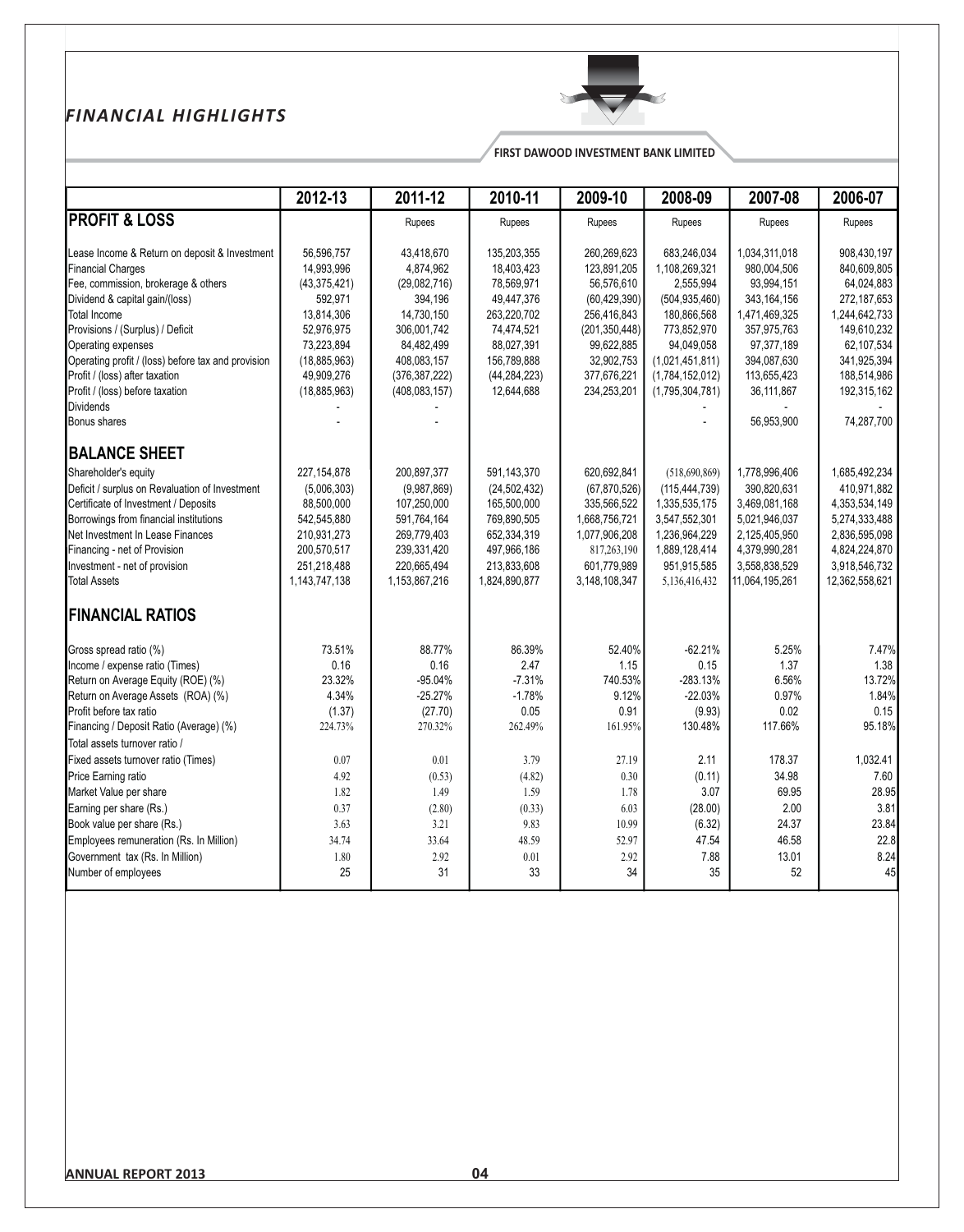# FINANCIAL HIGHLIGHTS

FIRST DAWOOD INVESTMENT BANK LIMITED

| | 2012-13 | 2011-12 | 2010-11 | 2009-10 | 2008-09 | 2007-08 | 2006-07 |
|---|---|---|---|---|---|---|---|
| **PROFIT & LOSS** | | Rupees | Rupees | Rupees | Rupees | Rupees | Rupees |
| Lease Income & Return on deposit & Investment | 56,596,757 | 43,418,670 | 135,203,355 | 260,269,623 | 683,246,034 | 1,034,311,018 | 908,430,197 |
| Financial Charges | 14,993,996 | 4,874,962 | 18,403,423 | 123,891,205 | 1,108,269,321 | 980,004,506 | 840,609,805 |
| Fee, commission, brokerage & others | (43,375,421) | (29,082,716) | 78,569,971 | 56,576,610 | 2,555,994 | 93,994,151 | 64,024,883 |
| Dividend & capital gain/(loss) | 592,971 | 394,196 | 49,447,376 | (60,429,390) | (504,935,460) | 343,164,156 | 272,187,653 |
| Total Income | 13,814,306 | 14,730,150 | 263,220,702 | 256,416,843 | 180,866,568 | 1,471,469,325 | 1,244,642,733 |
| Provisions / (Surplus) / Deficit | 52,976,975 | 306,001,742 | 74,474,521 | (201,350,448) | 773,852,970 | 357,975,763 | 149,610,232 |
| Operating expenses | 73,223,894 | 84,482,499 | 88,027,391 | 99,622,885 | 94,049,058 | 97,377,189 | 62,107,534 |
| Operating profit / (loss) before tax and provision | (18,885,963) | 408,083,157 | 156,789,888 | 32,902,753 | (1,021,451,811) | 394,087,630 | 341,925,394 |
| Profit / (loss) after taxation | 49,909,276 | (376,387,222) | (44,284,223) | 377,676,221 | (1,784,152,012) | 113,655,423 | 188,514,986 |
| Profit / (loss) before taxation | (18,885,963) | (408,083,157) | 12,644,688 | 234,253,201 | (1,795,304,781) | 36,111,867 | 192,315,162 |
| Dividends | - | - | | | - | - | - |
| Bonus shares | - | - | | | - | 56,953,900 | 74,287,700 |
| **BALANCE SHEET** | | | | | | | |
| Shareholder's equity | 227,154,878 | 200,897,377 | 591,143,370 | 620,692,841 | (518,690,869) | 1,778,996,406 | 1,685,492,234 |
| Deficit / surplus on Revaluation of Investment | (5,006,303) | (9,987,869) | (24,502,432) | (67,870,526) | (115,444,739) | 390,820,631 | 410,971,882 |
| Certificate of Investment / Deposits | 88,500,000 | 107,250,000 | 165,500,000 | 335,566,522 | 1,335,535,175 | 3,469,081,168 | 4,353,534,149 |
| Borrowings from financial institutions | 542,545,880 | 591,764,164 | 769,890,505 | 1,668,756,721 | 3,547,552,301 | 5,021,946,037 | 5,274,333,488 |
| Net Investment In Lease Finances | 210,931,273 | 269,779,403 | 652,334,319 | 1,077,906,208 | 1,236,964,229 | 2,125,405,950 | 2,836,595,098 |
| Financing - net of Provision | 200,570,517 | 239,331,420 | 497,966,186 | 817,263,190 | 1,889,128,414 | 4,379,990,281 | 4,824,224,870 |
| Investment - net of provision | 251,218,488 | 220,665,494 | 213,833,608 | 601,779,989 | 951,915,585 | 3,558,838,529 | 3,918,546,732 |
| Total Assets | 1,143,747,138 | 1,153,867,216 | 1,824,890,877 | 3,148,108,347 | 5,136,416,432 | 11,064,195,261 | 12,362,558,621 |
| **FINANCIAL RATIOS** | | | | | | | |
| Gross spread ratio (%) | 73.51% | 88.77% | 86.39% | 52.40% | -62.21% | 5.25% | 7.47% |
| Income / expense ratio (Times) | 0.16 | 0.16 | 2.47 | 1.15 | 0.15 | 1.37 | 1.38 |
| Return on Average Equity (ROE) (%) | 23.32% | -95.04% | -7.31% | 740.53% | -283.13% | 6.56% | 13.72% |
| Return on Average Assets (ROA) (%) | 4.34% | -25.27% | -1.78% | 9.12% | -22.03% | 0.97% | 1.84% |
| Profit before tax ratio | (1.37) | (27.70) | 0.05 | 0.91 | (9.93) | 0.02 | 0.15 |
| Financing / Deposit Ratio (Average) (%) | 224.73% | 270.32% | 262.49% | 161.95% | 130.48% | 117.66% | 95.18% |
| Total assets turnover ratio / | | | | | | | |
| Fixed assets turnover ratio (Times) | 0.07 | 0.01 | 3.79 | 27.19 | 2.11 | 178.37 | 1,032.41 |
| Price Earning ratio | 4.92 | (0.53) | (4.82) | 0.30 | (0.11) | 34.98 | 7.60 |
| Market Value per share | 1.82 | 1.49 | 1.59 | 1.78 | 3.07 | 69.95 | 28.95 |
| Earning per share (Rs.) | 0.37 | (2.80) | (0.33) | 6.03 | (28.00) | 2.00 | 3.81 |
| Book value per share (Rs.) | 3.63 | 3.21 | 9.83 | 10.99 | (6.32) | 24.37 | 23.84 |
| Employees remuneration (Rs. In Million) | 34.74 | 33.64 | 48.59 | 52.97 | 47.54 | 46.58 | 22.8 |
| Government tax (Rs. In Million) | 1.80 | 2.92 | 0.01 | 2.92 | 7.88 | 13.01 | 8.24 |
| Number of employees | 25 | 31 | 33 | 34 | 35 | 52 | 45 |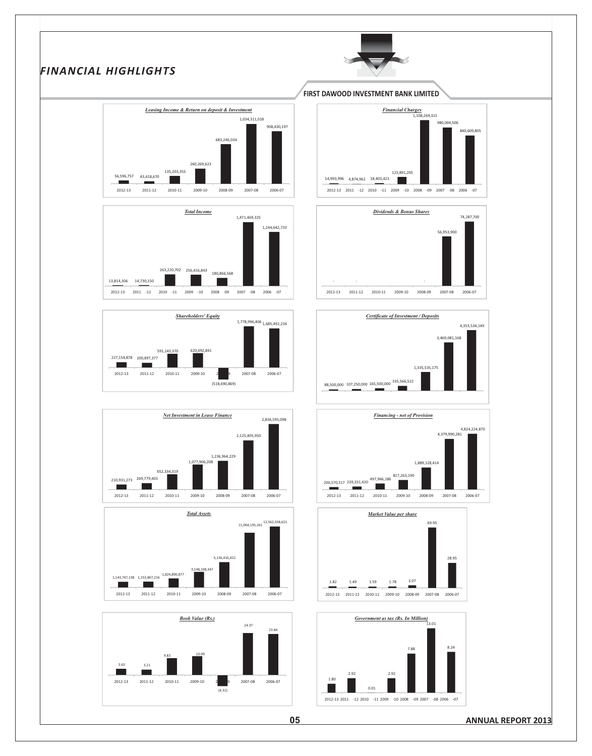# FINANCIAL HIGHLIGHTS

**FIRST DAWOOD INVESTMENT BANK LIMITED**

***Leasing Income & Return on deposit & Investment***

| 2012-13 | 2011-12 | 2010-11 | 2009-10 | 2008-09 | 2007-08 | 2006-07 |
|---|---|---|---|---|---|---|
| 56,596,757 | 43,418,670 | 135,203,355 | 260,269,623 | 683,246,034 | 1,034,311,018 | 908,430,197 |

***Financial Charges***

| 2012-13 | 2011-12 | 2010-11 | 2009-10 | 2008-09 | 2007-08 | 2006-07 |
|---|---|---|---|---|---|---|
| 14,993,996 | 4,874,962 | 18,403,423 | 123,891,205 | 1,108,269,321 | 980,004,506 | 840,609,805 |

***Total Income***

| 2012-13 | 2011-12 | 2010-11 | 2009-10 | 2008-09 | 2007-08 | 2006-07 |
|---|---|---|---|---|---|---|
| 13,814,306 | 14,730,150 | 263,220,702 | 256,416,843 | 180,866,568 | 1,471,469,325 | 1,244,642,733 |

***Dividends & Bonus Shares***

| 2012-13 | 2011-12 | 2010-11 | 2009-10 | 2008-09 | 2007-08 | 2006-07 |
|---|---|---|---|---|---|---|
| - | - | | | - | 56,953,900 | 74,287,700 |

***Shareholders' Equity***

| 2012-13 | 2011-12 | 2010-11 | 2009-10 | 2008-09 | 2007-08 | 2006-07 |
|---|---|---|---|---|---|---|
| 227,154,878 | 200,897,377 | 591,143,370 | 620,692,841 | (518,690,869) | 1,778,996,406 | 1,685,492,234 |

***Certificate of Investment / Deposits***

| 88,500,000 | 107,250,000 | 165,500,000 | 335,566,522 | 1,335,535,175 | 3,469,081,168 | 4,353,534,149 |
|---|---|---|---|---|---|---|

***Net Investment in Lease Finance***

| 2012-13 | 2011-12 | 2010-11 | 2009-10 | 2008-09 | 2007-08 | 2006-07 |
|---|---|---|---|---|---|---|
| 210,931,273 | 269,779,403 | 652,334,319 | 1,077,906,208 | 1,236,964,229 | 2,125,405,950 | 2,836,595,098 |

***Financing - net of Provision***

| 2012-13 | 2011-12 | 2010-11 | 2009-10 | 2008-09 | 2007-08 | 2006-07 |
|---|---|---|---|---|---|---|
| 200,570,517 | 239,331,420 | 497,966,186 | 817,263,190 | 1,889,128,414 | 4,379,990,281 | 4,824,224,870 |

***Total Assets***

| 2012-13 | 2011-12 | 2010-11 | 2009-10 | 2008-09 | 2007-08 | 2006-07 |
|---|---|---|---|---|---|---|
| 1,143,747,138 | 1,153,867,216 | 1,824,890,877 | 3,148,108,347 | 5,136,416,432 | 11,064,195,261 | 12,362,558,621 |

***Market Value per share***

| 2012-13 | 2011-12 | 2010-11 | 2009-10 | 2008-09 | 2007-08 | 2006-07 |
|---|---|---|---|---|---|---|
| 1.82 | 1.49 | 1.59 | 1.78 | 3.07 | 69.95 | 28.95 |

***Book Value (Rs.)***

| 2012-13 | 2011-12 | 2010-11 | 2009-10 | 2008-09 | 2007-08 | 2006-07 |
|---|---|---|---|---|---|---|
| 3.63 | 3.21 | 9.83 | 10.99 | (6.32) | 24.37 | 23.84 |

***Government as tax (Rs. In Million)***

| 2012-13 | 2011-12 | 2010-11 | 2009-10 | 2008-09 | 2007-08 | 2006-07 |
|---|---|---|---|---|---|---|
| 1.80 | 2.92 | 0.01 | 2.92 | 7.88 | 13.01 | 8.24 |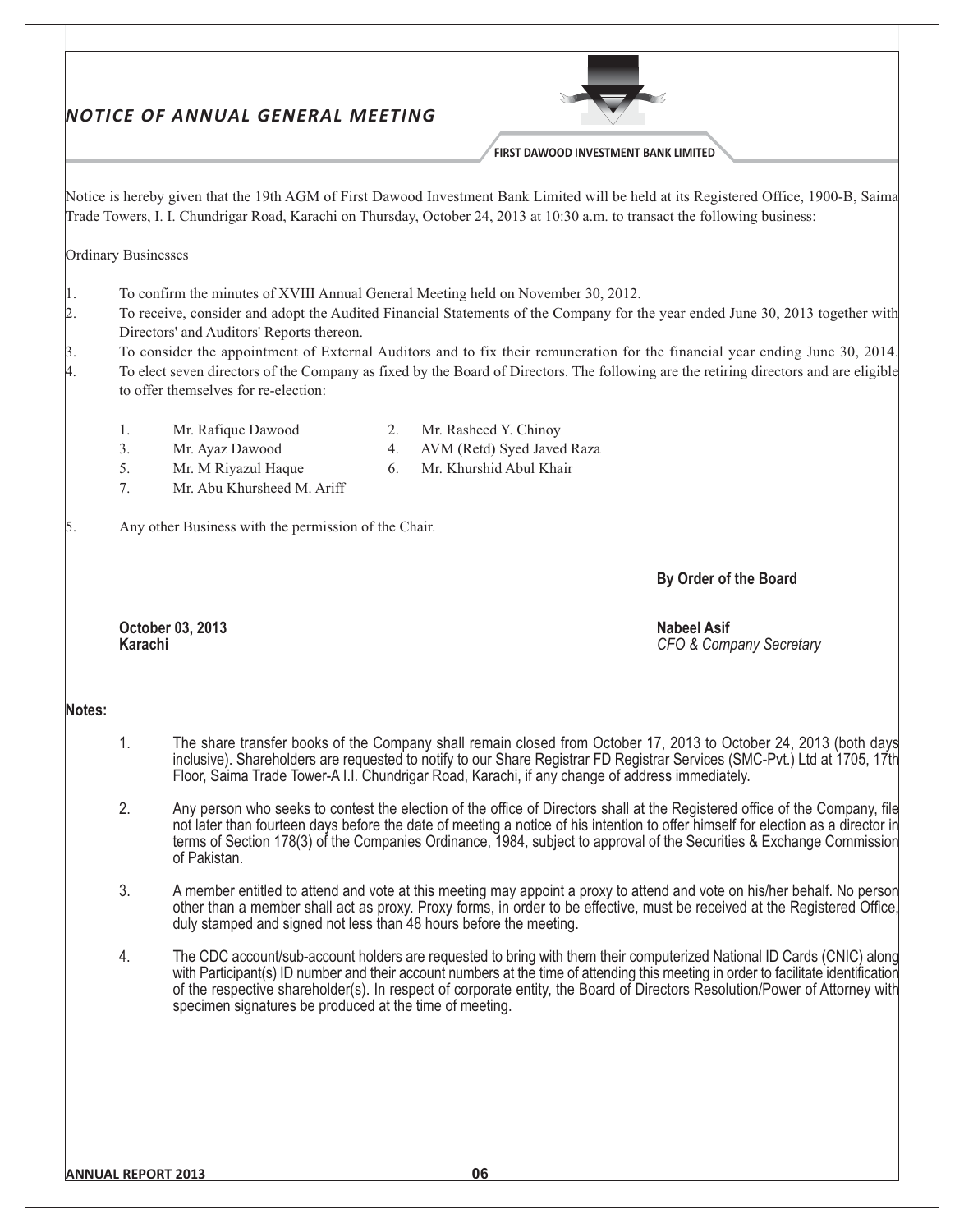# NOTICE OF ANNUAL GENERAL MEETING

Notice is hereby given that the 19th AGM of First Dawood Investment Bank Limited will be held at its Registered Office, 1900-B, Saima Trade Towers, I. I. Chundrigar Road, Karachi on Thursday, October 24, 2013 at 10:30 a.m. to transact the following business:

Ordinary Businesses

1. To confirm the minutes of XVIII Annual General Meeting held on November 30, 2012.
2. To receive, consider and adopt the Audited Financial Statements of the Company for the year ended June 30, 2013 together with Directors' and Auditors' Reports thereon.
3. To consider the appointment of External Auditors and to fix their remuneration for the financial year ending June 30, 2014.
4. To elect seven directors of the Company as fixed by the Board of Directors. The following are the retiring directors and are eligible to offer themselves for re-election:
   1. Mr. Rafique Dawood
   2. Mr. Rasheed Y. Chinoy
   3. Mr. Ayaz Dawood
   4. AVM (Retd) Syed Javed Raza
   5. Mr. M Riyazul Haque
   6. Mr. Khurshid Abul Khair
   7. Mr. Abu Khursheed M. Ariff
5. Any other Business with the permission of the Chair.

**By Order of the Board**

**October 03, 2013**
**Karachi**

**Nabeel Asif**
*CFO & Company Secretary*

**Notes:**

1. The share transfer books of the Company shall remain closed from October 17, 2013 to October 24, 2013 (both days inclusive). Shareholders are requested to notify to our Share Registrar FD Registrar Services (SMC-Pvt.) Ltd at 1705, 17th Floor, Saima Trade Tower-A I.I. Chundrigar Road, Karachi, if any change of address immediately.

2. Any person who seeks to contest the election of the office of Directors shall at the Registered office of the Company, file not later than fourteen days before the date of meeting a notice of his intention to offer himself for election as a director in terms of Section 178(3) of the Companies Ordinance, 1984, subject to approval of the Securities & Exchange Commission of Pakistan.

3. A member entitled to attend and vote at this meeting may appoint a proxy to attend and vote on his/her behalf. No person other than a member shall act as proxy. Proxy forms, in order to be effective, must be received at the Registered Office, duly stamped and signed not less than 48 hours before the meeting.

4. The CDC account/sub-account holders are requested to bring with them their computerized National ID Cards (CNIC) along with Participant(s) ID number and their account numbers at the time of attending this meeting in order to facilitate identification of the respective shareholder(s). In respect of corporate entity, the Board of Directors Resolution/Power of Attorney with specimen signatures be produced at the time of meeting.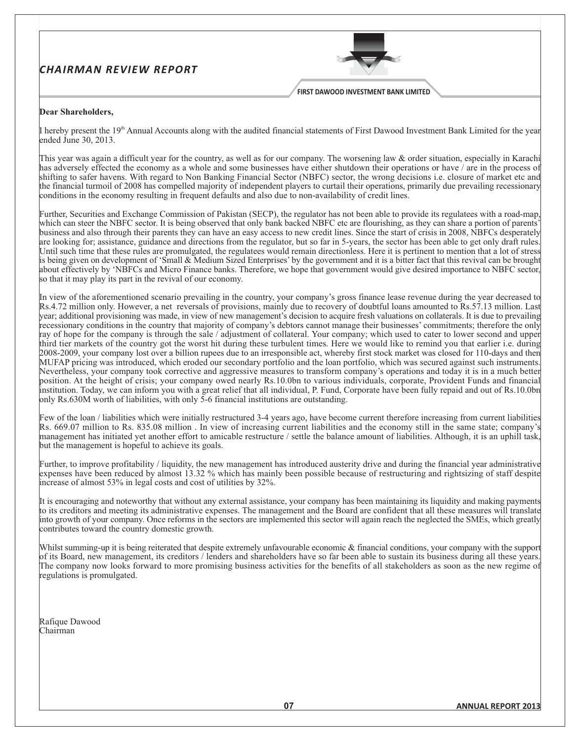# *CHAIRMAN REVIEW REPORT*

**Dear Shareholders,**

I hereby present the 19th Annual Accounts along with the audited financial statements of First Dawood Investment Bank Limited for the year ended June 30, 2013.

This year was again a difficult year for the country, as well as for our company. The worsening law & order situation, especially in Karachi has adversely effected the economy as a whole and some businesses have either shutdown their operations or have / are in the process of shifting to safer havens. With regard to Non Banking Financial Sector (NBFC) sector, the wrong decisions i.e. closure of market etc and the financial turmoil of 2008 has compelled majority of independent players to curtail their operations, primarily due prevailing recessionary conditions in the economy resulting in frequent defaults and also due to non-availability of credit lines.

Further, Securities and Exchange Commission of Pakistan (SECP), the regulator has not been able to provide its regulatees with a road-map, which can steer the NBFC sector. It is being observed that only bank backed NBFC etc are flourishing, as they can share a portion of parents' business and also through their parents they can have an easy access to new credit lines. Since the start of crisis in 2008, NBFCs desperately are looking for; assistance, guidance and directions from the regulator, but so far in 5-years, the sector has been able to get only draft rules. Until such time that these rules are promulgated, the regulatees would remain directionless. Here it is pertinent to mention that a lot of stress is being given on development of 'Small & Medium Sized Enterprises' by the government and it is a bitter fact that this revival can be brought about effectively by 'NBFCs and Micro Finance banks. Therefore, we hope that government would give desired importance to NBFC sector, so that it may play its part in the revival of our economy.

In view of the aforementioned scenario prevailing in the country, your company's gross finance lease revenue during the year decreased to Rs.4.72 million only. However, a net reversals of provisions, mainly due to recovery of doubtful loans amounted to Rs.57.13 million. Last year; additional provisioning was made, in view of new management's decision to acquire fresh valuations on collaterals. It is due to prevailing recessionary conditions in the country that majority of company's debtors cannot manage their businesses' commitments; therefore the only ray of hope for the company is through the sale / adjustment of collateral. Your company; which used to cater to lower second and upper third tier markets of the country got the worst hit during these turbulent times. Here we would like to remind you that earlier i.e. during 2008-2009, your company lost over a billion rupees due to an irresponsible act, whereby first stock market was closed for 110-days and then MUFAP pricing was introduced, which eroded our secondary portfolio and the loan portfolio, which was secured against such instruments. Nevertheless, your company took corrective and aggressive measures to transform company's operations and today it is in a much better position. At the height of crisis; your company owed nearly Rs.10.0bn to various individuals, corporate, Provident Funds and financial institution. Today, we can inform you with a great relief that all individual, P. Fund, Corporate have been fully repaid and out of Rs.10.0bn only Rs.630M worth of liabilities, with only 5-6 financial institutions are outstanding.

Few of the loan / liabilities which were initially restructured 3-4 years ago, have become current therefore increasing from current liabilities Rs. 669.07 million to Rs. 835.08 million . In view of increasing current liabilities and the economy still in the same state; company's management has initiated yet another effort to amicable restructure / settle the balance amount of liabilities. Although, it is an uphill task, but the management is hopeful to achieve its goals.

Further, to improve profitability / liquidity, the new management has introduced austerity drive and during the financial year administrative expenses have been reduced by almost 13.32 % which has mainly been possible because of restructuring and rightsizing of staff despite increase of almost 53% in legal costs and cost of utilities by 32%.

It is encouraging and noteworthy that without any external assistance, your company has been maintaining its liquidity and making payments to its creditors and meeting its administrative expenses. The management and the Board are confident that all these measures will translate into growth of your company. Once reforms in the sectors are implemented this sector will again reach the neglected the SMEs, which greatly contributes toward the country domestic growth.

Whilst summing-up it is being reiterated that despite extremely unfavourable economic & financial conditions, your company with the support of its Board, new management, its creditors / lenders and shareholders have so far been able to sustain its business during all these years. The company now looks forward to more promising business activities for the benefits of all stakeholders as soon as the new regime of regulations is promulgated.

Rafique Dawood
Chairman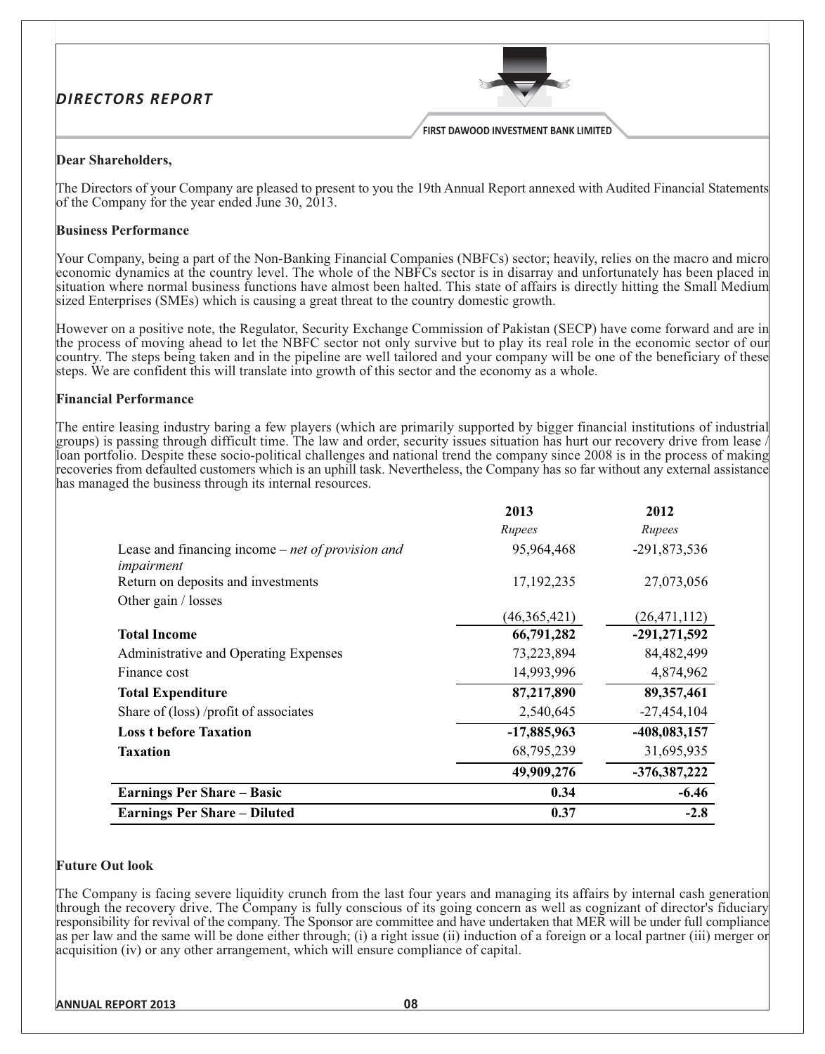# DIRECTORS REPORT

FIRST DAWOOD INVESTMENT BANK LIMITED

**Dear Shareholders,**

The Directors of your Company are pleased to present to you the 19th Annual Report annexed with Audited Financial Statements of the Company for the year ended June 30, 2013.

**Business Performance**

Your Company, being a part of the Non-Banking Financial Companies (NBFCs) sector; heavily, relies on the macro and micro economic dynamics at the country level. The whole of the NBFCs sector is in disarray and unfortunately has been placed in situation where normal business functions have almost been halted. This state of affairs is directly hitting the Small Medium sized Enterprises (SMEs) which is causing a great threat to the country domestic growth.

However on a positive note, the Regulator, Security Exchange Commission of Pakistan (SECP) have come forward and are in the process of moving ahead to let the NBFC sector not only survive but to play its real role in the economic sector of our country. The steps being taken and in the pipeline are well tailored and your company will be one of the beneficiary of these steps. We are confident this will translate into growth of this sector and the economy as a whole.

**Financial Performance**

The entire leasing industry baring a few players (which are primarily supported by bigger financial institutions of industrial groups) is passing through difficult time. The law and order, security issues situation has hurt our recovery drive from lease / loan portfolio. Despite these socio-political challenges and national trend the company since 2008 is in the process of making recoveries from defaulted customers which is an uphill task. Nevertheless, the Company has so far without any external assistance has managed the business through its internal resources.

| | 2013 | 2012 |
|---|---|---|
| | *Rupees* | *Rupees* |
| Lease and financing income – *net of provision and impairment* | 95,964,468 | -291,873,536 |
| Return on deposits and investments | 17,192,235 | 27,073,056 |
| Other gain / losses | (46,365,421) | (26,471,112) |
| **Total Income** | **66,791,282** | **-291,271,592** |
| Administrative and Operating Expenses | 73,223,894 | 84,482,499 |
| Finance cost | 14,993,996 | 4,874,962 |
| **Total Expenditure** | **87,217,890** | **89,357,461** |
| Share of (loss) /profit of associates | 2,540,645 | -27,454,104 |
| **Loss t before Taxation** | **-17,885,963** | **-408,083,157** |
| **Taxation** | 68,795,239 | 31,695,935 |
| | **49,909,276** | **-376,387,222** |
| **Earnings Per Share – Basic** | **0.34** | **-6.46** |
| **Earnings Per Share – Diluted** | **0.37** | **-2.8** |

**Future Out look**

The Company is facing severe liquidity crunch from the last four years and managing its affairs by internal cash generation through the recovery drive. The Company is fully conscious of its going concern as well as cognizant of director's fiduciary responsibility for revival of the company. The Sponsor are committee and have undertaken that MER will be under full compliance as per law and the same will be done either through; (i) a right issue (ii) induction of a foreign or a local partner (iii) merger or acquisition (iv) or any other arrangement, which will ensure compliance of capital.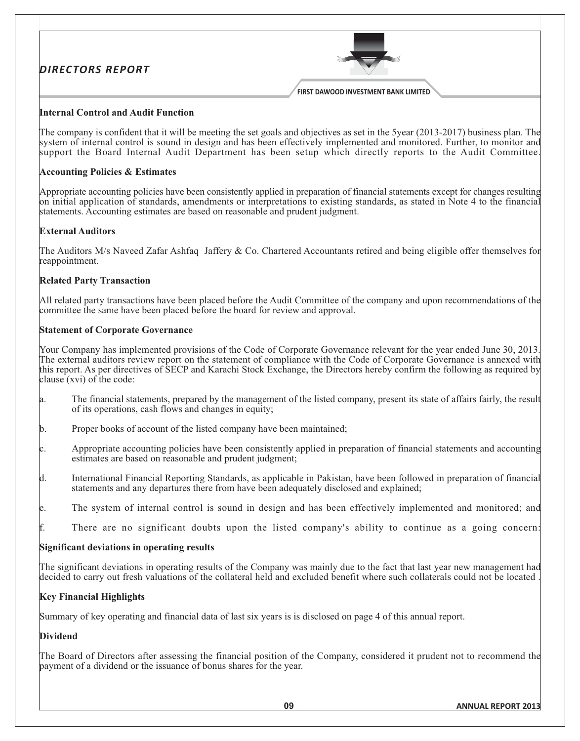## Internal Control and Audit Function

The company is confident that it will be meeting the set goals and objectives as set in the 5year (2013-2017) business plan. The system of internal control is sound in design and has been effectively implemented and monitored. Further, to monitor and support the Board Internal Audit Department has been setup which directly reports to the Audit Committee.

## Accounting Policies & Estimates

Appropriate accounting policies have been consistently applied in preparation of financial statements except for changes resulting on initial application of standards, amendments or interpretations to existing standards, as stated in Note 4 to the financial statements. Accounting estimates are based on reasonable and prudent judgment.

## External Auditors

The Auditors M/s Naveed Zafar Ashfaq Jaffery & Co. Chartered Accountants retired and being eligible offer themselves for reappointment.

## Related Party Transaction

All related party transactions have been placed before the Audit Committee of the company and upon recommendations of the committee the same have been placed before the board for review and approval.

## Statement of Corporate Governance

Your Company has implemented provisions of the Code of Corporate Governance relevant for the year ended June 30, 2013. The external auditors review report on the statement of compliance with the Code of Corporate Governance is annexed with this report. As per directives of SECP and Karachi Stock Exchange, the Directors hereby confirm the following as required by clause (xvi) of the code:

a. The financial statements, prepared by the management of the listed company, present its state of affairs fairly, the result of its operations, cash flows and changes in equity;

b. Proper books of account of the listed company have been maintained;

c. Appropriate accounting policies have been consistently applied in preparation of financial statements and accounting estimates are based on reasonable and prudent judgment;

d. International Financial Reporting Standards, as applicable in Pakistan, have been followed in preparation of financial statements and any departures there from have been adequately disclosed and explained;

e. The system of internal control is sound in design and has been effectively implemented and monitored; and

f. There are no significant doubts upon the listed company's ability to continue as a going concern:

## Significant deviations in operating results

The significant deviations in operating results of the Company was mainly due to the fact that last year new management had decided to carry out fresh valuations of the collateral held and excluded benefit where such collaterals could not be located .

## Key Financial Highlights

Summary of key operating and financial data of last six years is is disclosed on page 4 of this annual report.

## Dividend

The Board of Directors after assessing the financial position of the Company, considered it prudent not to recommend the payment of a dividend or the issuance of bonus shares for the year.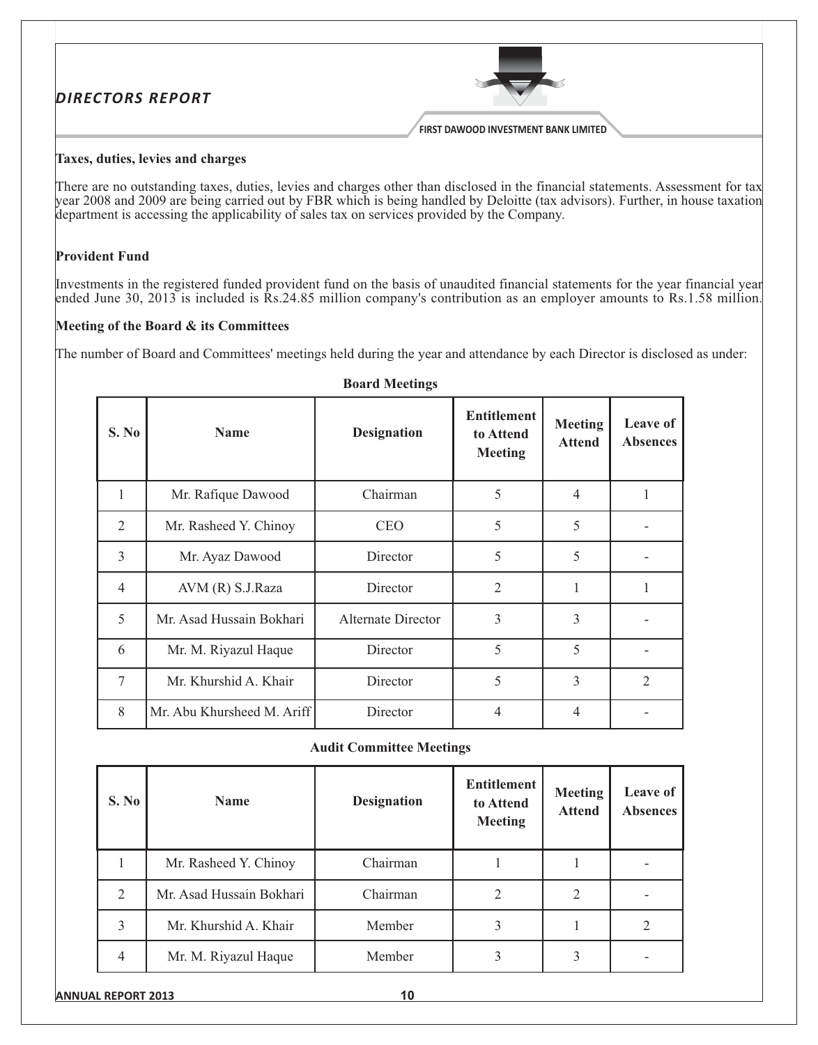## Taxes, duties, levies and charges

There are no outstanding taxes, duties, levies and charges other than disclosed in the financial statements. Assessment for tax year 2008 and 2009 are being carried out by FBR which is being handled by Deloitte (tax advisors). Further, in house taxation department is accessing the applicability of sales tax on services provided by the Company.

## Provident Fund

Investments in the registered funded provident fund on the basis of unaudited financial statements for the year financial year ended June 30, 2013 is included is Rs.24.85 million company's contribution as an employer amounts to Rs.1.58 million.

## Meeting of the Board & its Committees

The number of Board and Committees' meetings held during the year and attendance by each Director is disclosed as under:

**Board Meetings**

| S. No | Name | Designation | Entitlement to Attend Meeting | Meeting Attend | Leave of Absences |
|---|---|---|---|---|---|
| 1 | Mr. Rafique Dawood | Chairman | 5 | 4 | 1 |
| 2 | Mr. Rasheed Y. Chinoy | CEO | 5 | 5 | - |
| 3 | Mr. Ayaz Dawood | Director | 5 | 5 | - |
| 4 | AVM (R) S.J.Raza | Director | 2 | 1 | 1 |
| 5 | Mr. Asad Hussain Bokhari | Alternate Director | 3 | 3 | - |
| 6 | Mr. M. Riyazul Haque | Director | 5 | 5 | - |
| 7 | Mr. Khurshid A. Khair | Director | 5 | 3 | 2 |
| 8 | Mr. Abu Khursheed M. Ariff | Director | 4 | 4 | - |

**Audit Committee Meetings**

| S. No | Name | Designation | Entitlement to Attend Meeting | Meeting Attend | Leave of Absences |
|---|---|---|---|---|---|
| 1 | Mr. Rasheed Y. Chinoy | Chairman | 1 | 1 | - |
| 2 | Mr. Asad Hussain Bokhari | Chairman | 2 | 2 | - |
| 3 | Mr. Khurshid A. Khair | Member | 3 | 1 | 2 |
| 4 | Mr. M. Riyazul Haque | Member | 3 | 3 | - |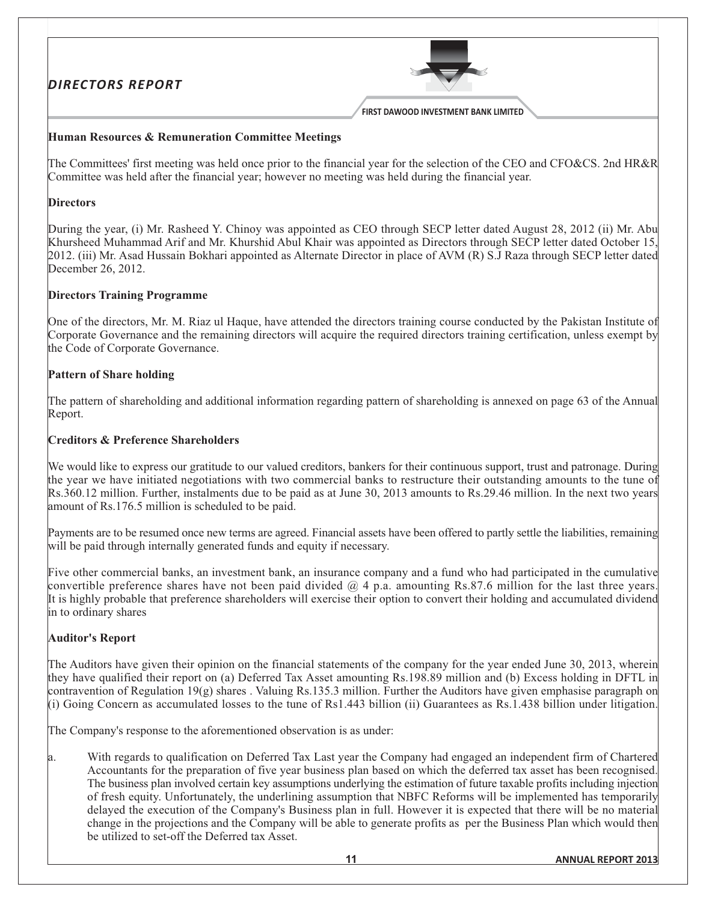### Human Resources & Remuneration Committee Meetings

The Committees' first meeting was held once prior to the financial year for the selection of the CEO and CFO&CS. 2nd HR&R Committee was held after the financial year; however no meeting was held during the financial year.

### Directors

During the year, (i) Mr. Rasheed Y. Chinoy was appointed as CEO through SECP letter dated August 28, 2012 (ii) Mr. Abu Khursheed Muhammad Arif and Mr. Khurshid Abul Khair was appointed as Directors through SECP letter dated October 15, 2012. (iii) Mr. Asad Hussain Bokhari appointed as Alternate Director in place of AVM (R) S.J Raza through SECP letter dated December 26, 2012.

### Directors Training Programme

One of the directors, Mr. M. Riaz ul Haque, have attended the directors training course conducted by the Pakistan Institute of Corporate Governance and the remaining directors will acquire the required directors training certification, unless exempt by the Code of Corporate Governance.

### Pattern of Share holding

The pattern of shareholding and additional information regarding pattern of shareholding is annexed on page 63 of the Annual Report.

### Creditors & Preference Shareholders

We would like to express our gratitude to our valued creditors, bankers for their continuous support, trust and patronage. During the year we have initiated negotiations with two commercial banks to restructure their outstanding amounts to the tune of Rs.360.12 million. Further, instalments due to be paid as at June 30, 2013 amounts to Rs.29.46 million. In the next two years amount of Rs.176.5 million is scheduled to be paid.

Payments are to be resumed once new terms are agreed. Financial assets have been offered to partly settle the liabilities, remaining will be paid through internally generated funds and equity if necessary.

Five other commercial banks, an investment bank, an insurance company and a fund who had participated in the cumulative convertible preference shares have not been paid divided @ 4 p.a. amounting Rs.87.6 million for the last three years. It is highly probable that preference shareholders will exercise their option to convert their holding and accumulated dividend in to ordinary shares

### Auditor's Report

The Auditors have given their opinion on the financial statements of the company for the year ended June 30, 2013, wherein they have qualified their report on (a) Deferred Tax Asset amounting Rs.198.89 million and (b) Excess holding in DFTL in contravention of Regulation 19(g) shares . Valuing Rs.135.3 million. Further the Auditors have given emphasise paragraph on (i) Going Concern as accumulated losses to the tune of Rs1.443 billion (ii) Guarantees as Rs.1.438 billion under litigation.

The Company's response to the aforementioned observation is as under:

a. With regards to qualification on Deferred Tax Last year the Company had engaged an independent firm of Chartered Accountants for the preparation of five year business plan based on which the deferred tax asset has been recognised. The business plan involved certain key assumptions underlying the estimation of future taxable profits including injection of fresh equity. Unfortunately, the underlining assumption that NBFC Reforms will be implemented has temporarily delayed the execution of the Company's Business plan in full. However it is expected that there will be no material change in the projections and the Company will be able to generate profits as per the Business Plan which would then be utilized to set-off the Deferred tax Asset.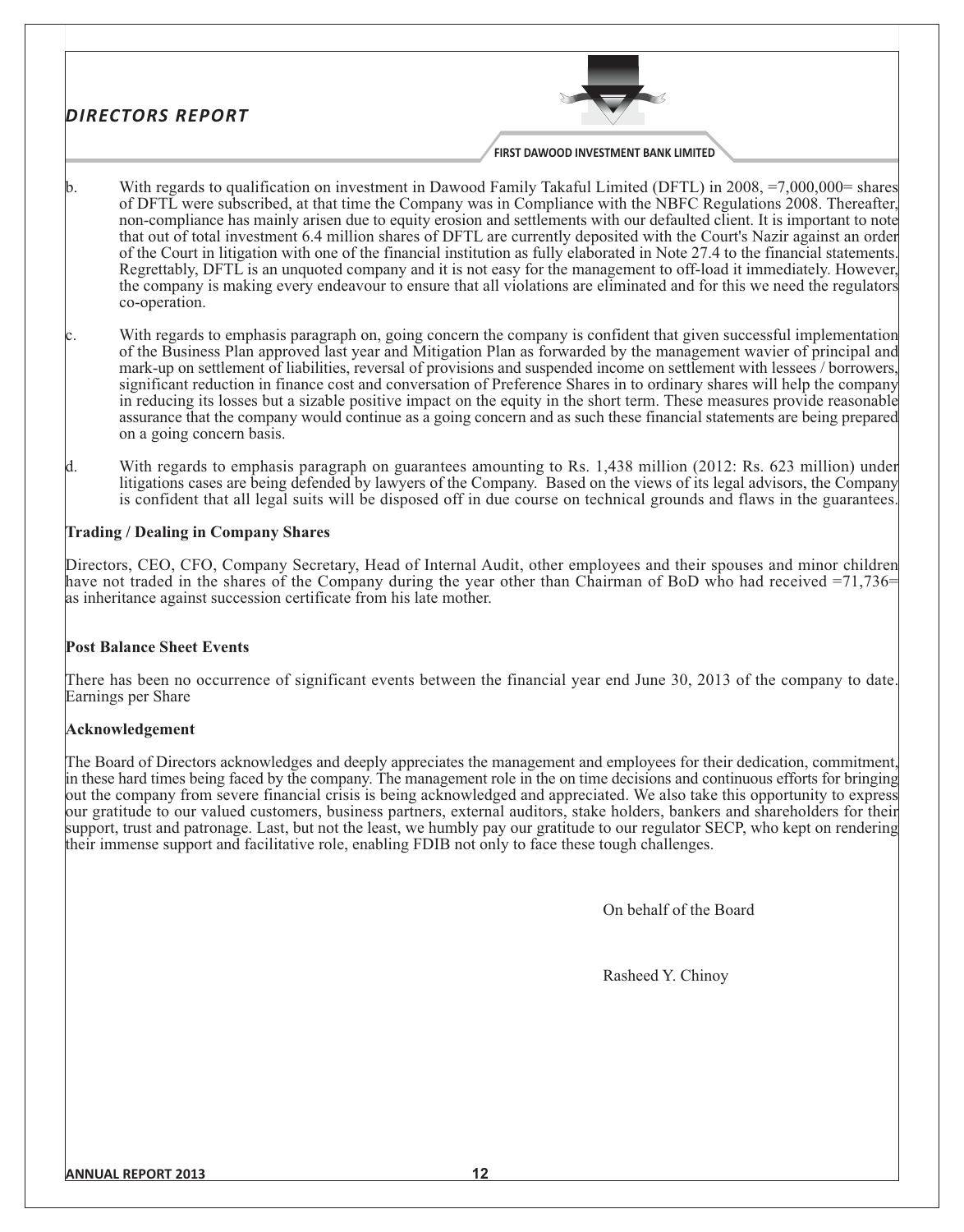b. With regards to qualification on investment in Dawood Family Takaful Limited (DFTL) in 2008, =7,000,000= shares of DFTL were subscribed, at that time the Company was in Compliance with the NBFC Regulations 2008. Thereafter, non-compliance has mainly arisen due to equity erosion and settlements with our defaulted client. It is important to note that out of total investment 6.4 million shares of DFTL are currently deposited with the Court's Nazir against an order of the Court in litigation with one of the financial institution as fully elaborated in Note 27.4 to the financial statements. Regrettably, DFTL is an unquoted company and it is not easy for the management to off-load it immediately. However, the company is making every endeavour to ensure that all violations are eliminated and for this we need the regulators co-operation.

c. With regards to emphasis paragraph on, going concern the company is confident that given successful implementation of the Business Plan approved last year and Mitigation Plan as forwarded by the management wavier of principal and mark-up on settlement of liabilities, reversal of provisions and suspended income on settlement with lessees / borrowers, significant reduction in finance cost and conversation of Preference Shares in to ordinary shares will help the company in reducing its losses but a sizable positive impact on the equity in the short term. These measures provide reasonable assurance that the company would continue as a going concern and as such these financial statements are being prepared on a going concern basis.

d. With regards to emphasis paragraph on guarantees amounting to Rs. 1,438 million (2012: Rs. 623 million) under litigations cases are being defended by lawyers of the Company. Based on the views of its legal advisors, the Company is confident that all legal suits will be disposed off in due course on technical grounds and flaws in the guarantees.

**Trading / Dealing in Company Shares**

Directors, CEO, CFO, Company Secretary, Head of Internal Audit, other employees and their spouses and minor children have not traded in the shares of the Company during the year other than Chairman of BoD who had received =71,736= as inheritance against succession certificate from his late mother.

**Post Balance Sheet Events**

There has been no occurrence of significant events between the financial year end June 30, 2013 of the company to date. Earnings per Share

**Acknowledgement**

The Board of Directors acknowledges and deeply appreciates the management and employees for their dedication, commitment, in these hard times being faced by the company. The management role in the on time decisions and continuous efforts for bringing out the company from severe financial crisis is being acknowledged and appreciated. We also take this opportunity to express our gratitude to our valued customers, business partners, external auditors, stake holders, bankers and shareholders for their support, trust and patronage. Last, but not the least, we humbly pay our gratitude to our regulator SECP, who kept on rendering their immense support and facilitative role, enabling FDIB not only to face these tough challenges.

On behalf of the Board

Rasheed Y. Chinoy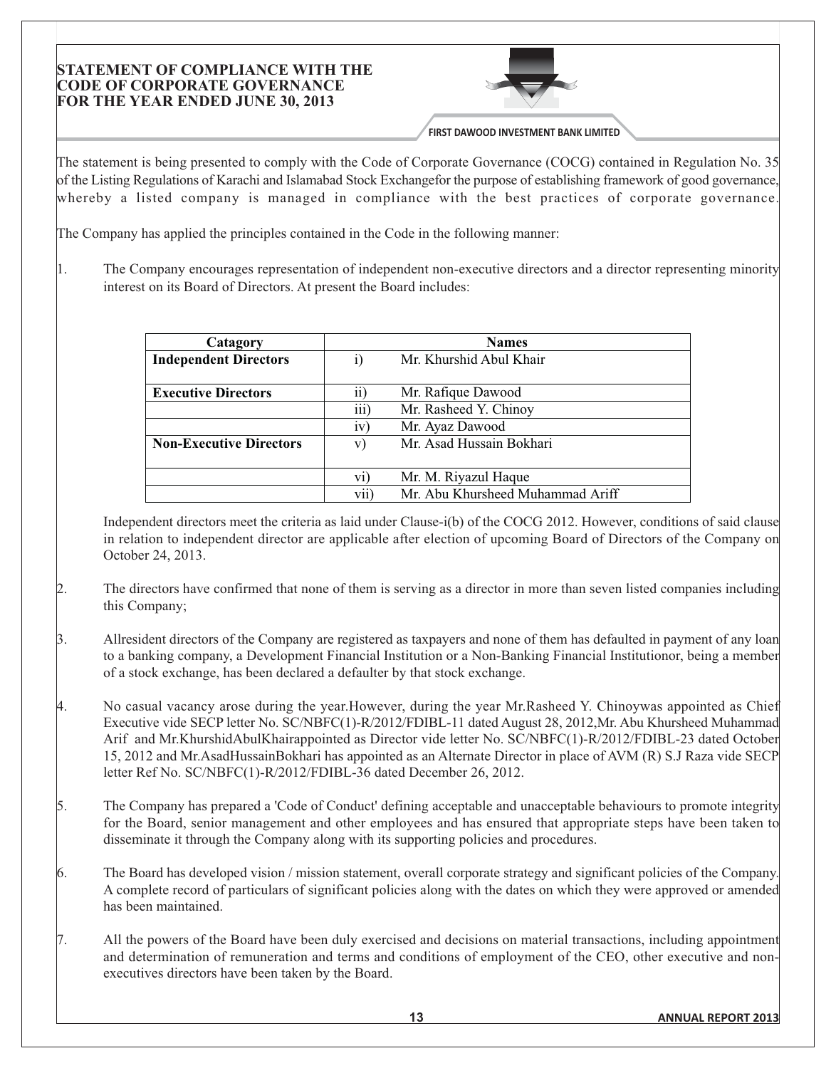# STATEMENT OF COMPLIANCE WITH THE CODE OF CORPORATE GOVERNANCE FOR THE YEAR ENDED JUNE 30, 2013

The statement is being presented to comply with the Code of Corporate Governance (COCG) contained in Regulation No. 35 of the Listing Regulations of Karachi and Islamabad Stock Exchangefor the purpose of establishing framework of good governance, whereby a listed company is managed in compliance with the best practices of corporate governance.

The Company has applied the principles contained in the Code in the following manner:

1. The Company encourages representation of independent non-executive directors and a director representing minority interest on its Board of Directors. At present the Board includes:

| Catagory | | Names |
|---|---|---|
| **Independent Directors** | i) | Mr. Khurshid Abul Khair |
| **Executive Directors** | ii) | Mr. Rafique Dawood |
| | iii) | Mr. Rasheed Y. Chinoy |
| | iv) | Mr. Ayaz Dawood |
| **Non-Executive Directors** | v) | Mr. Asad Hussain Bokhari |
| | vi) | Mr. M. Riyazul Haque |
| | vii) | Mr. Abu Khursheed Muhammad Ariff |

   Independent directors meet the criteria as laid under Clause-i(b) of the COCG 2012. However, conditions of said clause in relation to independent director are applicable after election of upcoming Board of Directors of the Company on October 24, 2013.

2. The directors have confirmed that none of them is serving as a director in more than seven listed companies including this Company;

3. Allresident directors of the Company are registered as taxpayers and none of them has defaulted in payment of any loan to a banking company, a Development Financial Institution or a Non-Banking Financial Institutionor, being a member of a stock exchange, has been declared a defaulter by that stock exchange.

4. No casual vacancy arose during the year.However, during the year Mr.Rasheed Y. Chinoywas appointed as Chief Executive vide SECP letter No. SC/NBFC(1)-R/2012/FDIBL-11 dated August 28, 2012,Mr. Abu Khursheed Muhammad Arif and Mr.KhurshidAbulKhairappointed as Director vide letter No. SC/NBFC(1)-R/2012/FDIBL-23 dated October 15, 2012 and Mr.AsadHussainBokhari has appointed as an Alternate Director in place of AVM (R) S.J Raza vide SECP letter Ref No. SC/NBFC(1)-R/2012/FDIBL-36 dated December 26, 2012.

5. The Company has prepared a 'Code of Conduct' defining acceptable and unacceptable behaviours to promote integrity for the Board, senior management and other employees and has ensured that appropriate steps have been taken to disseminate it through the Company along with its supporting policies and procedures.

6. The Board has developed vision / mission statement, overall corporate strategy and significant policies of the Company. A complete record of particulars of significant policies along with the dates on which they were approved or amended has been maintained.

7. All the powers of the Board have been duly exercised and decisions on material transactions, including appointment and determination of remuneration and terms and conditions of employment of the CEO, other executive and non-executives directors have been taken by the Board.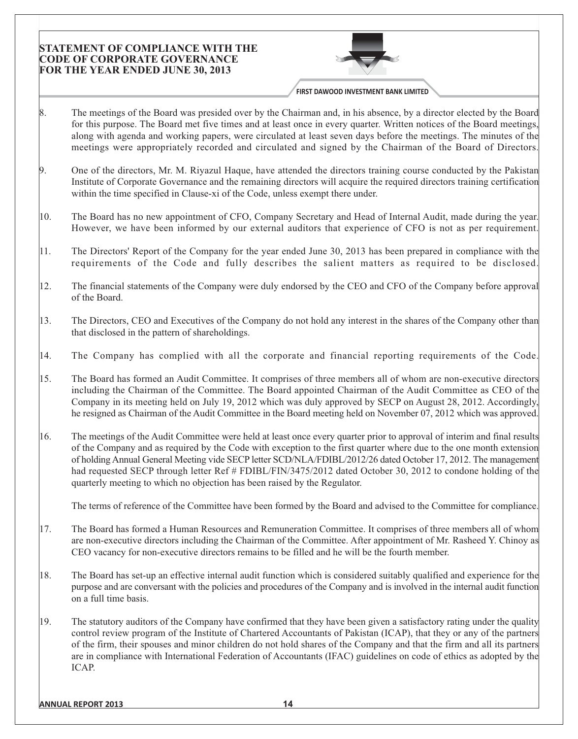8. The meetings of the Board was presided over by the Chairman and, in his absence, by a director elected by the Board for this purpose. The Board met five times and at least once in every quarter. Written notices of the Board meetings, along with agenda and working papers, were circulated at least seven days before the meetings. The minutes of the meetings were appropriately recorded and circulated and signed by the Chairman of the Board of Directors.

9. One of the directors, Mr. M. Riyazul Haque, have attended the directors training course conducted by the Pakistan Institute of Corporate Governance and the remaining directors will acquire the required directors training certification within the time specified in Clause-xi of the Code, unless exempt there under.

10. The Board has no new appointment of CFO, Company Secretary and Head of Internal Audit, made during the year. However, we have been informed by our external auditors that experience of CFO is not as per requirement.

11. The Directors' Report of the Company for the year ended June 30, 2013 has been prepared in compliance with the requirements of the Code and fully describes the salient matters as required to be disclosed.

12. The financial statements of the Company were duly endorsed by the CEO and CFO of the Company before approval of the Board.

13. The Directors, CEO and Executives of the Company do not hold any interest in the shares of the Company other than that disclosed in the pattern of shareholdings.

14. The Company has complied with all the corporate and financial reporting requirements of the Code.

15. The Board has formed an Audit Committee. It comprises of three members all of whom are non-executive directors including the Chairman of the Committee. The Board appointed Chairman of the Audit Committee as CEO of the Company in its meeting held on July 19, 2012 which was duly approved by SECP on August 28, 2012. Accordingly, he resigned as Chairman of the Audit Committee in the Board meeting held on November 07, 2012 which was approved.

16. The meetings of the Audit Committee were held at least once every quarter prior to approval of interim and final results of the Company and as required by the Code with exception to the first quarter where due to the one month extension of holding Annual General Meeting vide SECP letter SCD/NLA/FDIBL/2012/26 dated October 17, 2012. The management had requested SECP through letter Ref # FDIBL/FIN/3475/2012 dated October 30, 2012 to condone holding of the quarterly meeting to which no objection has been raised by the Regulator.

    The terms of reference of the Committee have been formed by the Board and advised to the Committee for compliance.

17. The Board has formed a Human Resources and Remuneration Committee. It comprises of three members all of whom are non-executive directors including the Chairman of the Committee. After appointment of Mr. Rasheed Y. Chinoy as CEO vacancy for non-executive directors remains to be filled and he will be the fourth member.

18. The Board has set-up an effective internal audit function which is considered suitably qualified and experience for the purpose and are conversant with the policies and procedures of the Company and is involved in the internal audit function on a full time basis.

19. The statutory auditors of the Company have confirmed that they have been given a satisfactory rating under the quality control review program of the Institute of Chartered Accountants of Pakistan (ICAP), that they or any of the partners of the firm, their spouses and minor children do not hold shares of the Company and that the firm and all its partners are in compliance with International Federation of Accountants (IFAC) guidelines on code of ethics as adopted by the ICAP.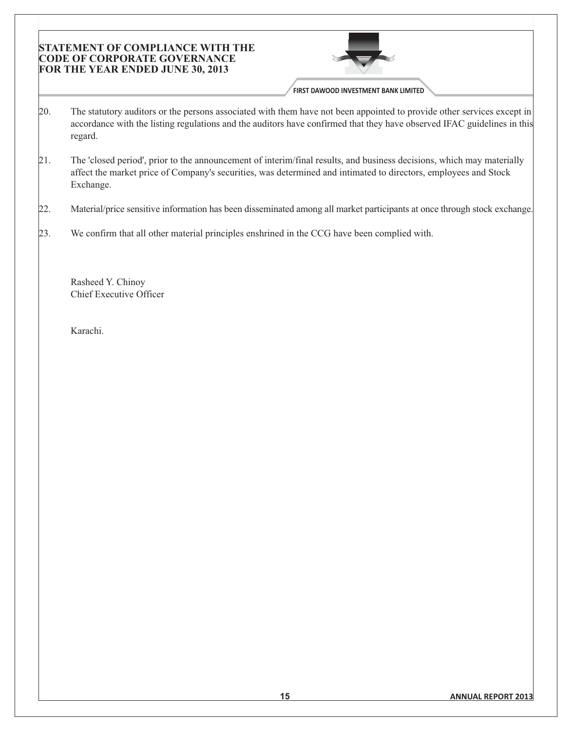20. The statutory auditors or the persons associated with them have not been appointed to provide other services except in accordance with the listing regulations and the auditors have confirmed that they have observed IFAC guidelines in this regard.

21. The 'closed period', prior to the announcement of interim/final results, and business decisions, which may materially affect the market price of Company's securities, was determined and intimated to directors, employees and Stock Exchange.

22. Material/price sensitive information has been disseminated among all market participants at once through stock exchange.

23. We confirm that all other material principles enshrined in the CCG have been complied with.

Rasheed Y. Chinoy
Chief Executive Officer

Karachi.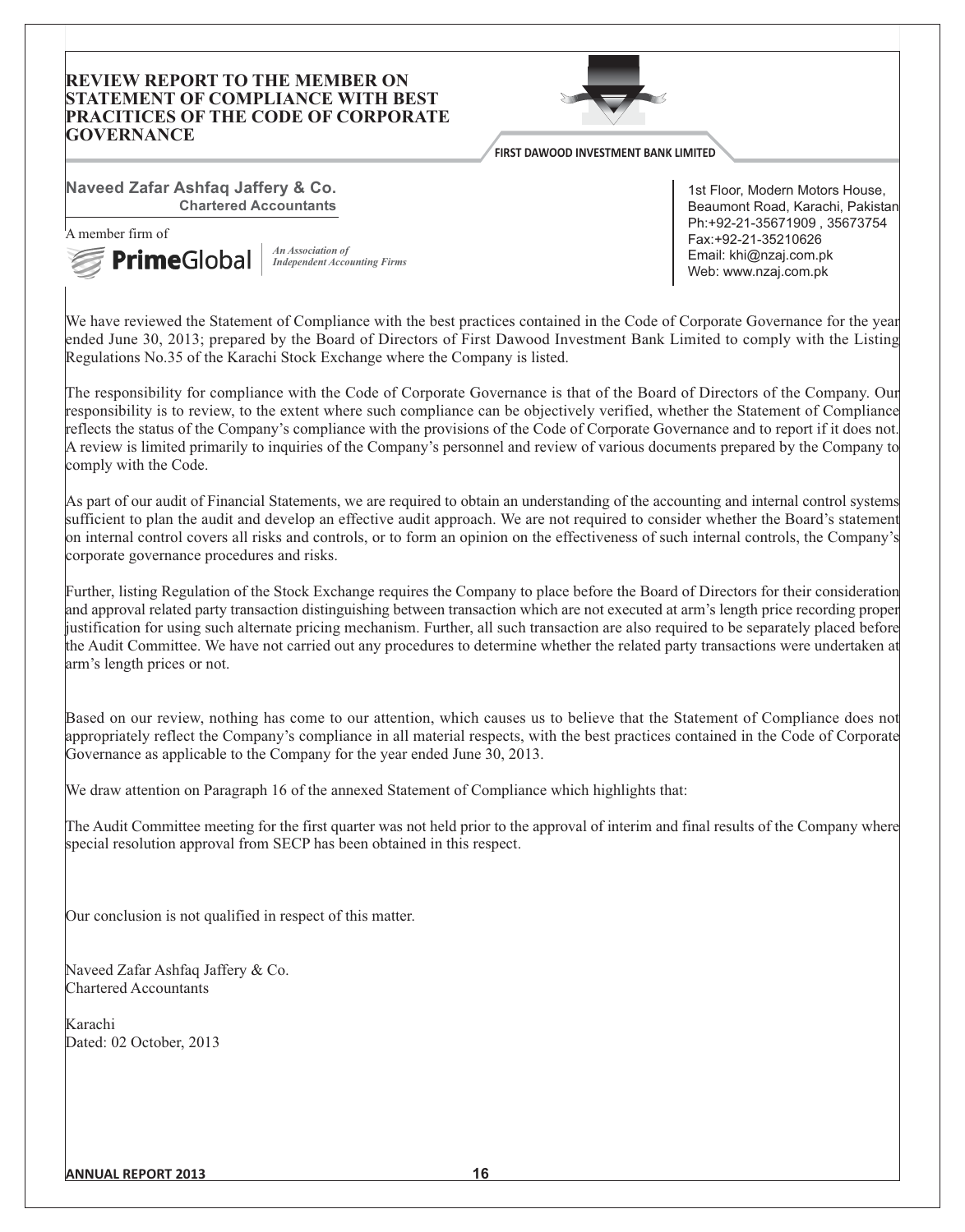# REVIEW REPORT TO THE MEMBER ON STATEMENT OF COMPLIANCE WITH BEST PRACITICES OF THE CODE OF CORPORATE GOVERNANCE

**Naveed Zafar Ashfaq Jaffery & Co.**
**Chartered Accountants**

A member firm of
**Prime**Global | *An Association of Independent Accounting Firms*

1st Floor, Modern Motors House,
Beaumont Road, Karachi, Pakistan
Ph:+92-21-35671909 , 35673754
Fax:+92-21-35210626
Email: khi@nzaj.com.pk
Web: www.nzaj.com.pk

We have reviewed the Statement of Compliance with the best practices contained in the Code of Corporate Governance for the year ended June 30, 2013; prepared by the Board of Directors of First Dawood Investment Bank Limited to comply with the Listing Regulations No.35 of the Karachi Stock Exchange where the Company is listed.

The responsibility for compliance with the Code of Corporate Governance is that of the Board of Directors of the Company. Our responsibility is to review, to the extent where such compliance can be objectively verified, whether the Statement of Compliance reflects the status of the Company's compliance with the provisions of the Code of Corporate Governance and to report if it does not. A review is limited primarily to inquiries of the Company's personnel and review of various documents prepared by the Company to comply with the Code.

As part of our audit of Financial Statements, we are required to obtain an understanding of the accounting and internal control systems sufficient to plan the audit and develop an effective audit approach. We are not required to consider whether the Board's statement on internal control covers all risks and controls, or to form an opinion on the effectiveness of such internal controls, the Company's corporate governance procedures and risks.

Further, listing Regulation of the Stock Exchange requires the Company to place before the Board of Directors for their consideration and approval related party transaction distinguishing between transaction which are not executed at arm's length price recording proper justification for using such alternate pricing mechanism. Further, all such transaction are also required to be separately placed before the Audit Committee. We have not carried out any procedures to determine whether the related party transactions were undertaken at arm's length prices or not.

Based on our review, nothing has come to our attention, which causes us to believe that the Statement of Compliance does not appropriately reflect the Company's compliance in all material respects, with the best practices contained in the Code of Corporate Governance as applicable to the Company for the year ended June 30, 2013.

We draw attention on Paragraph 16 of the annexed Statement of Compliance which highlights that:

The Audit Committee meeting for the first quarter was not held prior to the approval of interim and final results of the Company where special resolution approval from SECP has been obtained in this respect.

Our conclusion is not qualified in respect of this matter.

Naveed Zafar Ashfaq Jaffery & Co.
Chartered Accountants

Karachi
Dated: 02 October, 2013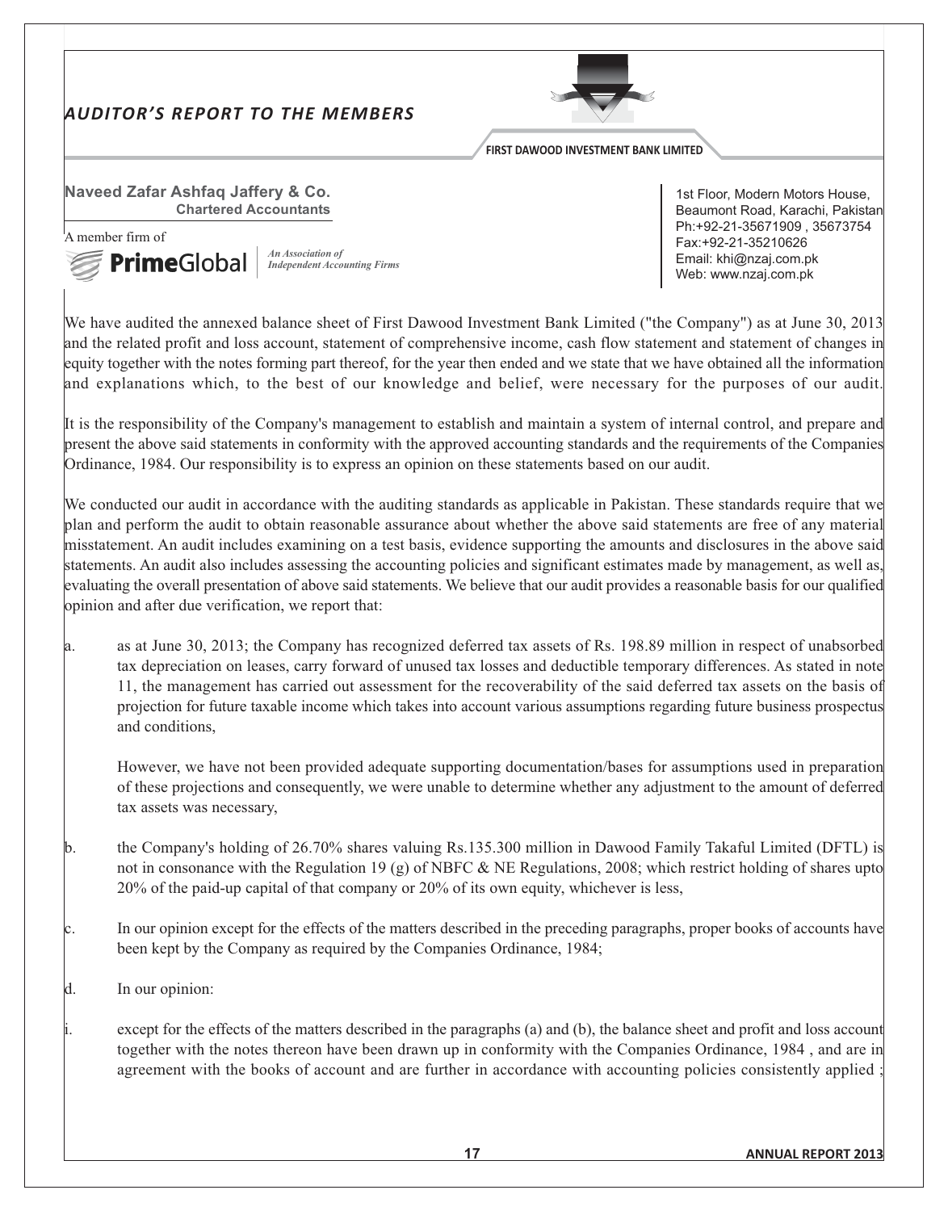# AUDITOR'S REPORT TO THE MEMBERS

**Naveed Zafar Ashfaq Jaffery & Co.**
**Chartered Accountants**

A member firm of
**PrimeGlobal** *An Association of Independent Accounting Firms*

1st Floor, Modern Motors House,
Beaumont Road, Karachi, Pakistan
Ph:+92-21-35671909 , 35673754
Fax:+92-21-35210626
Email: khi@nzaj.com.pk
Web: www.nzaj.com.pk

We have audited the annexed balance sheet of First Dawood Investment Bank Limited ("the Company") as at June 30, 2013 and the related profit and loss account, statement of comprehensive income, cash flow statement and statement of changes in equity together with the notes forming part thereof, for the year then ended and we state that we have obtained all the information and explanations which, to the best of our knowledge and belief, were necessary for the purposes of our audit.

It is the responsibility of the Company's management to establish and maintain a system of internal control, and prepare and present the above said statements in conformity with the approved accounting standards and the requirements of the Companies Ordinance, 1984. Our responsibility is to express an opinion on these statements based on our audit.

We conducted our audit in accordance with the auditing standards as applicable in Pakistan. These standards require that we plan and perform the audit to obtain reasonable assurance about whether the above said statements are free of any material misstatement. An audit includes examining on a test basis, evidence supporting the amounts and disclosures in the above said statements. An audit also includes assessing the accounting policies and significant estimates made by management, as well as, evaluating the overall presentation of above said statements. We believe that our audit provides a reasonable basis for our qualified opinion and after due verification, we report that:

a. as at June 30, 2013; the Company has recognized deferred tax assets of Rs. 198.89 million in respect of unabsorbed tax depreciation on leases, carry forward of unused tax losses and deductible temporary differences. As stated in note 11, the management has carried out assessment for the recoverability of the said deferred tax assets on the basis of projection for future taxable income which takes into account various assumptions regarding future business prospectus and conditions,

   However, we have not been provided adequate supporting documentation/bases for assumptions used in preparation of these projections and consequently, we were unable to determine whether any adjustment to the amount of deferred tax assets was necessary,

b. the Company's holding of 26.70% shares valuing Rs.135.300 million in Dawood Family Takaful Limited (DFTL) is not in consonance with the Regulation 19 (g) of NBFC & NE Regulations, 2008; which restrict holding of shares upto 20% of the paid-up capital of that company or 20% of its own equity, whichever is less,

c. In our opinion except for the effects of the matters described in the preceding paragraphs, proper books of accounts have been kept by the Company as required by the Companies Ordinance, 1984;

d. In our opinion:

i. except for the effects of the matters described in the paragraphs (a) and (b), the balance sheet and profit and loss account together with the notes thereon have been drawn up in conformity with the Companies Ordinance, 1984 , and are in agreement with the books of account and are further in accordance with accounting policies consistently applied ;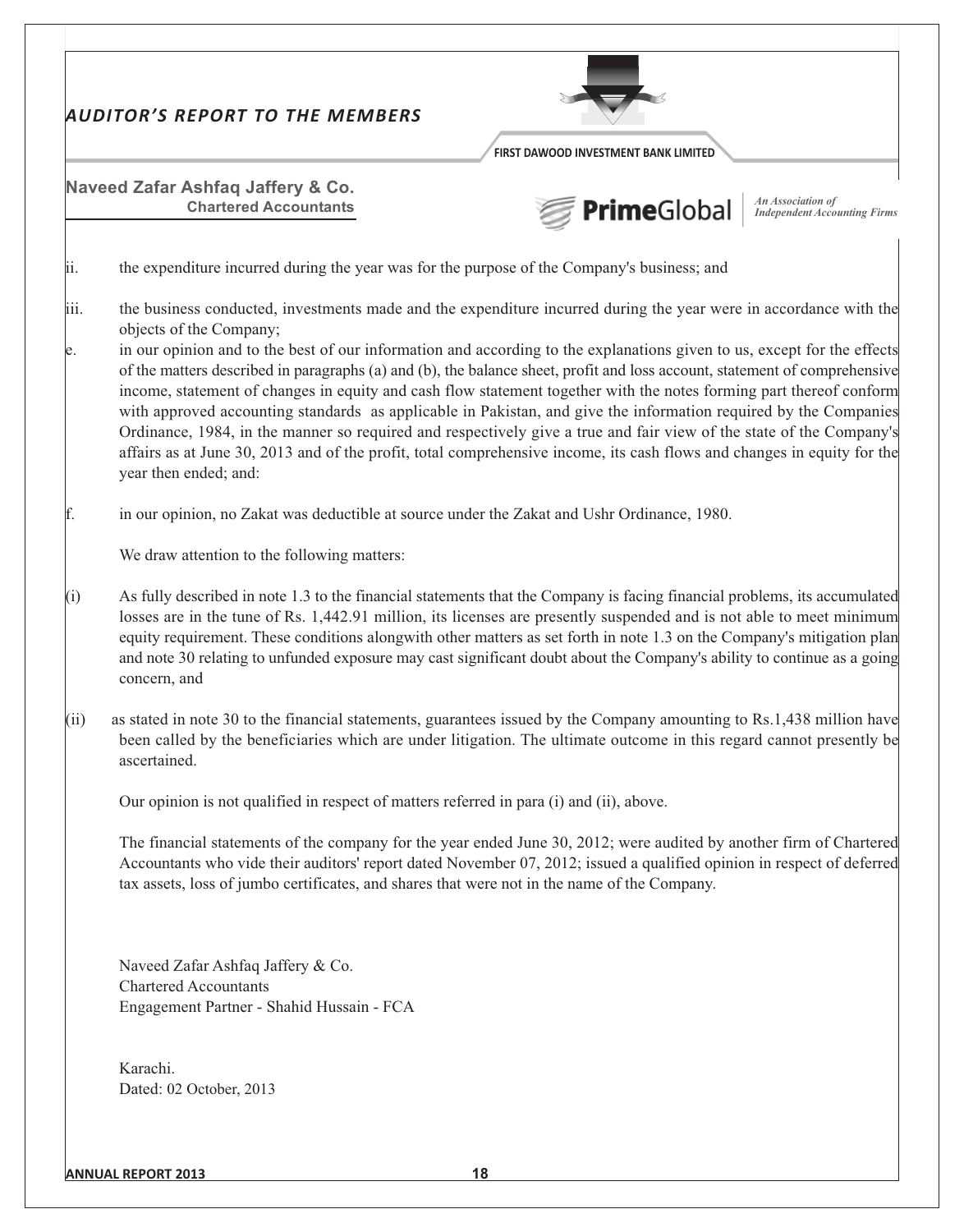## AUDITOR'S REPORT TO THE MEMBERS

**Naveed Zafar Ashfaq Jaffery & Co.**
**Chartered Accountants**

ii. the expenditure incurred during the year was for the purpose of the Company's business; and

iii. the business conducted, investments made and the expenditure incurred during the year were in accordance with the objects of the Company;

e. in our opinion and to the best of our information and according to the explanations given to us, except for the effects of the matters described in paragraphs (a) and (b), the balance sheet, profit and loss account, statement of comprehensive income, statement of changes in equity and cash flow statement together with the notes forming part thereof conform with approved accounting standards as applicable in Pakistan, and give the information required by the Companies Ordinance, 1984, in the manner so required and respectively give a true and fair view of the state of the Company's affairs as at June 30, 2013 and of the profit, total comprehensive income, its cash flows and changes in equity for the year then ended; and:

f. in our opinion, no Zakat was deductible at source under the Zakat and Ushr Ordinance, 1980.

We draw attention to the following matters:

(i) As fully described in note 1.3 to the financial statements that the Company is facing financial problems, its accumulated losses are in the tune of Rs. 1,442.91 million, its licenses are presently suspended and is not able to meet minimum equity requirement. These conditions alongwith other matters as set forth in note 1.3 on the Company's mitigation plan and note 30 relating to unfunded exposure may cast significant doubt about the Company's ability to continue as a going concern, and

(ii) as stated in note 30 to the financial statements, guarantees issued by the Company amounting to Rs.1,438 million have been called by the beneficiaries which are under litigation. The ultimate outcome in this regard cannot presently be ascertained.

Our opinion is not qualified in respect of matters referred in para (i) and (ii), above.

The financial statements of the company for the year ended June 30, 2012; were audited by another firm of Chartered Accountants who vide their auditors' report dated November 07, 2012; issued a qualified opinion in respect of deferred tax assets, loss of jumbo certificates, and shares that were not in the name of the Company.

Naveed Zafar Ashfaq Jaffery & Co.
Chartered Accountants
Engagement Partner - Shahid Hussain - FCA

Karachi.
Dated: 02 October, 2013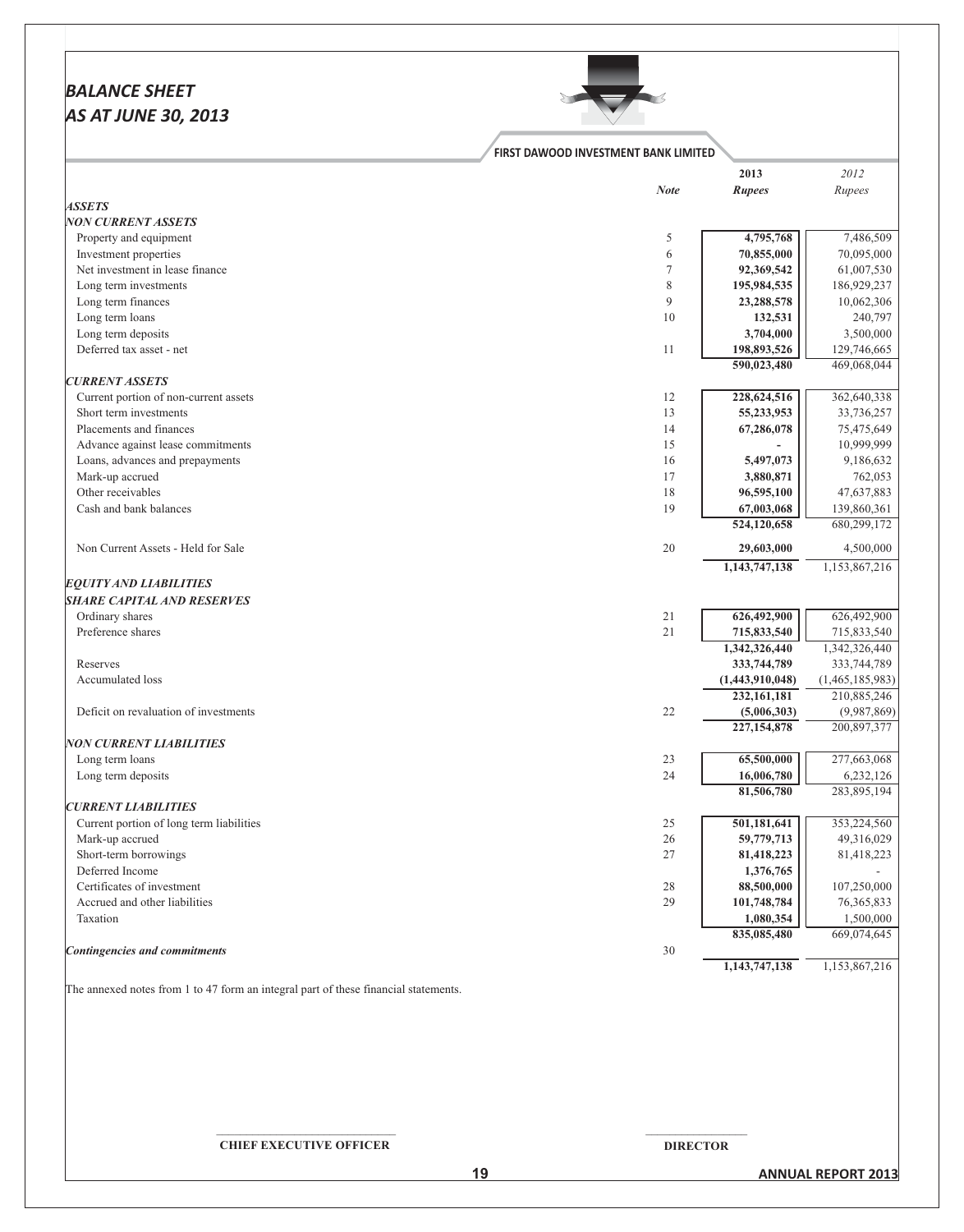# BALANCE SHEET
# AS AT JUNE 30, 2013

**FIRST DAWOOD INVESTMENT BANK LIMITED**

| | Note | 2013 Rupees | 2012 Rupees |
|---|---|---|---|
| ***ASSETS*** | | | |
| ***NON CURRENT ASSETS*** | | | |
| Property and equipment | 5 | **4,795,768** | 7,486,509 |
| Investment properties | 6 | **70,855,000** | 70,095,000 |
| Net investment in lease finance | 7 | **92,369,542** | 61,007,530 |
| Long term investments | 8 | **195,984,535** | 186,929,237 |
| Long term finances | 9 | **23,288,578** | 10,062,306 |
| Long term loans | 10 | **132,531** | 240,797 |
| Long term deposits | | **3,704,000** | 3,500,000 |
| Deferred tax asset - net | 11 | **198,893,526** | 129,746,665 |
| | | **590,023,480** | 469,068,044 |
| ***CURRENT ASSETS*** | | | |
| Current portion of non-current assets | 12 | **228,624,516** | 362,640,338 |
| Short term investments | 13 | **55,233,953** | 33,736,257 |
| Placements and finances | 14 | **67,286,078** | 75,475,649 |
| Advance against lease commitments | 15 | **-** | 10,999,999 |
| Loans, advances and prepayments | 16 | **5,497,073** | 9,186,632 |
| Mark-up accrued | 17 | **3,880,871** | 762,053 |
| Other receivables | 18 | **96,595,100** | 47,637,883 |
| Cash and bank balances | 19 | **67,003,068** | 139,860,361 |
| | | **524,120,658** | 680,299,172 |
| Non Current Assets - Held for Sale | 20 | **29,603,000** | 4,500,000 |
| | | **1,143,747,138** | 1,153,867,216 |
| ***EQUITY AND LIABILITIES*** | | | |
| ***SHARE CAPITAL AND RESERVES*** | | | |
| Ordinary shares | 21 | **626,492,900** | 626,492,900 |
| Preference shares | 21 | **715,833,540** | 715,833,540 |
| | | **1,342,326,440** | 1,342,326,440 |
| Reserves | | **333,744,789** | 333,744,789 |
| Accumulated loss | | **(1,443,910,048)** | (1,465,185,983) |
| | | **232,161,181** | 210,885,246 |
| Deficit on revaluation of investments | 22 | **(5,006,303)** | (9,987,869) |
| | | **227,154,878** | 200,897,377 |
| ***NON CURRENT LIABILITIES*** | | | |
| Long term loans | 23 | **65,500,000** | 277,663,068 |
| Long term deposits | 24 | **16,006,780** | 6,232,126 |
| | | **81,506,780** | 283,895,194 |
| ***CURRENT LIABILITIES*** | | | |
| Current portion of long term liabilities | 25 | **501,181,641** | 353,224,560 |
| Mark-up accrued | 26 | **59,779,713** | 49,316,029 |
| Short-term borrowings | 27 | **81,418,223** | 81,418,223 |
| Deferred Income | | **1,376,765** | - |
| Certificates of investment | 28 | **88,500,000** | 107,250,000 |
| Accrued and other liabilities | 29 | **101,748,784** | 76,365,833 |
| Taxation | | **1,080,354** | 1,500,000 |
| | | **835,085,480** | 669,074,645 |
| ***Contingencies and commitments*** | 30 | | |
| | | **1,143,747,138** | 1,153,867,216 |

The annexed notes from 1 to 47 form an integral part of these financial statements.

**CHIEF EXECUTIVE OFFICER** | **DIRECTOR**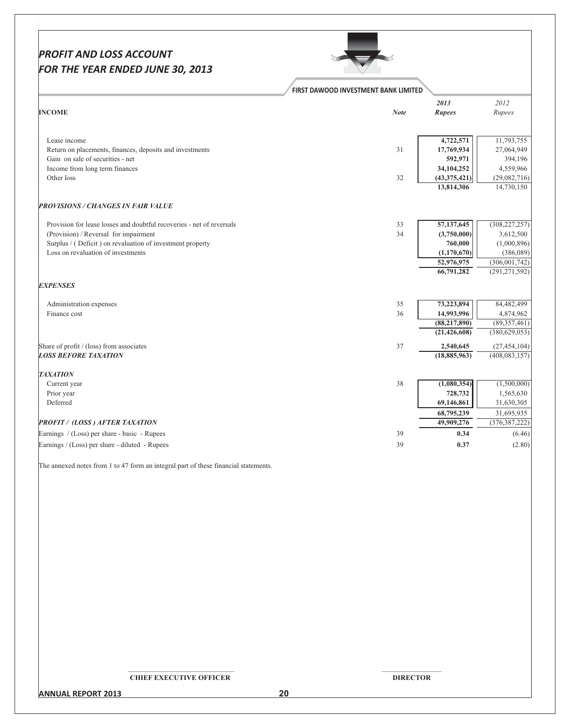# *PROFIT AND LOSS ACCOUNT*
# *FOR THE YEAR ENDED JUNE 30, 2013*

**FIRST DAWOOD INVESTMENT BANK LIMITED**

| INCOME | Note | 2013 Rupees | 2012 Rupees |
|---|---|---|---|
| Lease income | | **4,722,571** | 11,793,755 |
| Return on placements, finances, deposits and investments | 31 | **17,769,934** | 27,064,949 |
| Gain on sale of securities - net | | **592,971** | 394,196 |
| Income from long term finances | | **34,104,252** | 4,559,966 |
| Other loss | 32 | **(43,375,421)** | (29,082,716) |
| | | **13,814,306** | 14,730,150 |
| ***PROVISIONS / CHANGES IN FAIR VALUE*** | | | |
| Provision for lease losses and doubtful recoveries - net of reversals | 33 | **57,137,645** | (308,227,257) |
| (Provision) / Reversal for impairment | 34 | **(3,750,000)** | 3,612,500 |
| Surplus / ( Deficit ) on revaluation of investment property | | **760,000** | (1,000,896) |
| Loss on revaluation of investments | | **(1,170,670)** | (386,089) |
| | | **52,976,975** | (306,001,742) |
| | | **66,791,282** | (291,271,592) |
| ***EXPENSES*** | | | |
| Administration expenses | 35 | **73,223,894** | 84,482,499 |
| Finance cost | 36 | **14,993,996** | 4,874,962 |
| | | **(88,217,890)** | (89,357,461) |
| | | **(21,426,608)** | (380,629,053) |
| Share of profit / (loss) from associates | 37 | **2,540,645** | (27,454,104) |
| ***LOSS BEFORE TAXATION*** | | **(18,885,963)** | (408,083,157) |
| ***TAXATION*** | | | |
| Current year | 38 | **(1,080,354)** | (1,500,000) |
| Prior year | | **728,732** | 1,565,630 |
| Deferred | | **69,146,861** | 31,630,305 |
| | | **68,795,239** | 31,695,935 |
| ***PROFIT / (LOSS ) AFTER TAXATION*** | | **49,909,276** | (376,387,222) |
| Earnings / (Loss) per share - basic - Rupees | 39 | **0.34** | (6.46) |
| Earnings / (Loss) per share - diluted - Rupees | 39 | **0.37** | (2.80) |

The annexed notes from 1 to 47 form an integral part of these financial statements.

**CHIEF EXECUTIVE OFFICER** | **DIRECTOR**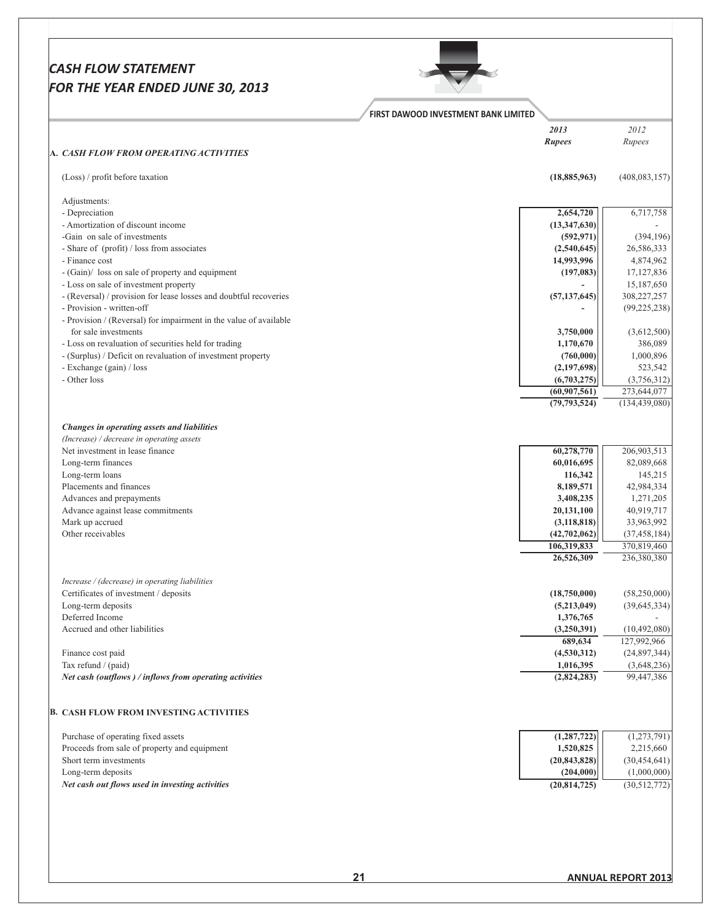# CASH FLOW STATEMENT
# FOR THE YEAR ENDED JUNE 30, 2013

FIRST DAWOOD INVESTMENT BANK LIMITED

| | 2013 Rupees | 2012 Rupees |
|---|---|---|
| **A. CASH FLOW FROM OPERATING ACTIVITIES** | | |
| (Loss) / profit before taxation | **(18,885,963)** | (408,083,157) |
| Adjustments: | | |
| - Depreciation | **2,654,720** | 6,717,758 |
| - Amortization of discount income | **(13,347,630)** | - |
| -Gain on sale of investments | **(592,971)** | (394,196) |
| - Share of (profit) / loss from associates | **(2,540,645)** | 26,586,333 |
| - Finance cost | **14,993,996** | 4,874,962 |
| - (Gain)/ loss on sale of property and equipment | **(197,083)** | 17,127,836 |
| - Loss on sale of investment property | **-** | 15,187,650 |
| - (Reversal) / provision for lease losses and doubtful recoveries | **(57,137,645)** | 308,227,257 |
| - Provision - written-off | **-** | (99,225,238) |
| - Provision / (Reversal) for impairment in the value of available for sale investments | **3,750,000** | (3,612,500) |
| - Loss on revaluation of securities held for trading | **1,170,670** | 386,089 |
| - (Surplus) / Deficit on revaluation of investment property | **(760,000)** | 1,000,896 |
| - Exchange (gain) / loss | **(2,197,698)** | 523,542 |
| - Other loss | **(6,703,275)** | (3,756,312) |
| | **(60,907,561)** | 273,644,077 |
| | **(79,793,524)** | (134,439,080) |
| ***Changes in operating assets and liabilities*** | | |
| *(Increase) / decrease in operating assets* | | |
| Net investment in lease finance | **60,278,770** | 206,903,513 |
| Long-term finances | **60,016,695** | 82,089,668 |
| Long-term loans | **116,342** | 145,215 |
| Placements and finances | **8,189,571** | 42,984,334 |
| Advances and prepayments | **3,408,235** | 1,271,205 |
| Advance against lease commitments | **20,131,100** | 40,919,717 |
| Mark up accrued | **(3,118,818)** | 33,963,992 |
| Other receivables | **(42,702,062)** | (37,458,184) |
| | **106,319,833** | 370,819,460 |
| | **26,526,309** | 236,380,380 |
| *Increase / (decrease) in operating liabilities* | | |
| Certificates of investment / deposits | **(18,750,000)** | (58,250,000) |
| Long-term deposits | **(5,213,049)** | (39,645,334) |
| Deferred Income | **1,376,765** | - |
| Accrued and other liabilities | **(3,250,391)** | (10,492,080) |
| | **689,634** | 127,992,966 |
| Finance cost paid | **(4,530,312)** | (24,897,344) |
| Tax refund / (paid) | **1,016,395** | (3,648,236) |
| ***Net cash (outflows ) / inflows from operating activities*** | **(2,824,283)** | 99,447,386 |
| **B. CASH FLOW FROM INVESTING ACTIVITIES** | | |
| Purchase of operating fixed assets | **(1,287,722)** | (1,273,791) |
| Proceeds from sale of property and equipment | **1,520,825** | 2,215,660 |
| Short term investments | **(20,843,828)** | (30,454,641) |
| Long-term deposits | **(204,000)** | (1,000,000) |
| ***Net cash out flows used in investing activities*** | **(20,814,725)** | (30,512,772) |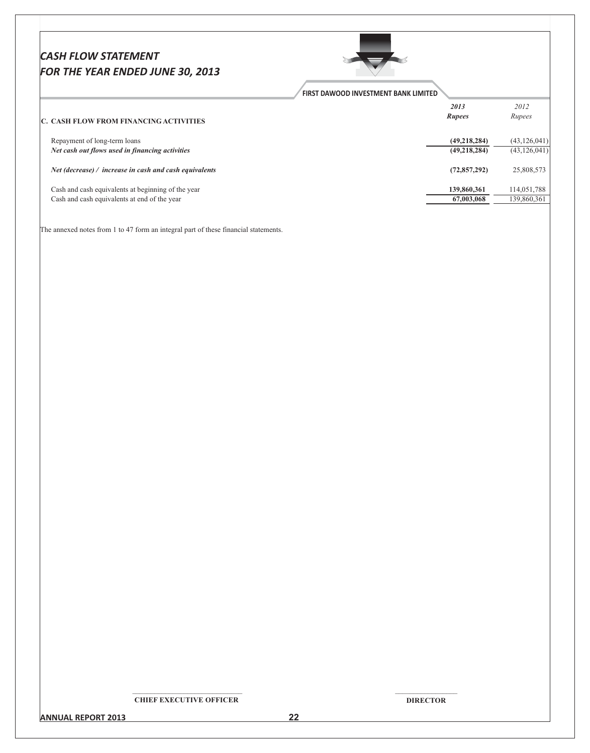# CASH FLOW STATEMENT
# FOR THE YEAR ENDED JUNE 30, 2013

FIRST DAWOOD INVESTMENT BANK LIMITED

| | 2013<br>Rupees | 2012<br>Rupees |
|---|---|---|
| **C. CASH FLOW FROM FINANCING ACTIVITIES** | | |
| Repayment of long-term loans | **(49,218,284)** | (43,126,041) |
| ***Net cash out flows used in financing activities*** | **(49,218,284)** | (43,126,041) |
| ***Net (decrease) / increase in cash and cash equivalents*** | **(72,857,292)** | 25,808,573 |
| Cash and cash equivalents at beginning of the year | **139,860,361** | 114,051,788 |
| Cash and cash equivalents at end of the year | **67,003,068** | 139,860,361 |

The annexed notes from 1 to 47 form an integral part of these financial statements.

**CHIEF EXECUTIVE OFFICER** **DIRECTOR**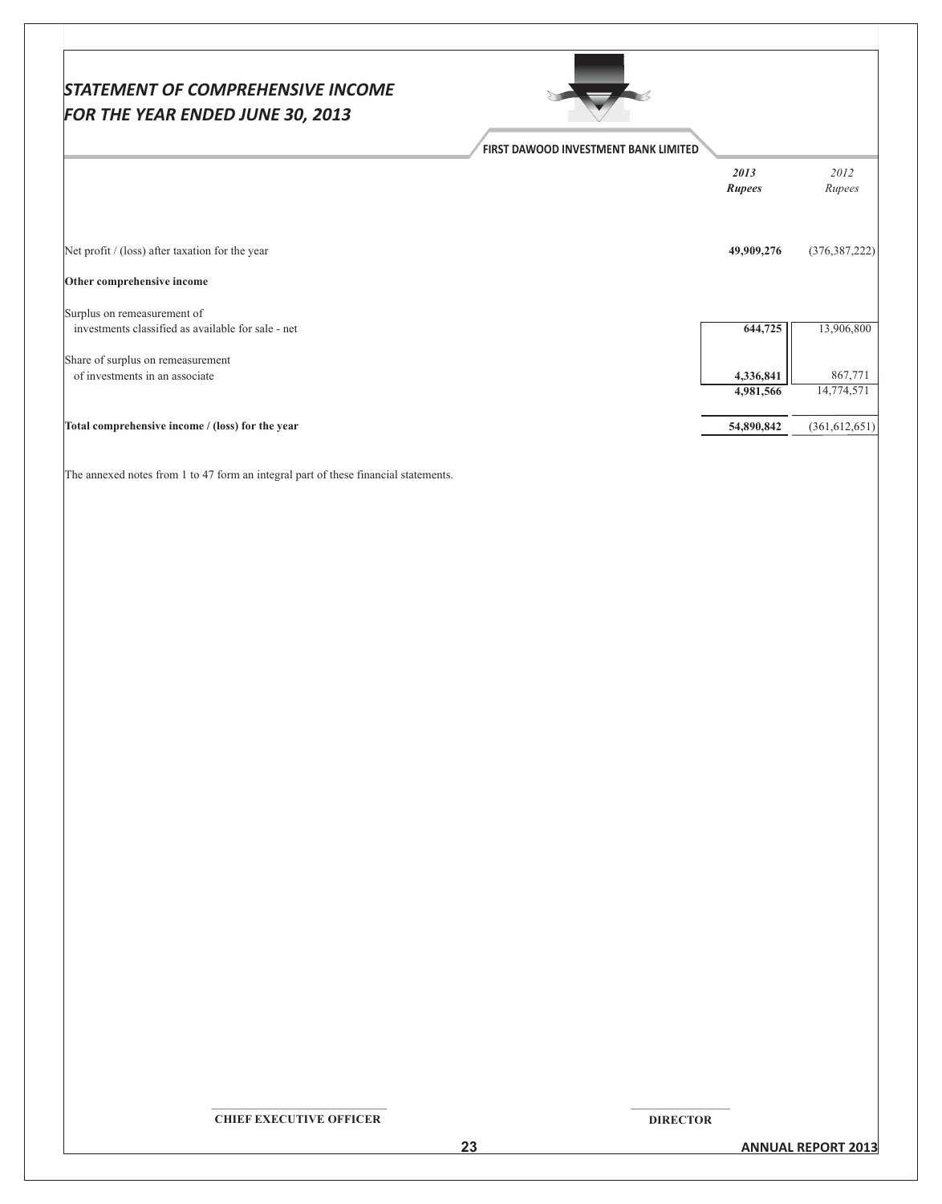# STATEMENT OF COMPREHENSIVE INCOME
# FOR THE YEAR ENDED JUNE 30, 2013

**FIRST DAWOOD INVESTMENT BANK LIMITED**

| | **2013** **Rupees** | *2012* *Rupees* |
|---|---|---|
| Net profit / (loss) after taxation for the year | **49,909,276** | (376,387,222) |
| **Other comprehensive income** | | |
| Surplus on remeasurement of investments classified as available for sale - net | **644,725** | 13,906,800 |
| Share of surplus on remeasurement of investments in an associate | **4,336,841** | 867,771 |
| | **4,981,566** | 14,774,571 |
| **Total comprehensive income / (loss) for the year** | **54,890,842** | (361,612,651) |

The annexed notes from 1 to 47 form an integral part of these financial statements.

**CHIEF EXECUTIVE OFFICER** **DIRECTOR**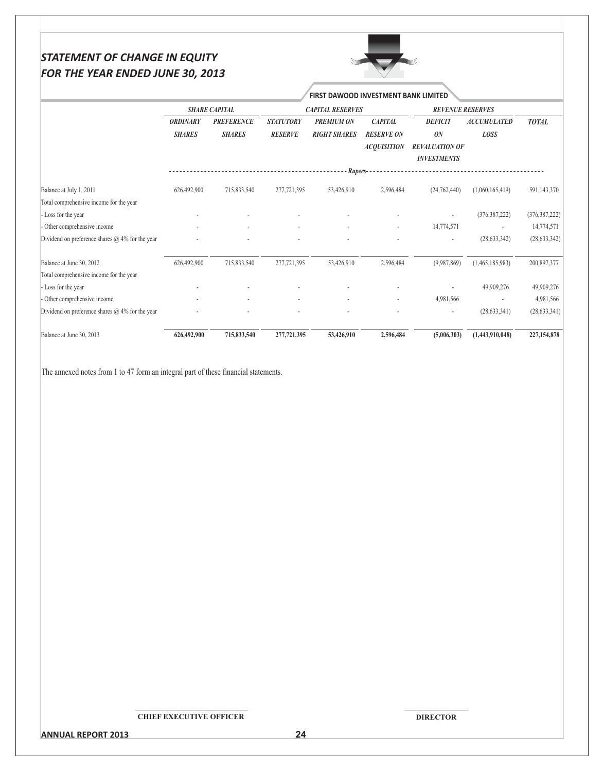# STATEMENT OF CHANGE IN EQUITY
# FOR THE YEAR ENDED JUNE 30, 2013

**FIRST DAWOOD INVESTMENT BANK LIMITED**

| | *SHARE CAPITAL* | | *CAPITAL RESERVES* | | | *REVENUE RESERVES* | | |
|---|---|---|---|---|---|---|---|---|
| | ***ORDINARY SHARES*** | ***PREFERENCE SHARES*** | ***STATUTORY RESERVE*** | ***PREMIUM ON RIGHT SHARES*** | ***CAPITAL RESERVE ON ACQUISITION*** | ***DEFICIT ON REVALUATION OF INVESTMENTS*** | ***ACCUMULATED LOSS*** | ***TOTAL*** |
| | *Rupees* | | | | | | | |
| Balance at July 1, 2011 | 626,492,900 | 715,833,540 | 277,721,395 | 53,426,910 | 2,596,484 | (24,762,440) | (1,060,165,419) | 591,143,370 |
| Total comprehensive income for the year | | | | | | | | |
| - Loss for the year | - | - | - | - | - | - | (376,387,222) | (376,387,222) |
| - Other comprehensive income | - | - | - | - | - | 14,774,571 | - | 14,774,571 |
| Dividend on preference shares @ 4% for the year | - | - | - | - | - | - | (28,633,342) | (28,633,342) |
| Balance at June 30, 2012 | 626,492,900 | 715,833,540 | 277,721,395 | 53,426,910 | 2,596,484 | (9,987,869) | (1,465,185,983) | 200,897,377 |
| Total comprehensive income for the year | | | | | | | | |
| - Loss for the year | - | - | - | - | - | - | 49,909,276 | 49,909,276 |
| - Other comprehensive income | - | - | - | - | - | 4,981,566 | - | 4,981,566 |
| Dividend on preference shares @ 4% for the year | - | - | - | - | - | - | (28,633,341) | (28,633,341) |
| Balance at June 30, 2013 | **626,492,900** | **715,833,540** | **277,721,395** | **53,426,910** | **2,596,484** | **(5,006,303)** | **(1,443,910,048)** | **227,154,878** |

The annexed notes from 1 to 47 form an integral part of these financial statements.

**CHIEF EXECUTIVE OFFICER** **DIRECTOR**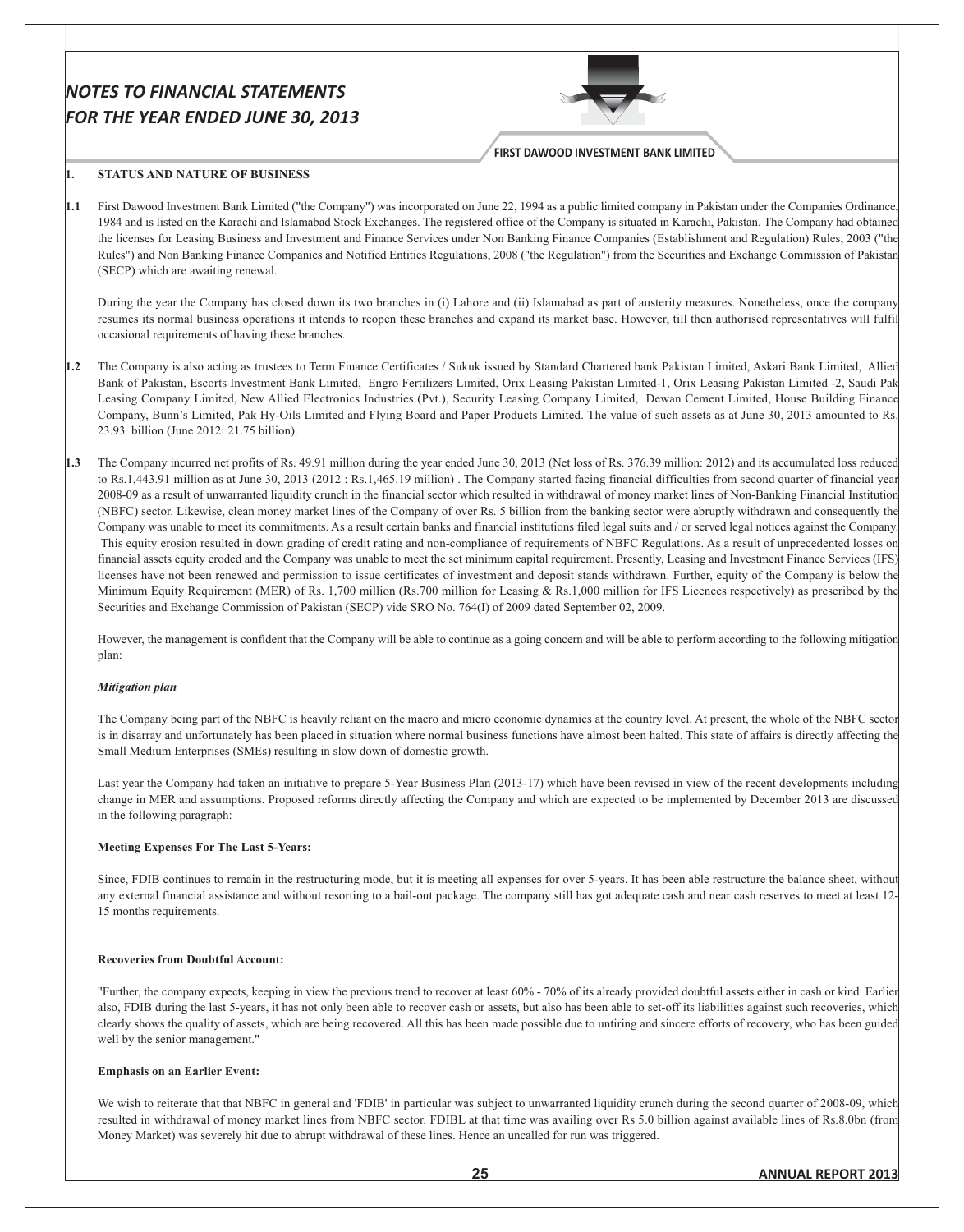# NOTES TO FINANCIAL STATEMENTS FOR THE YEAR ENDED JUNE 30, 2013

## 1. STATUS AND NATURE OF BUSINESS

**1.1** First Dawood Investment Bank Limited ("the Company") was incorporated on June 22, 1994 as a public limited company in Pakistan under the Companies Ordinance, 1984 and is listed on the Karachi and Islamabad Stock Exchanges. The registered office of the Company is situated in Karachi, Pakistan. The Company had obtained the licenses for Leasing Business and Investment and Finance Services under Non Banking Finance Companies (Establishment and Regulation) Rules, 2003 ("the Rules") and Non Banking Finance Companies and Notified Entities Regulations, 2008 ("the Regulation") from the Securities and Exchange Commission of Pakistan (SECP) which are awaiting renewal.

During the year the Company has closed down its two branches in (i) Lahore and (ii) Islamabad as part of austerity measures. Nonetheless, once the company resumes its normal business operations it intends to reopen these branches and expand its market base. However, till then authorised representatives will fulfil occasional requirements of having these branches.

**1.2** The Company is also acting as trustees to Term Finance Certificates / Sukuk issued by Standard Chartered bank Pakistan Limited, Askari Bank Limited, Allied Bank of Pakistan, Escorts Investment Bank Limited, Engro Fertilizers Limited, Orix Leasing Pakistan Limited-1, Orix Leasing Pakistan Limited -2, Saudi Pak Leasing Company Limited, New Allied Electronics Industries (Pvt.), Security Leasing Company Limited, Dewan Cement Limited, House Building Finance Company, Bunn's Limited, Pak Hy-Oils Limited and Flying Board and Paper Products Limited. The value of such assets as at June 30, 2013 amounted to Rs. 23.93 billion (June 2012: 21.75 billion).

**1.3** The Company incurred net profits of Rs. 49.91 million during the year ended June 30, 2013 (Net loss of Rs. 376.39 million: 2012) and its accumulated loss reduced to Rs.1,443.91 million as at June 30, 2013 (2012 : Rs.1,465.19 million) . The Company started facing financial difficulties from second quarter of financial year 2008-09 as a result of unwarranted liquidity crunch in the financial sector which resulted in withdrawal of money market lines of Non-Banking Financial Institution (NBFC) sector. Likewise, clean money market lines of the Company of over Rs. 5 billion from the banking sector were abruptly withdrawn and consequently the Company was unable to meet its commitments. As a result certain banks and financial institutions filed legal suits and / or served legal notices against the Company. This equity erosion resulted in down grading of credit rating and non-compliance of requirements of NBFC Regulations. As a result of unprecedented losses on financial assets equity eroded and the Company was unable to meet the set minimum capital requirement. Presently, Leasing and Investment Finance Services (IFS) licenses have not been renewed and permission to issue certificates of investment and deposit stands withdrawn. Further, equity of the Company is below the Minimum Equity Requirement (MER) of Rs. 1,700 million (Rs.700 million for Leasing & Rs.1,000 million for IFS Licences respectively) as prescribed by the Securities and Exchange Commission of Pakistan (SECP) vide SRO No. 764(I) of 2009 dated September 02, 2009.

However, the management is confident that the Company will be able to continue as a going concern and will be able to perform according to the following mitigation plan:

***Mitigation plan***

The Company being part of the NBFC is heavily reliant on the macro and micro economic dynamics at the country level. At present, the whole of the NBFC sector is in disarray and unfortunately has been placed in situation where normal business functions have almost been halted. This state of affairs is directly affecting the Small Medium Enterprises (SMEs) resulting in slow down of domestic growth.

Last year the Company had taken an initiative to prepare 5-Year Business Plan (2013-17) which have been revised in view of the recent developments including change in MER and assumptions. Proposed reforms directly affecting the Company and which are expected to be implemented by December 2013 are discussed in the following paragraph:

**Meeting Expenses For The Last 5-Years:**

Since, FDIB continues to remain in the restructuring mode, but it is meeting all expenses for over 5-years. It has been able restructure the balance sheet, without any external financial assistance and without resorting to a bail-out package. The company still has got adequate cash and near cash reserves to meet at least 12-15 months requirements.

**Recoveries from Doubtful Account:**

"Further, the company expects, keeping in view the previous trend to recover at least 60% - 70% of its already provided doubtful assets either in cash or kind. Earlier also, FDIB during the last 5-years, it has not only been able to recover cash or assets, but also has been able to set-off its liabilities against such recoveries, which clearly shows the quality of assets, which are being recovered. All this has been made possible due to untiring and sincere efforts of recovery, who has been guided well by the senior management."

**Emphasis on an Earlier Event:**

We wish to reiterate that that NBFC in general and 'FDIB' in particular was subject to unwarranted liquidity crunch during the second quarter of 2008-09, which resulted in withdrawal of money market lines from NBFC sector. FDIBL at that time was availing over Rs 5.0 billion against available lines of Rs.8.0bn (from Money Market) was severely hit due to abrupt withdrawal of these lines. Hence an uncalled for run was triggered.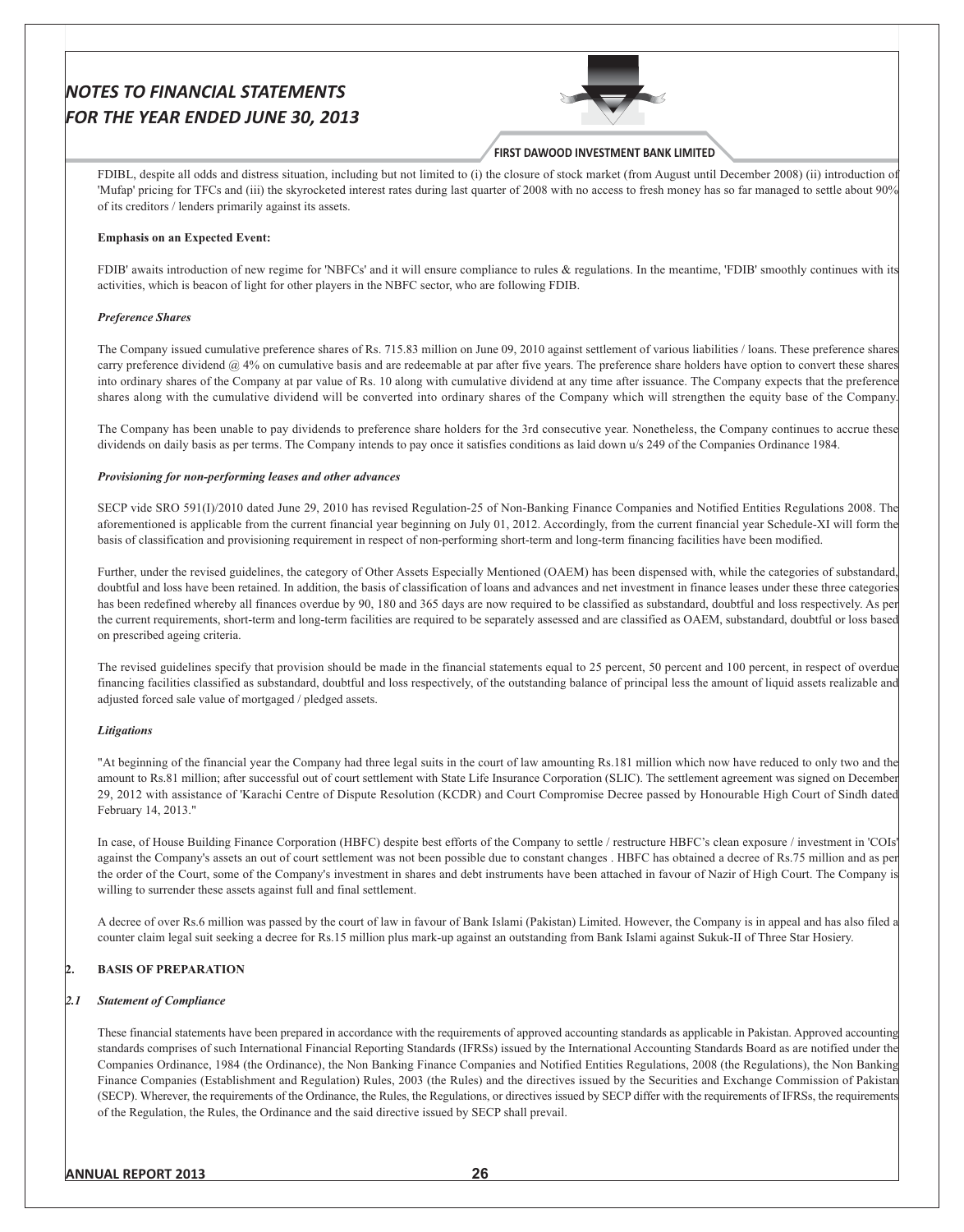FDIBL, despite all odds and distress situation, including but not limited to (i) the closure of stock market (from August until December 2008) (ii) introduction of 'Mufap' pricing for TFCs and (iii) the skyrocketed interest rates during last quarter of 2008 with no access to fresh money has so far managed to settle about 90% of its creditors / lenders primarily against its assets.

**Emphasis on an Expected Event:**

FDIB' awaits introduction of new regime for 'NBFCs' and it will ensure compliance to rules & regulations. In the meantime, 'FDIB' smoothly continues with its activities, which is beacon of light for other players in the NBFC sector, who are following FDIB.

***Preference Shares***

The Company issued cumulative preference shares of Rs. 715.83 million on June 09, 2010 against settlement of various liabilities / loans. These preference shares carry preference dividend @ 4% on cumulative basis and are redeemable at par after five years. The preference share holders have option to convert these shares into ordinary shares of the Company at par value of Rs. 10 along with cumulative dividend at any time after issuance. The Company expects that the preference shares along with the cumulative dividend will be converted into ordinary shares of the Company which will strengthen the equity base of the Company.

The Company has been unable to pay dividends to preference share holders for the 3rd consecutive year. Nonetheless, the Company continues to accrue these dividends on daily basis as per terms. The Company intends to pay once it satisfies conditions as laid down u/s 249 of the Companies Ordinance 1984.

***Provisioning for non-performing leases and other advances***

SECP vide SRO 591(I)/2010 dated June 29, 2010 has revised Regulation-25 of Non-Banking Finance Companies and Notified Entities Regulations 2008. The aforementioned is applicable from the current financial year beginning on July 01, 2012. Accordingly, from the current financial year Schedule-XI will form the basis of classification and provisioning requirement in respect of non-performing short-term and long-term financing facilities have been modified.

Further, under the revised guidelines, the category of Other Assets Especially Mentioned (OAEM) has been dispensed with, while the categories of substandard, doubtful and loss have been retained. In addition, the basis of classification of loans and advances and net investment in finance leases under these three categories has been redefined whereby all finances overdue by 90, 180 and 365 days are now required to be classified as substandard, doubtful and loss respectively. As per the current requirements, short-term and long-term facilities are required to be separately assessed and are classified as OAEM, substandard, doubtful or loss based on prescribed ageing criteria.

The revised guidelines specify that provision should be made in the financial statements equal to 25 percent, 50 percent and 100 percent, in respect of overdue financing facilities classified as substandard, doubtful and loss respectively, of the outstanding balance of principal less the amount of liquid assets realizable and adjusted forced sale value of mortgaged / pledged assets.

***Litigations***

"At beginning of the financial year the Company had three legal suits in the court of law amounting Rs.181 million which now have reduced to only two and the amount to Rs.81 million; after successful out of court settlement with State Life Insurance Corporation (SLIC). The settlement agreement was signed on December 29, 2012 with assistance of 'Karachi Centre of Dispute Resolution (KCDR) and Court Compromise Decree passed by Honourable High Court of Sindh dated February 14, 2013."

In case, of House Building Finance Corporation (HBFC) despite best efforts of the Company to settle / restructure HBFC's clean exposure / investment in 'COIs' against the Company's assets an out of court settlement was not been possible due to constant changes . HBFC has obtained a decree of Rs.75 million and as per the order of the Court, some of the Company's investment in shares and debt instruments have been attached in favour of Nazir of High Court. The Company is willing to surrender these assets against full and final settlement.

A decree of over Rs.6 million was passed by the court of law in favour of Bank Islami (Pakistan) Limited. However, the Company is in appeal and has also filed a counter claim legal suit seeking a decree for Rs.15 million plus mark-up against an outstanding from Bank Islami against Sukuk-II of Three Star Hosiery.

## 2. BASIS OF PREPARATION

### *2.1 Statement of Compliance*

These financial statements have been prepared in accordance with the requirements of approved accounting standards as applicable in Pakistan. Approved accounting standards comprises of such International Financial Reporting Standards (IFRSs) issued by the International Accounting Standards Board as are notified under the Companies Ordinance, 1984 (the Ordinance), the Non Banking Finance Companies and Notified Entities Regulations, 2008 (the Regulations), the Non Banking Finance Companies (Establishment and Regulation) Rules, 2003 (the Rules) and the directives issued by the Securities and Exchange Commission of Pakistan (SECP). Wherever, the requirements of the Ordinance, the Rules, the Regulations, or directives issued by SECP differ with the requirements of IFRSs, the requirements of the Regulation, the Rules, the Ordinance and the said directive issued by SECP shall prevail.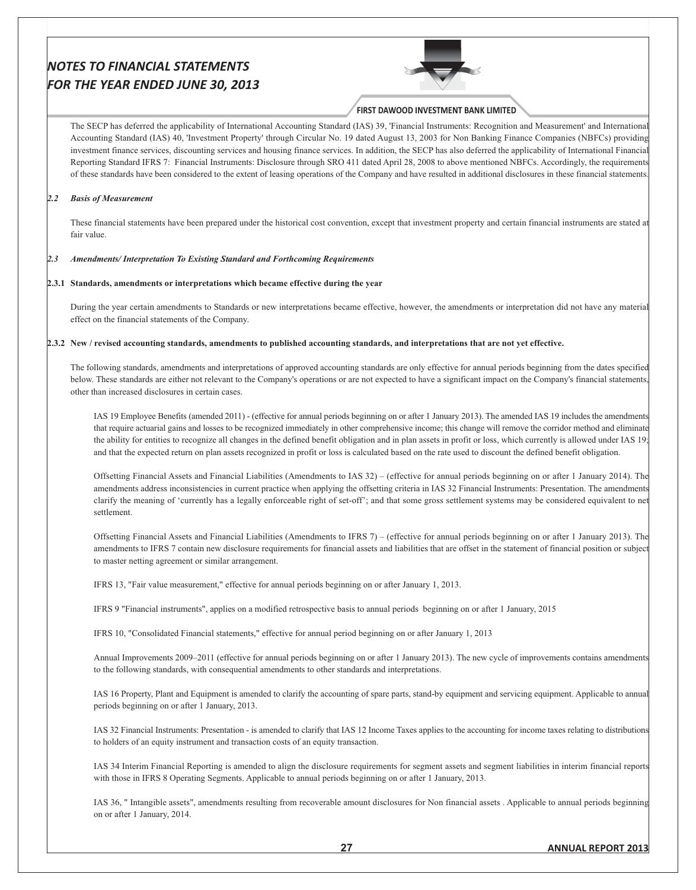The SECP has deferred the applicability of International Accounting Standard (IAS) 39, 'Financial Instruments: Recognition and Measurement' and International Accounting Standard (IAS) 40, 'Investment Property' through Circular No. 19 dated August 13, 2003 for Non Banking Finance Companies (NBFCs) providing investment finance services, discounting services and housing finance services. In addition, the SECP has also deferred the applicability of International Financial Reporting Standard IFRS 7: Financial Instruments: Disclosure through SRO 411 dated April 28, 2008 to above mentioned NBFCs. Accordingly, the requirements of these standards have been considered to the extent of leasing operations of the Company and have resulted in additional disclosures in these financial statements.

### *2.2 Basis of Measurement*

These financial statements have been prepared under the historical cost convention, except that investment property and certain financial instruments are stated at fair value.

### *2.3 Amendments/ Interpretation To Existing Standard and Forthcoming Requirements*

#### 2.3.1 Standards, amendments or interpretations which became effective during the year

During the year certain amendments to Standards or new interpretations became effective, however, the amendments or interpretation did not have any material effect on the financial statements of the Company.

#### 2.3.2 New / revised accounting standards, amendments to published accounting standards, and interpretations that are not yet effective.

The following standards, amendments and interpretations of approved accounting standards are only effective for annual periods beginning from the dates specified below. These standards are either not relevant to the Company's operations or are not expected to have a significant impact on the Company's financial statements, other than increased disclosures in certain cases.

IAS 19 Employee Benefits (amended 2011) - (effective for annual periods beginning on or after 1 January 2013). The amended IAS 19 includes the amendments that require actuarial gains and losses to be recognized immediately in other comprehensive income; this change will remove the corridor method and eliminate the ability for entities to recognize all changes in the defined benefit obligation and in plan assets in profit or loss, which currently is allowed under IAS 19; and that the expected return on plan assets recognized in profit or loss is calculated based on the rate used to discount the defined benefit obligation.

Offsetting Financial Assets and Financial Liabilities (Amendments to IAS 32) – (effective for annual periods beginning on or after 1 January 2014). The amendments address inconsistencies in current practice when applying the offsetting criteria in IAS 32 Financial Instruments: Presentation. The amendments clarify the meaning of 'currently has a legally enforceable right of set-off'; and that some gross settlement systems may be considered equivalent to net settlement.

Offsetting Financial Assets and Financial Liabilities (Amendments to IFRS 7) – (effective for annual periods beginning on or after 1 January 2013). The amendments to IFRS 7 contain new disclosure requirements for financial assets and liabilities that are offset in the statement of financial position or subject to master netting agreement or similar arrangement.

IFRS 13, "Fair value measurement," effective for annual periods beginning on or after January 1, 2013.

IFRS 9 "Financial instruments", applies on a modified retrospective basis to annual periods beginning on or after 1 January, 2015

IFRS 10, "Consolidated Financial statements," effective for annual period beginning on or after January 1, 2013

Annual Improvements 2009–2011 (effective for annual periods beginning on or after 1 January 2013). The new cycle of improvements contains amendments to the following standards, with consequential amendments to other standards and interpretations.

IAS 16 Property, Plant and Equipment is amended to clarify the accounting of spare parts, stand-by equipment and servicing equipment. Applicable to annual periods beginning on or after 1 January, 2013.

IAS 32 Financial Instruments: Presentation - is amended to clarify that IAS 12 Income Taxes applies to the accounting for income taxes relating to distributions to holders of an equity instrument and transaction costs of an equity transaction.

IAS 34 Interim Financial Reporting is amended to align the disclosure requirements for segment assets and segment liabilities in interim financial reports with those in IFRS 8 Operating Segments. Applicable to annual periods beginning on or after 1 January, 2013.

IAS 36, " Intangible assets", amendments resulting from recoverable amount disclosures for Non financial assets . Applicable to annual periods beginning on or after 1 January, 2014.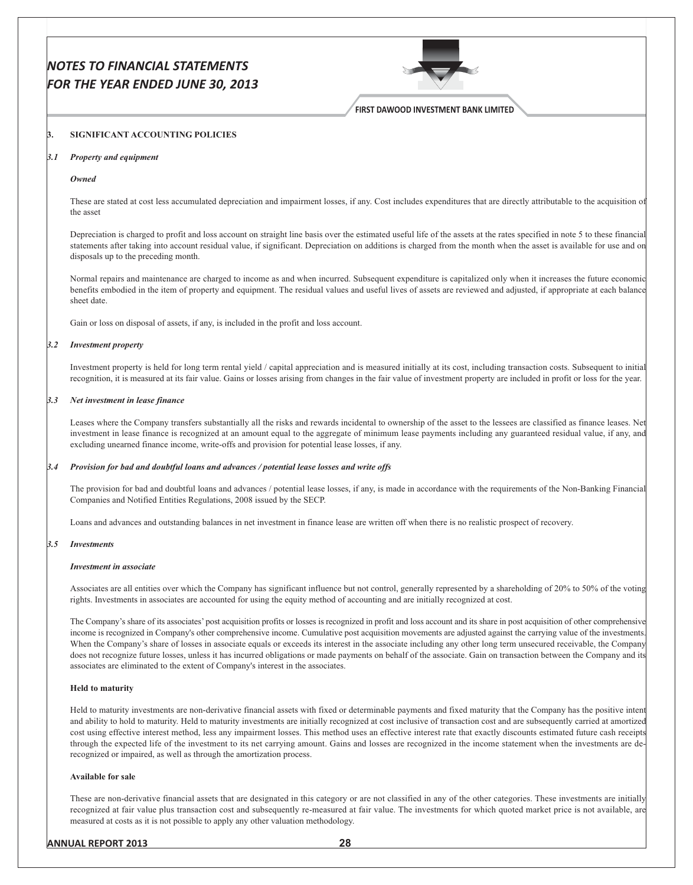## 3. SIGNIFICANT ACCOUNTING POLICIES

### *3.1 Property and equipment*

***Owned***

These are stated at cost less accumulated depreciation and impairment losses, if any. Cost includes expenditures that are directly attributable to the acquisition of the asset

Depreciation is charged to profit and loss account on straight line basis over the estimated useful life of the assets at the rates specified in note 5 to these financial statements after taking into account residual value, if significant. Depreciation on additions is charged from the month when the asset is available for use and on disposals up to the preceding month.

Normal repairs and maintenance are charged to income as and when incurred. Subsequent expenditure is capitalized only when it increases the future economic benefits embodied in the item of property and equipment. The residual values and useful lives of assets are reviewed and adjusted, if appropriate at each balance sheet date.

Gain or loss on disposal of assets, if any, is included in the profit and loss account.

### *3.2 Investment property*

Investment property is held for long term rental yield / capital appreciation and is measured initially at its cost, including transaction costs. Subsequent to initial recognition, it is measured at its fair value. Gains or losses arising from changes in the fair value of investment property are included in profit or loss for the year.

### *3.3 Net investment in lease finance*

Leases where the Company transfers substantially all the risks and rewards incidental to ownership of the asset to the lessees are classified as finance leases. Net investment in lease finance is recognized at an amount equal to the aggregate of minimum lease payments including any guaranteed residual value, if any, and excluding unearned finance income, write-offs and provision for potential lease losses, if any.

### *3.4 Provision for bad and doubtful loans and advances / potential lease losses and write offs*

The provision for bad and doubtful loans and advances / potential lease losses, if any, is made in accordance with the requirements of the Non-Banking Financial Companies and Notified Entities Regulations, 2008 issued by the SECP.

Loans and advances and outstanding balances in net investment in finance lease are written off when there is no realistic prospect of recovery.

### *3.5 Investments*

***Investment in associate***

Associates are all entities over which the Company has significant influence but not control, generally represented by a shareholding of 20% to 50% of the voting rights. Investments in associates are accounted for using the equity method of accounting and are initially recognized at cost.

The Company's share of its associates' post acquisition profits or losses is recognized in profit and loss account and its share in post acquisition of other comprehensive income is recognized in Company's other comprehensive income. Cumulative post acquisition movements are adjusted against the carrying value of the investments. When the Company's share of losses in associate equals or exceeds its interest in the associate including any other long term unsecured receivable, the Company does not recognize future losses, unless it has incurred obligations or made payments on behalf of the associate. Gain on transaction between the Company and its associates are eliminated to the extent of Company's interest in the associates.

**Held to maturity**

Held to maturity investments are non-derivative financial assets with fixed or determinable payments and fixed maturity that the Company has the positive intent and ability to hold to maturity. Held to maturity investments are initially recognized at cost inclusive of transaction cost and are subsequently carried at amortized cost using effective interest method, less any impairment losses. This method uses an effective interest rate that exactly discounts estimated future cash receipts through the expected life of the investment to its net carrying amount. Gains and losses are recognized in the income statement when the investments are de-recognized or impaired, as well as through the amortization process.

**Available for sale**

These are non-derivative financial assets that are designated in this category or are not classified in any of the other categories. These investments are initially recognized at fair value plus transaction cost and subsequently re-measured at fair value. The investments for which quoted market price is not available, are measured at costs as it is not possible to apply any other valuation methodology.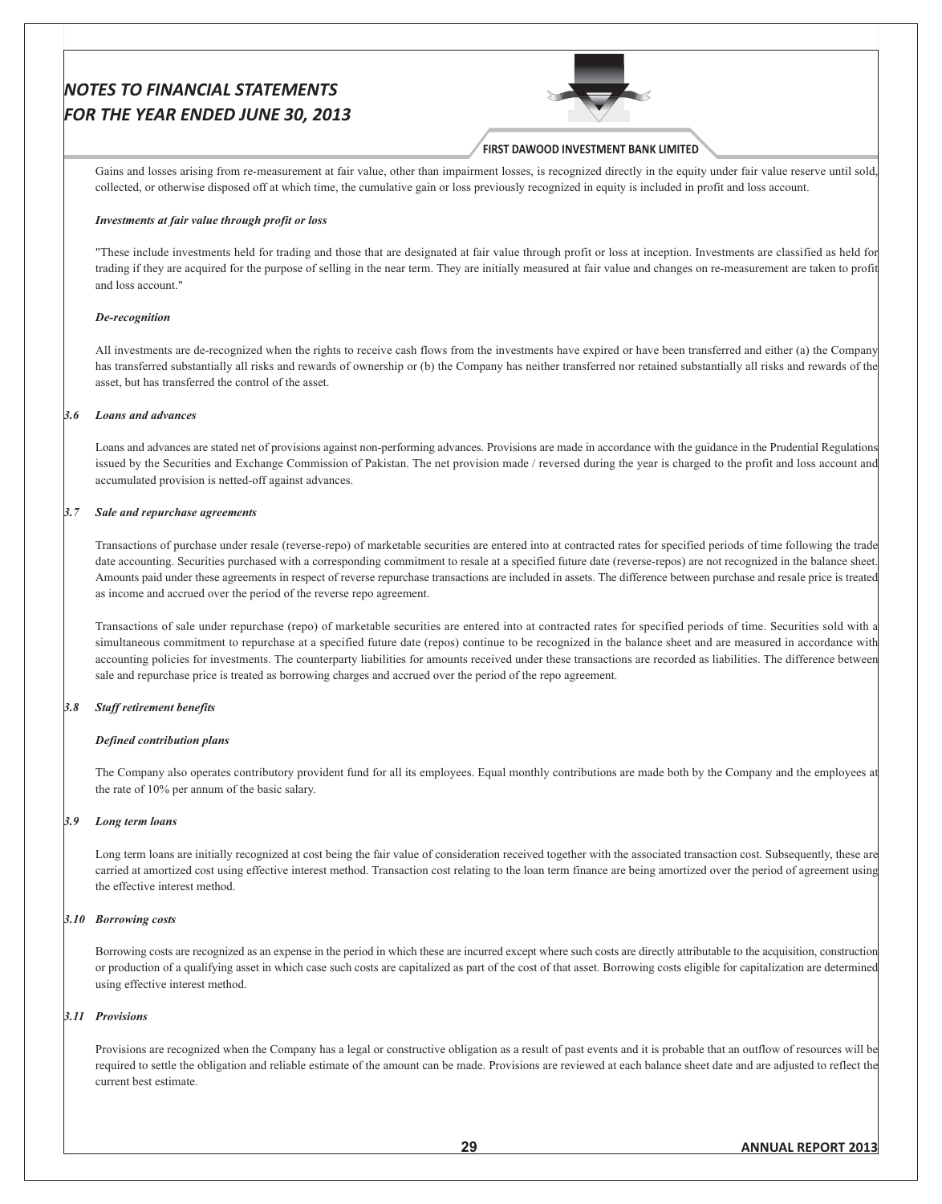Gains and losses arising from re-measurement at fair value, other than impairment losses, is recognized directly in the equity under fair value reserve until sold, collected, or otherwise disposed off at which time, the cumulative gain or loss previously recognized in equity is included in profit and loss account.

***Investments at fair value through profit or loss***

"These include investments held for trading and those that are designated at fair value through profit or loss at inception. Investments are classified as held for trading if they are acquired for the purpose of selling in the near term. They are initially measured at fair value and changes on re-measurement are taken to profit and loss account."

***De-recognition***

All investments are de-recognized when the rights to receive cash flows from the investments have expired or have been transferred and either (a) the Company has transferred substantially all risks and rewards of ownership or (b) the Company has neither transferred nor retained substantially all risks and rewards of the asset, but has transferred the control of the asset.

### *3.6 Loans and advances*

Loans and advances are stated net of provisions against non-performing advances. Provisions are made in accordance with the guidance in the Prudential Regulations issued by the Securities and Exchange Commission of Pakistan. The net provision made / reversed during the year is charged to the profit and loss account and accumulated provision is netted-off against advances.

### *3.7 Sale and repurchase agreements*

Transactions of purchase under resale (reverse-repo) of marketable securities are entered into at contracted rates for specified periods of time following the trade date accounting. Securities purchased with a corresponding commitment to resale at a specified future date (reverse-repos) are not recognized in the balance sheet. Amounts paid under these agreements in respect of reverse repurchase transactions are included in assets. The difference between purchase and resale price is treated as income and accrued over the period of the reverse repo agreement.

Transactions of sale under repurchase (repo) of marketable securities are entered into at contracted rates for specified periods of time. Securities sold with a simultaneous commitment to repurchase at a specified future date (repos) continue to be recognized in the balance sheet and are measured in accordance with accounting policies for investments. The counterparty liabilities for amounts received under these transactions are recorded as liabilities. The difference between sale and repurchase price is treated as borrowing charges and accrued over the period of the repo agreement.

### *3.8 Staff retirement benefits*

***Defined contribution plans***

The Company also operates contributory provident fund for all its employees. Equal monthly contributions are made both by the Company and the employees at the rate of 10% per annum of the basic salary.

### *3.9 Long term loans*

Long term loans are initially recognized at cost being the fair value of consideration received together with the associated transaction cost. Subsequently, these are carried at amortized cost using effective interest method. Transaction cost relating to the loan term finance are being amortized over the period of agreement using the effective interest method.

### *3.10 Borrowing costs*

Borrowing costs are recognized as an expense in the period in which these are incurred except where such costs are directly attributable to the acquisition, construction or production of a qualifying asset in which case such costs are capitalized as part of the cost of that asset. Borrowing costs eligible for capitalization are determined using effective interest method.

### *3.11 Provisions*

Provisions are recognized when the Company has a legal or constructive obligation as a result of past events and it is probable that an outflow of resources will be required to settle the obligation and reliable estimate of the amount can be made. Provisions are reviewed at each balance sheet date and are adjusted to reflect the current best estimate.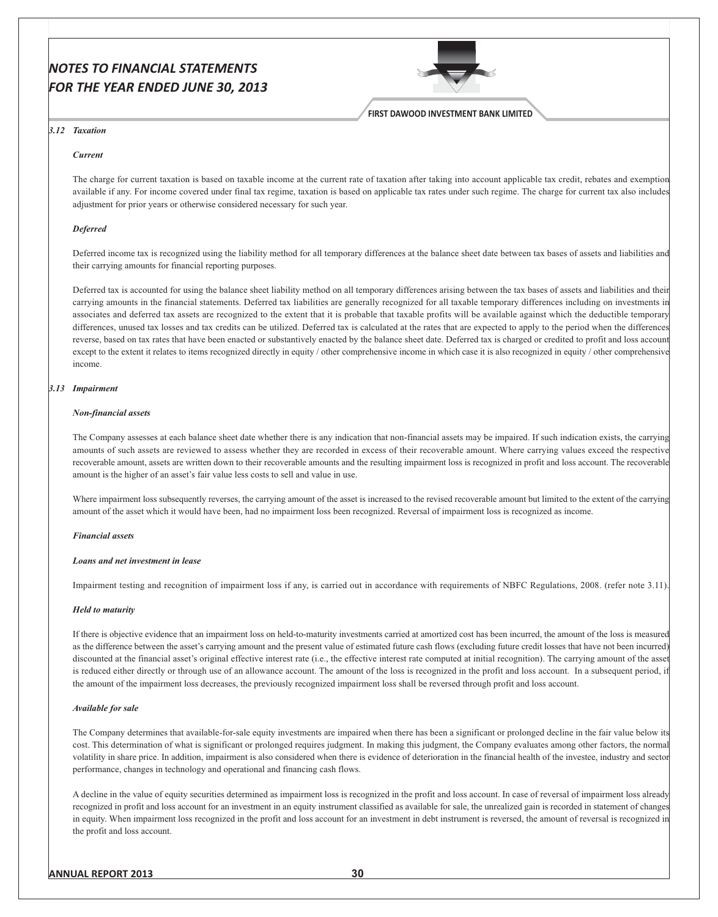### 3.12 Taxation

***Current***

The charge for current taxation is based on taxable income at the current rate of taxation after taking into account applicable tax credit, rebates and exemption available if any. For income covered under final tax regime, taxation is based on applicable tax rates under such regime. The charge for current tax also includes adjustment for prior years or otherwise considered necessary for such year.

***Deferred***

Deferred income tax is recognized using the liability method for all temporary differences at the balance sheet date between tax bases of assets and liabilities and their carrying amounts for financial reporting purposes.

Deferred tax is accounted for using the balance sheet liability method on all temporary differences arising between the tax bases of assets and liabilities and their carrying amounts in the financial statements. Deferred tax liabilities are generally recognized for all taxable temporary differences including on investments in associates and deferred tax assets are recognized to the extent that it is probable that taxable profits will be available against which the deductible temporary differences, unused tax losses and tax credits can be utilized. Deferred tax is calculated at the rates that are expected to apply to the period when the differences reverse, based on tax rates that have been enacted or substantively enacted by the balance sheet date. Deferred tax is charged or credited to profit and loss account except to the extent it relates to items recognized directly in equity / other comprehensive income in which case it is also recognized in equity / other comprehensive income.

### 3.13 Impairment

***Non-financial assets***

The Company assesses at each balance sheet date whether there is any indication that non-financial assets may be impaired. If such indication exists, the carrying amounts of such assets are reviewed to assess whether they are recorded in excess of their recoverable amount. Where carrying values exceed the respective recoverable amount, assets are written down to their recoverable amounts and the resulting impairment loss is recognized in profit and loss account. The recoverable amount is the higher of an asset's fair value less costs to sell and value in use.

Where impairment loss subsequently reverses, the carrying amount of the asset is increased to the revised recoverable amount but limited to the extent of the carrying amount of the asset which it would have been, had no impairment loss been recognized. Reversal of impairment loss is recognized as income.

***Financial assets***

***Loans and net investment in lease***

Impairment testing and recognition of impairment loss if any, is carried out in accordance with requirements of NBFC Regulations, 2008. (refer note 3.11).

***Held to maturity***

If there is objective evidence that an impairment loss on held-to-maturity investments carried at amortized cost has been incurred, the amount of the loss is measured as the difference between the asset's carrying amount and the present value of estimated future cash flows (excluding future credit losses that have not been incurred) discounted at the financial asset's original effective interest rate (i.e., the effective interest rate computed at initial recognition). The carrying amount of the asset is reduced either directly or through use of an allowance account. The amount of the loss is recognized in the profit and loss account. In a subsequent period, if the amount of the impairment loss decreases, the previously recognized impairment loss shall be reversed through profit and loss account.

***Available for sale***

The Company determines that available-for-sale equity investments are impaired when there has been a significant or prolonged decline in the fair value below its cost. This determination of what is significant or prolonged requires judgment. In making this judgment, the Company evaluates among other factors, the normal volatility in share price. In addition, impairment is also considered when there is evidence of deterioration in the financial health of the investee, industry and sector performance, changes in technology and operational and financing cash flows.

A decline in the value of equity securities determined as impairment loss is recognized in the profit and loss account. In case of reversal of impairment loss already recognized in profit and loss account for an investment in an equity instrument classified as available for sale, the unrealized gain is recorded in statement of changes in equity. When impairment loss recognized in the profit and loss account for an investment in debt instrument is reversed, the amount of reversal is recognized in the profit and loss account.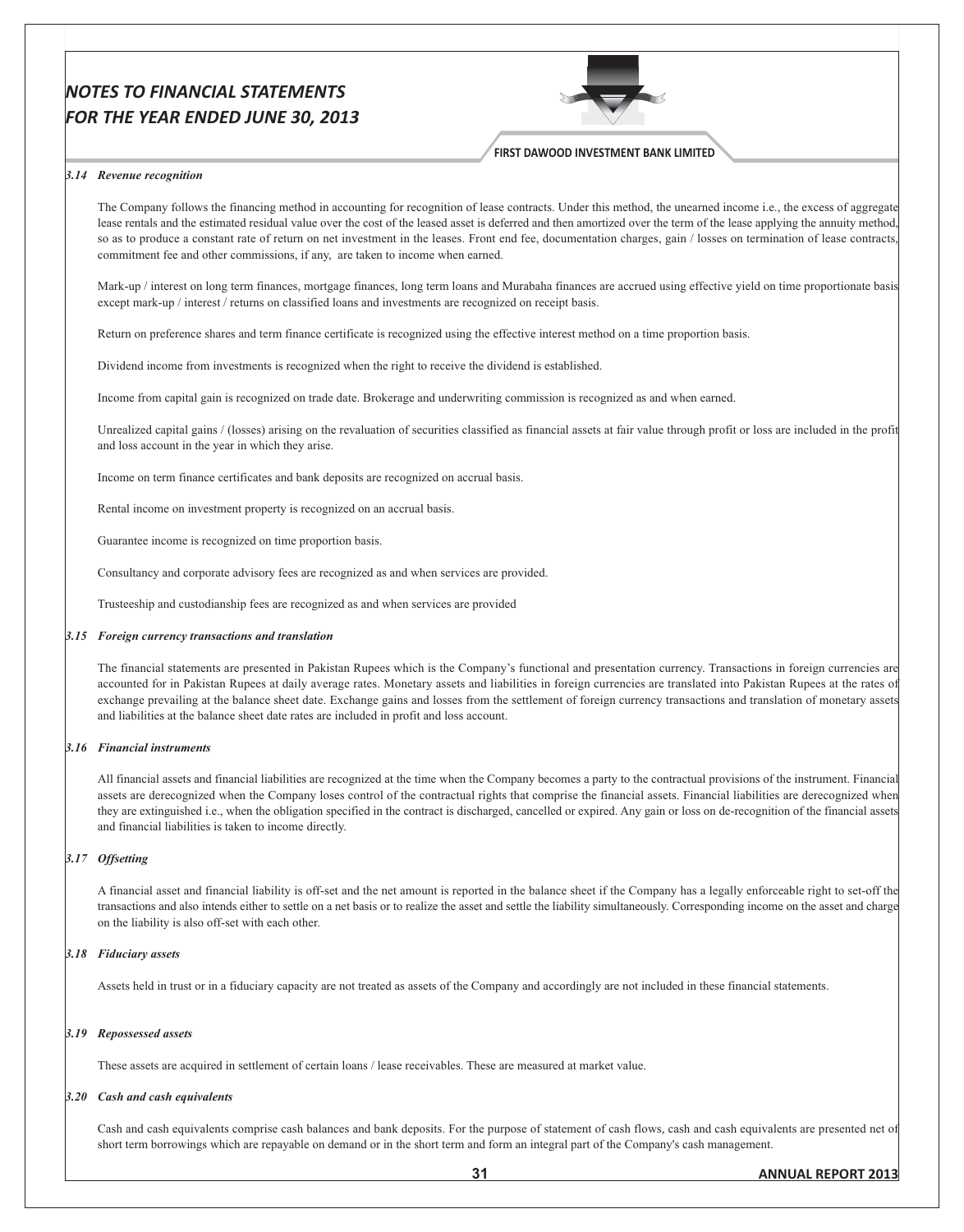### *3.14 Revenue recognition*

The Company follows the financing method in accounting for recognition of lease contracts. Under this method, the unearned income i.e., the excess of aggregate lease rentals and the estimated residual value over the cost of the leased asset is deferred and then amortized over the term of the lease applying the annuity method, so as to produce a constant rate of return on net investment in the leases. Front end fee, documentation charges, gain / losses on termination of lease contracts, commitment fee and other commissions, if any, are taken to income when earned.

Mark-up / interest on long term finances, mortgage finances, long term loans and Murabaha finances are accrued using effective yield on time proportionate basis except mark-up / interest / returns on classified loans and investments are recognized on receipt basis.

Return on preference shares and term finance certificate is recognized using the effective interest method on a time proportion basis.

Dividend income from investments is recognized when the right to receive the dividend is established.

Income from capital gain is recognized on trade date. Brokerage and underwriting commission is recognized as and when earned.

Unrealized capital gains / (losses) arising on the revaluation of securities classified as financial assets at fair value through profit or loss are included in the profit and loss account in the year in which they arise.

Income on term finance certificates and bank deposits are recognized on accrual basis.

Rental income on investment property is recognized on an accrual basis.

Guarantee income is recognized on time proportion basis.

Consultancy and corporate advisory fees are recognized as and when services are provided.

Trusteeship and custodianship fees are recognized as and when services are provided

### *3.15 Foreign currency transactions and translation*

The financial statements are presented in Pakistan Rupees which is the Company's functional and presentation currency. Transactions in foreign currencies are accounted for in Pakistan Rupees at daily average rates. Monetary assets and liabilities in foreign currencies are translated into Pakistan Rupees at the rates of exchange prevailing at the balance sheet date. Exchange gains and losses from the settlement of foreign currency transactions and translation of monetary assets and liabilities at the balance sheet date rates are included in profit and loss account.

### *3.16 Financial instruments*

All financial assets and financial liabilities are recognized at the time when the Company becomes a party to the contractual provisions of the instrument. Financial assets are derecognized when the Company loses control of the contractual rights that comprise the financial assets. Financial liabilities are derecognized when they are extinguished i.e., when the obligation specified in the contract is discharged, cancelled or expired. Any gain or loss on de-recognition of the financial assets and financial liabilities is taken to income directly.

### *3.17 Offsetting*

A financial asset and financial liability is off-set and the net amount is reported in the balance sheet if the Company has a legally enforceable right to set-off the transactions and also intends either to settle on a net basis or to realize the asset and settle the liability simultaneously. Corresponding income on the asset and charge on the liability is also off-set with each other.

### *3.18 Fiduciary assets*

Assets held in trust or in a fiduciary capacity are not treated as assets of the Company and accordingly are not included in these financial statements.

### *3.19 Repossessed assets*

These assets are acquired in settlement of certain loans / lease receivables. These are measured at market value.

### *3.20 Cash and cash equivalents*

Cash and cash equivalents comprise cash balances and bank deposits. For the purpose of statement of cash flows, cash and cash equivalents are presented net of short term borrowings which are repayable on demand or in the short term and form an integral part of the Company's cash management.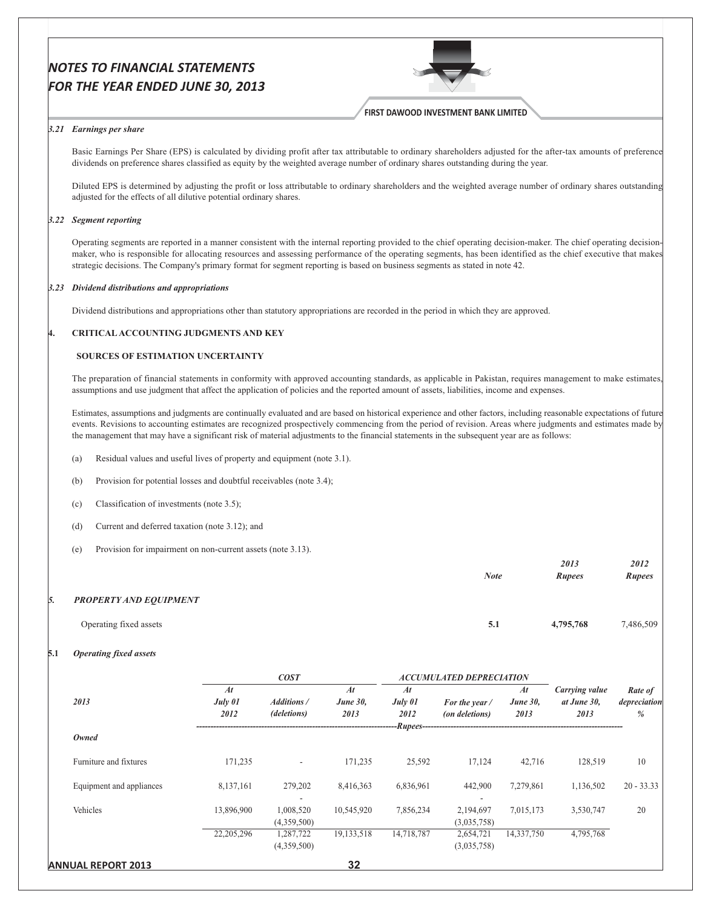*3.21 Earnings per share*

Basic Earnings Per Share (EPS) is calculated by dividing profit after tax attributable to ordinary shareholders adjusted for the after-tax amounts of preference dividends on preference shares classified as equity by the weighted average number of ordinary shares outstanding during the year.

Diluted EPS is determined by adjusting the profit or loss attributable to ordinary shareholders and the weighted average number of ordinary shares outstanding adjusted for the effects of all dilutive potential ordinary shares.

*3.22 Segment reporting*

Operating segments are reported in a manner consistent with the internal reporting provided to the chief operating decision-maker. The chief operating decision-maker, who is responsible for allocating resources and assessing performance of the operating segments, has been identified as the chief executive that makes strategic decisions. The Company's primary format for segment reporting is based on business segments as stated in note 42.

*3.23 Dividend distributions and appropriations*

Dividend distributions and appropriations other than statutory appropriations are recorded in the period in which they are approved.

**4. CRITICAL ACCOUNTING JUDGMENTS AND KEY**

**SOURCES OF ESTIMATION UNCERTAINTY**

The preparation of financial statements in conformity with approved accounting standards, as applicable in Pakistan, requires management to make estimates, assumptions and use judgment that affect the application of policies and the reported amount of assets, liabilities, income and expenses.

Estimates, assumptions and judgments are continually evaluated and are based on historical experience and other factors, including reasonable expectations of future events. Revisions to accounting estimates are recognized prospectively commencing from the period of revision. Areas where judgments and estimates made by the management that may have a significant risk of material adjustments to the financial statements in the subsequent year are as follows:

(a) Residual values and useful lives of property and equipment (note 3.1).

(b) Provision for potential losses and doubtful receivables (note 3.4);

(c) Classification of investments (note 3.5);

(d) Current and deferred taxation (note 3.12); and

(e) Provision for impairment on non-current assets (note 3.13).

| | *Note* | *2013 Rupees* | *2012 Rupees* |
|---|---|---|---|
| ***5. PROPERTY AND EQUIPMENT*** | | | |
| Operating fixed assets | **5.1** | **4,795,768** | 7,486,509 |

**5.1** ***Operating fixed assets***

| *2013* | *COST* | | | *ACCUMULATED DEPRECIATION* | | | | |
|---|---|---|---|---|---|---|---|---|
| | *At July 01 2012* | *Additions / (deletions)* | *At June 30, 2013* | *At July 01 2012* | *For the year / (on deletions)* | *At June 30, 2013* | *Carrying value at June 30, 2013* | *Rate of depreciation %* |
| | ------------------- | ------------------- | ------------------- | *Rupees* | ------------------- | ------------------- | ------------------- | |
| ***Owned*** | | | | | | | | |
| Furniture and fixtures | 171,235 | - | 171,235 | 25,592 | 17,124 | 42,716 | 128,519 | 10 |
| Equipment and appliances | 8,137,161 | 279,202<br>- | 8,416,363 | 6,836,961 | 442,900<br>- | 7,279,861 | 1,136,502 | 20 - 33.33 |
| Vehicles | 13,896,900 | 1,008,520<br>(4,359,500) | 10,545,920 | 7,856,234 | 2,194,697<br>(3,035,758) | 7,015,173 | 3,530,747 | 20 |
| | 22,205,296 | 1,287,722<br>(4,359,500) | 19,133,518 | 14,718,787 | 2,654,721<br>(3,035,758) | 14,337,750 | 4,795,768 | |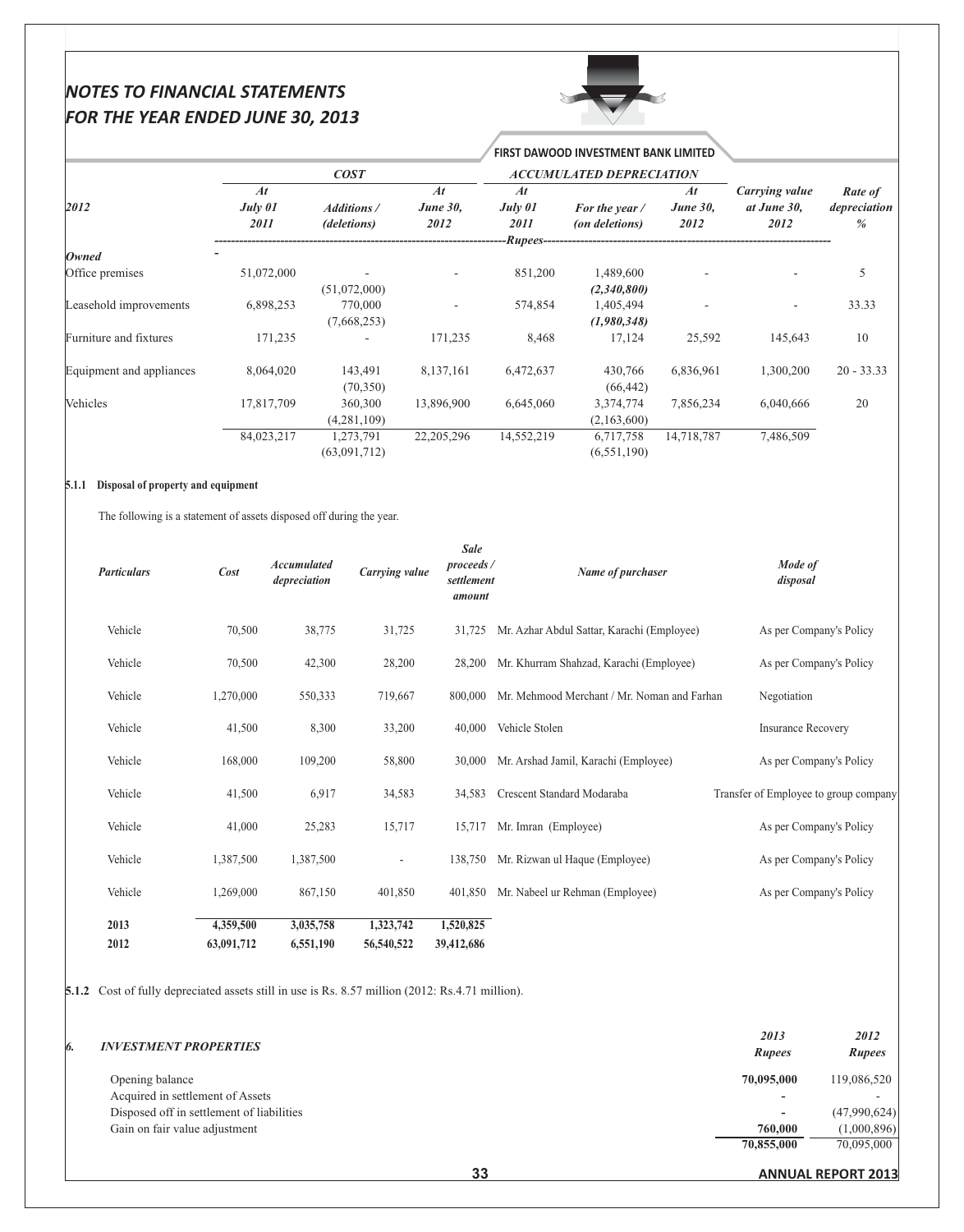| 2012 | COST | | | ACCUMULATED DEPRECIATION | | | Carrying value at June 30, 2012 | Rate of depreciation % |
|---|---|---|---|---|---|---|---|---|
| | At July 01 2011 | Additions / (deletions) | At June 30, 2012 | At July 01 2011 | For the year / (on deletions) | At June 30, 2012 | | |
| | -Rupees- | | | | | | | |
| ***Owned*** | | | | | | | | |
| Office premises | 51,072,000 | - (51,072,000) | - | 851,200 | 1,489,600 (2,340,800) | - | - | 5 |
| Leasehold improvements | 6,898,253 | 770,000 (7,668,253) | - | 574,854 | 1,405,494 (1,980,348) | - | - | 33.33 |
| Furniture and fixtures | 171,235 | - | 171,235 | 8,468 | 17,124 | 25,592 | 145,643 | 10 |
| Equipment and appliances | 8,064,020 | 143,491 (70,350) | 8,137,161 | 6,472,637 | 430,766 (66,442) | 6,836,961 | 1,300,200 | 20 - 33.33 |
| Vehicles | 17,817,709 | 360,300 (4,281,109) | 13,896,900 | 6,645,060 | 3,374,774 (2,163,600) | 7,856,234 | 6,040,666 | 20 |
| | 84,023,217 | 1,273,791 (63,091,712) | 22,205,296 | 14,552,219 | 6,717,758 (6,551,190) | 14,718,787 | 7,486,509 | |

**5.1.1 Disposal of property and equipment**

The following is a statement of assets disposed off during the year.

| Particulars | Cost | Accumulated depreciation | Carrying value | Sale proceeds / settlement amount | Name of purchaser | Mode of disposal |
|---|---|---|---|---|---|---|
| Vehicle | 70,500 | 38,775 | 31,725 | 31,725 | Mr. Azhar Abdul Sattar, Karachi (Employee) | As per Company's Policy |
| Vehicle | 70,500 | 42,300 | 28,200 | 28,200 | Mr. Khurram Shahzad, Karachi (Employee) | As per Company's Policy |
| Vehicle | 1,270,000 | 550,333 | 719,667 | 800,000 | Mr. Mehmood Merchant / Mr. Noman and Farhan | Negotiation |
| Vehicle | 41,500 | 8,300 | 33,200 | 40,000 | Vehicle Stolen | Insurance Recovery |
| Vehicle | 168,000 | 109,200 | 58,800 | 30,000 | Mr. Arshad Jamil, Karachi (Employee) | As per Company's Policy |
| Vehicle | 41,500 | 6,917 | 34,583 | 34,583 | Crescent Standard Modaraba | Transfer of Employee to group company |
| Vehicle | 41,000 | 25,283 | 15,717 | 15,717 | Mr. Imran (Employee) | As per Company's Policy |
| Vehicle | 1,387,500 | 1,387,500 | - | 138,750 | Mr. Rizwan ul Haque (Employee) | As per Company's Policy |
| Vehicle | 1,269,000 | 867,150 | 401,850 | 401,850 | Mr. Nabeel ur Rehman (Employee) | As per Company's Policy |
| **2013** | **4,359,500** | **3,035,758** | **1,323,742** | **1,520,825** | | |
| **2012** | **63,091,712** | **6,551,190** | **56,540,522** | **39,412,686** | | |

**5.1.2** Cost of fully depreciated assets still in use is Rs. 8.57 million (2012: Rs.4.71 million).

## 6. INVESTMENT PROPERTIES

| | 2013 Rupees | 2012 Rupees |
|---|---|---|
| Opening balance | **70,095,000** | 119,086,520 |
| Acquired in settlement of Assets | **-** | - |
| Disposed off in settlement of liabilities | **-** | (47,990,624) |
| Gain on fair value adjustment | **760,000** | (1,000,896) |
| | **70,855,000** | 70,095,000 |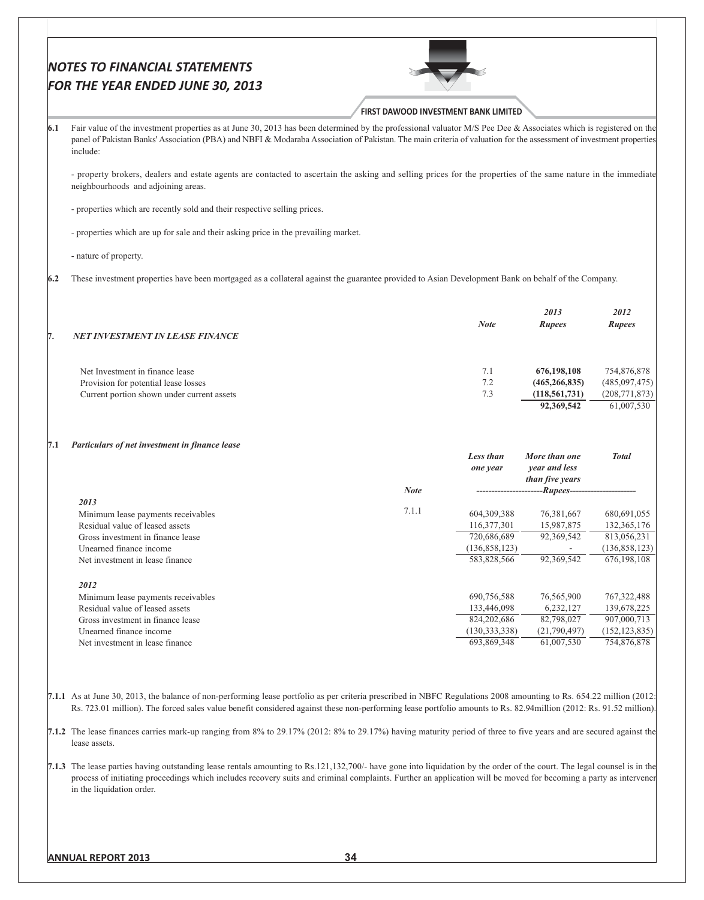**6.1** Fair value of the investment properties as at June 30, 2013 has been determined by the professional valuator M/S Pee Dee & Associates which is registered on the panel of Pakistan Banks' Association (PBA) and NBFI & Modaraba Association of Pakistan. The main criteria of valuation for the assessment of investment properties include:

- property brokers, dealers and estate agents are contacted to ascertain the asking and selling prices for the properties of the same nature in the immediate neighbourhoods and adjoining areas.

- properties which are recently sold and their respective selling prices.

- properties which are up for sale and their asking price in the prevailing market.

- nature of property.

**6.2** These investment properties have been mortgaged as a collateral against the guarantee provided to Asian Development Bank on behalf of the Company.

## 7. *NET INVESTMENT IN LEASE FINANCE*

| | *Note* | *2013 Rupees* | *2012 Rupees* |
|---|---|---|---|
| Net Investment in finance lease | 7.1 | **676,198,108** | 754,876,878 |
| Provision for potential lease losses | 7.2 | **(465,266,835)** | (485,097,475) |
| Current portion shown under current assets | 7.3 | **(118,561,731)** | (208,771,873) |
| | | **92,369,542** | 61,007,530 |

**7.1** ***Particulars of net investment in finance lease***

| | *Note* | *Less than one year* | *More than one year and less than five years* | *Total* |
|---|---|---|---|---|
| | | ----------Rupees---------- | | |
| ***2013*** | | | | |
| Minimum lease payments receivables | 7.1.1 | 604,309,388 | 76,381,667 | 680,691,055 |
| Residual value of leased assets | | 116,377,301 | 15,987,875 | 132,365,176 |
| Gross investment in finance lease | | 720,686,689 | 92,369,542 | 813,056,231 |
| Unearned finance income | | (136,858,123) | - | (136,858,123) |
| Net investment in lease finance | | 583,828,566 | 92,369,542 | 676,198,108 |
| ***2012*** | | | | |
| Minimum lease payments receivables | | 690,756,588 | 76,565,900 | 767,322,488 |
| Residual value of leased assets | | 133,446,098 | 6,232,127 | 139,678,225 |
| Gross investment in finance lease | | 824,202,686 | 82,798,027 | 907,000,713 |
| Unearned finance income | | (130,333,338) | (21,790,497) | (152,123,835) |
| Net investment in lease finance | | 693,869,348 | 61,007,530 | 754,876,878 |

**7.1.1** As at June 30, 2013, the balance of non-performing lease portfolio as per criteria prescribed in NBFC Regulations 2008 amounting to Rs. 654.22 million (2012: Rs. 723.01 million). The forced sales value benefit considered against these non-performing lease portfolio amounts to Rs. 82.94million (2012: Rs. 91.52 million).

**7.1.2** The lease finances carries mark-up ranging from 8% to 29.17% (2012: 8% to 29.17%) having maturity period of three to five years and are secured against the lease assets.

**7.1.3** The lease parties having outstanding lease rentals amounting to Rs.121,132,700/- have gone into liquidation by the order of the court. The legal counsel is in the process of initiating proceedings which includes recovery suits and criminal complaints. Further an application will be moved for becoming a party as intervener in the liquidation order.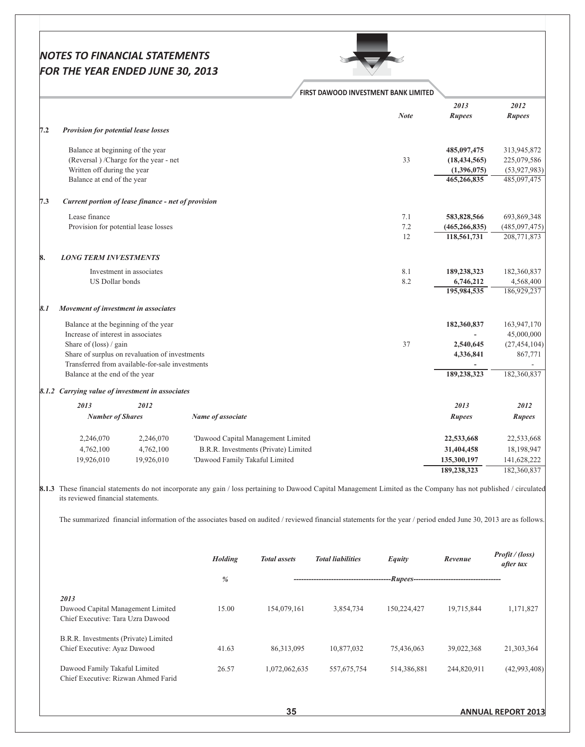| | Note | 2013 Rupees | 2012 Rupees |
|---|---|---|---|
| **7.2 *Provision for potential lease losses*** | | | |
| Balance at beginning of the year | | **485,097,475** | 313,945,872 |
| (Reversal ) /Charge for the year - net | 33 | **(18,434,565)** | 225,079,586 |
| Written off during the year | | **(1,396,075)** | (53,927,983) |
| Balance at end of the year | | **465,266,835** | 485,097,475 |
| **7.3 *Current portion of lease finance - net of provision*** | | | |
| Lease finance | 7.1 | **583,828,566** | 693,869,348 |
| Provision for potential lease losses | 7.2 | **(465,266,835)** | (485,097,475) |
| | 12 | **118,561,731** | 208,771,873 |

## 8. *LONG TERM INVESTMENTS*

| | Note | 2013 Rupees | 2012 Rupees |
|---|---|---|---|
| Investment in associates | 8.1 | **189,238,323** | 182,360,837 |
| US Dollar bonds | 8.2 | **6,746,212** | 4,568,400 |
| | | **195,984,535** | 186,929,237 |

### 8.1 *Movement of investment in associates*

| | Note | 2013 Rupees | 2012 Rupees |
|---|---|---|---|
| Balance at the beginning of the year | | **182,360,837** | 163,947,170 |
| Increase of interest in associates | | **-** | 45,000,000 |
| Share of (loss) / gain | 37 | **2,540,645** | (27,454,104) |
| Share of surplus on revaluation of investments | | **4,336,841** | 867,771 |
| Transferred from available-for-sale investments | | **-** | - |
| Balance at the end of the year | | **189,238,323** | 182,360,837 |

### 8.1.2 *Carrying value of investment in associates*

| 2013 Number of Shares | 2012 Number of Shares | Name of associate | 2013 Rupees | 2012 Rupees |
|---|---|---|---|---|
| 2,246,070 | 2,246,070 | 'Dawood Capital Management Limited | **22,533,668** | 22,533,668 |
| 4,762,100 | 4,762,100 | B.R.R. Investments (Private) Limited | **31,404,458** | 18,198,947 |
| 19,926,010 | 19,926,010 | 'Dawood Family Takaful Limited | **135,300,197** | 141,628,222 |
| | | | **189,238,323** | 182,360,837 |

**8.1.3** These financial statements do not incorporate any gain / loss pertaining to Dawood Capital Management Limited as the Company has not published / circulated its reviewed financial statements.

The summarized financial information of the associates based on audited / reviewed financial statements for the year / period ended June 30, 2013 are as follows.

| | Holding % | Total assets | Total liabilities | Equity | Revenue | Profit / (loss) after tax |
|---|---|---|---|---|---|---|
| | | Rupees | | | | |
| ***2013*** | | | | | | |
| Dawood Capital Management Limited<br>Chief Executive: Tara Uzra Dawood | 15.00 | 154,079,161 | 3,854,734 | 150,224,427 | 19,715,844 | 1,171,827 |
| B.R.R. Investments (Private) Limited<br>Chief Executive: Ayaz Dawood | 41.63 | 86,313,095 | 10,877,032 | 75,436,063 | 39,022,368 | 21,303,364 |
| Dawood Family Takaful Limited<br>Chief Executive: Rizwan Ahmed Farid | 26.57 | 1,072,062,635 | 557,675,754 | 514,386,881 | 244,820,911 | (42,993,408) |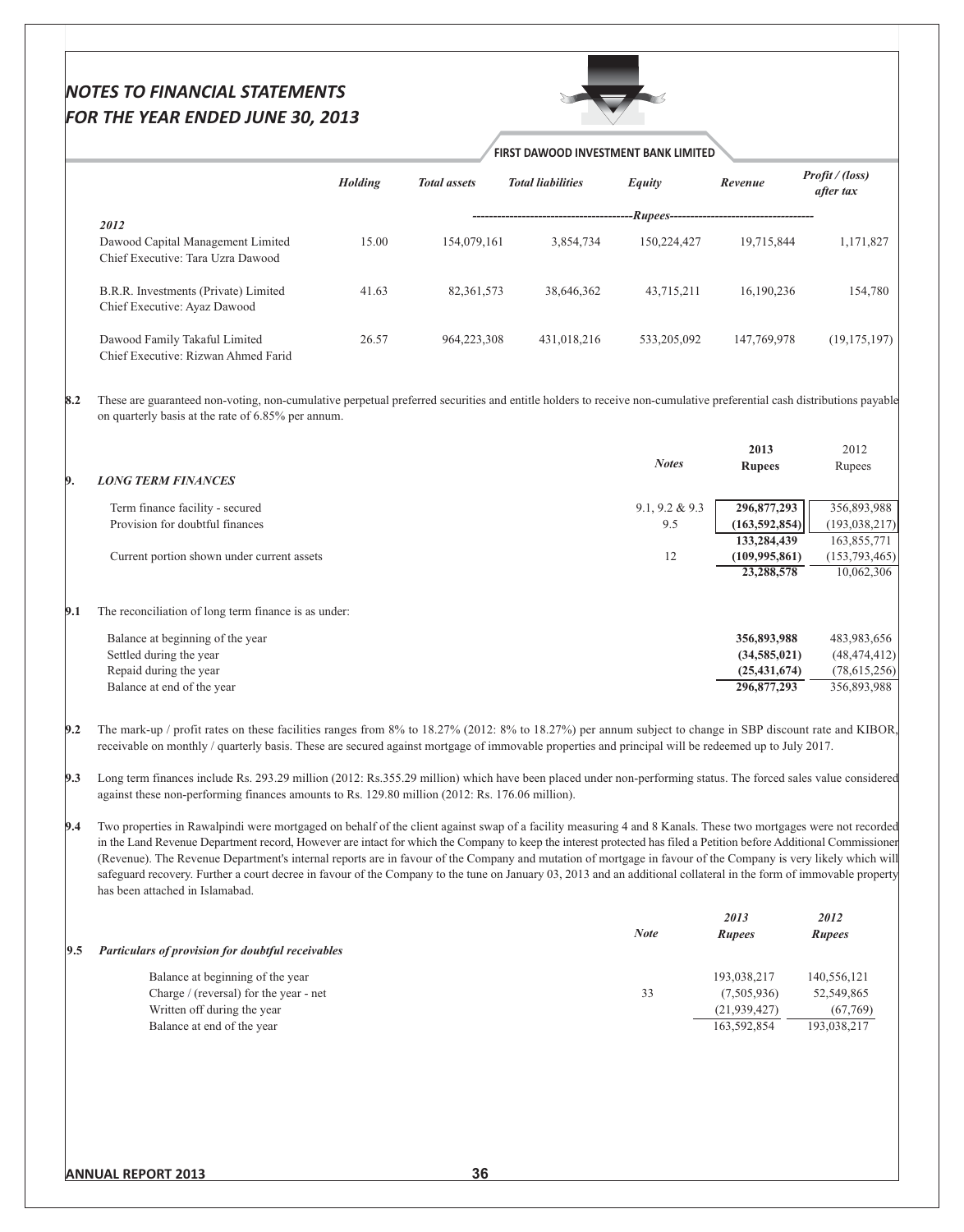| | Holding | Total assets | Total liabilities | Equity | Revenue | Profit / (loss) after tax |
|---|---|---|---|---|---|---|
| | | ----------------------------------- | Rupees | ----------------------------------- | | |
| **2012** | | | | | | |
| Dawood Capital Management Limited<br>Chief Executive: Tara Uzra Dawood | 15.00 | 154,079,161 | 3,854,734 | 150,224,427 | 19,715,844 | 1,171,827 |
| B.R.R. Investments (Private) Limited<br>Chief Executive: Ayaz Dawood | 41.63 | 82,361,573 | 38,646,362 | 43,715,211 | 16,190,236 | 154,780 |
| Dawood Family Takaful Limited<br>Chief Executive: Rizwan Ahmed Farid | 26.57 | 964,223,308 | 431,018,216 | 533,205,092 | 147,769,978 | (19,175,197) |

**8.2** These are guaranteed non-voting, non-cumulative perpetual preferred securities and entitle holders to receive non-cumulative preferential cash distributions payable on quarterly basis at the rate of 6.85% per annum.

## 9. LONG TERM FINANCES

| | Notes | 2013 Rupees | 2012 Rupees |
|---|---|---|---|
| Term finance facility - secured | 9.1, 9.2 & 9.3 | **296,877,293** | 356,893,988 |
| Provision for doubtful finances | 9.5 | **(163,592,854)** | (193,038,217) |
| | | **133,284,439** | 163,855,771 |
| Current portion shown under current assets | 12 | **(109,995,861)** | (153,793,465) |
| | | **23,288,578** | 10,062,306 |

**9.1** The reconciliation of long term finance is as under:

| | 2013 Rupees | 2012 Rupees |
|---|---|---|
| Balance at beginning of the year | **356,893,988** | 483,983,656 |
| Settled during the year | **(34,585,021)** | (48,474,412) |
| Repaid during the year | **(25,431,674)** | (78,615,256) |
| Balance at end of the year | **296,877,293** | 356,893,988 |

**9.2** The mark-up / profit rates on these facilities ranges from 8% to 18.27% (2012: 8% to 18.27%) per annum subject to change in SBP discount rate and KIBOR, receivable on monthly / quarterly basis. These are secured against mortgage of immovable properties and principal will be redeemed up to July 2017.

**9.3** Long term finances include Rs. 293.29 million (2012: Rs.355.29 million) which have been placed under non-performing status. The forced sales value considered against these non-performing finances amounts to Rs. 129.80 million (2012: Rs. 176.06 million).

**9.4** Two properties in Rawalpindi were mortgaged on behalf of the client against swap of a facility measuring 4 and 8 Kanals. These two mortgages were not recorded in the Land Revenue Department record, However are intact for which the Company to keep the interest protected has filed a Petition before Additional Commissioner (Revenue). The Revenue Department's internal reports are in favour of the Company and mutation of mortgage in favour of the Company is very likely which will safeguard recovery. Further a court decree in favour of the Company to the tune on January 03, 2013 and an additional collateral in the form of immovable property has been attached in Islamabad.

**9.5** ***Particulars of provision for doubtful receivables***

| | Note | 2013 Rupees | 2012 Rupees |
|---|---|---|---|
| Balance at beginning of the year | | 193,038,217 | 140,556,121 |
| Charge / (reversal) for the year - net | 33 | (7,505,936) | 52,549,865 |
| Written off during the year | | (21,939,427) | (67,769) |
| Balance at end of the year | | 163,592,854 | 193,038,217 |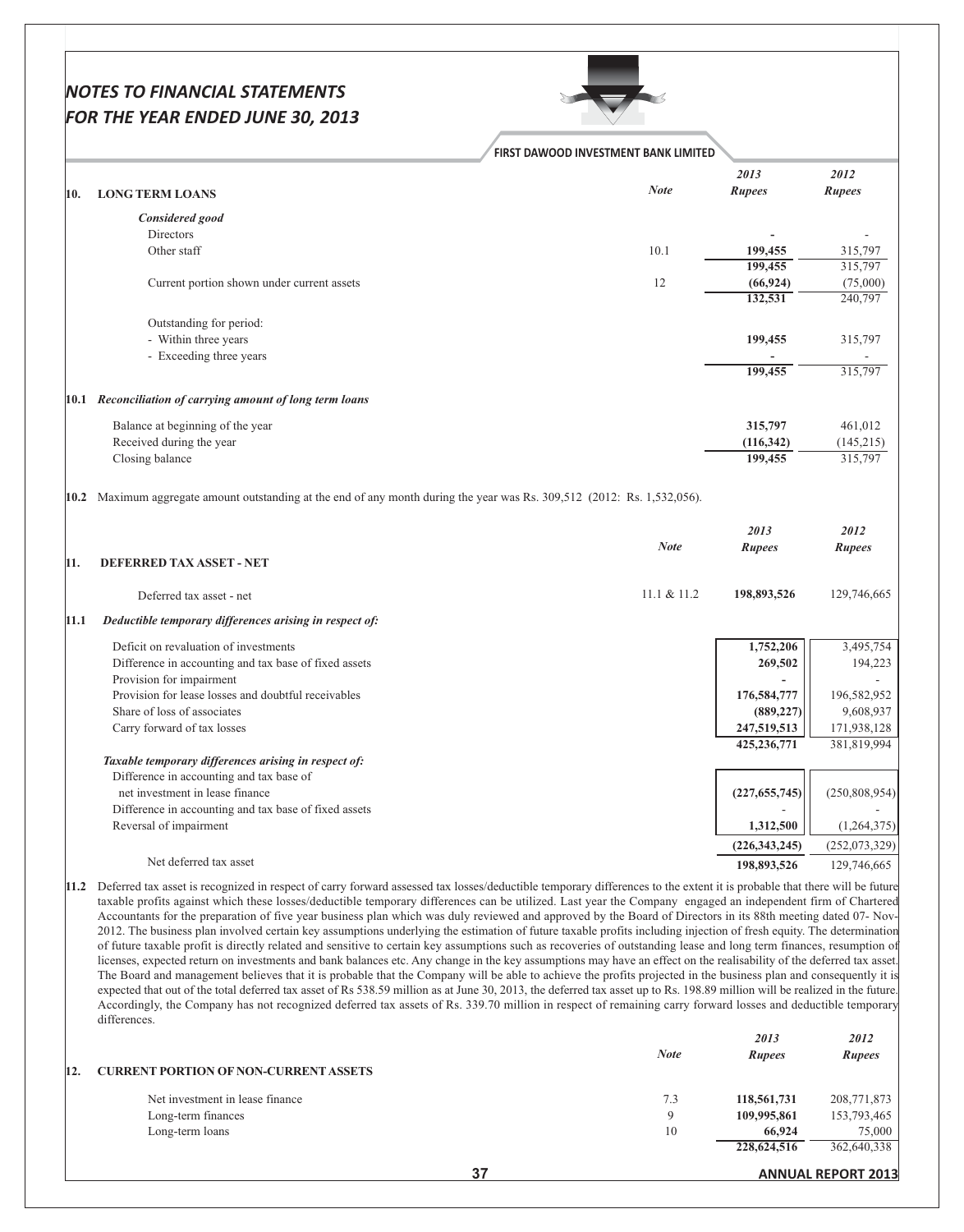## 10. LONG TERM LOANS

| | Note | 2013 Rupees | 2012 Rupees |
|---|---|---|---|
| ***Considered good*** | | | |
| Directors | | - | - |
| Other staff | 10.1 | 199,455 | 315,797 |
| | | 199,455 | 315,797 |
| Current portion shown under current assets | 12 | (66,924) | (75,000) |
| | | 132,531 | 240,797 |
| Outstanding for period: | | | |
| - Within three years | | 199,455 | 315,797 |
| - Exceeding three years | | - | - |
| | | 199,455 | 315,797 |

**10.1** ***Reconciliation of carrying amount of long term loans***

| | 2013 Rupees | 2012 Rupees |
|---|---|---|
| Balance at beginning of the year | 315,797 | 461,012 |
| Received during the year | (116,342) | (145,215) |
| Closing balance | 199,455 | 315,797 |

**10.2** Maximum aggregate amount outstanding at the end of any month during the year was Rs. 309,512 (2012: Rs. 1,532,056).

## 11. DEFERRED TAX ASSET - NET

| | Note | 2013 Rupees | 2012 Rupees |
|---|---|---|---|
| Deferred tax asset - net | 11.1 & 11.2 | 198,893,526 | 129,746,665 |

**11.1** ***Deductible temporary differences arising in respect of:***

| | 2013 Rupees | 2012 Rupees |
|---|---|---|
| Deficit on revaluation of investments | 1,752,206 | 3,495,754 |
| Difference in accounting and tax base of fixed assets | 269,502 | 194,223 |
| Provision for impairment | - | - |
| Provision for lease losses and doubtful receivables | 176,584,777 | 196,582,952 |
| Share of loss of associates | (889,227) | 9,608,937 |
| Carry forward of tax losses | 247,519,513 | 171,938,128 |
| | 425,236,771 | 381,819,994 |
| ***Taxable temporary differences arising in respect of:*** | | |
| Difference in accounting and tax base of net investment in lease finance | (227,655,745) | (250,808,954) |
| Difference in accounting and tax base of fixed assets | - | - |
| Reversal of impairment | 1,312,500 | (1,264,375) |
| | (226,343,245) | (252,073,329) |
| Net deferred tax asset | 198,893,526 | 129,746,665 |

**11.2** Deferred tax asset is recognized in respect of carry forward assessed tax losses/deductible temporary differences to the extent it is probable that there will be future taxable profits against which these losses/deductible temporary differences can be utilized. Last year the Company engaged an independent firm of Chartered Accountants for the preparation of five year business plan which was duly reviewed and approved by the Board of Directors in its 88th meeting dated 07- Nov-2012. The business plan involved certain key assumptions underlying the estimation of future taxable profits including injection of fresh equity. The determination of future taxable profit is directly related and sensitive to certain key assumptions such as recoveries of outstanding lease and long term finances, resumption of licenses, expected return on investments and bank balances etc. Any change in the key assumptions may have an effect on the realisability of the deferred tax asset. The Board and management believes that it is probable that the Company will be able to achieve the profits projected in the business plan and consequently it is expected that out of the total deferred tax asset of Rs 538.59 million as at June 30, 2013, the deferred tax asset up to Rs. 198.89 million will be realized in the future. Accordingly, the Company has not recognized deferred tax assets of Rs. 339.70 million in respect of remaining carry forward losses and deductible temporary differences.

## 12. CURRENT PORTION OF NON-CURRENT ASSETS

| | Note | 2013 Rupees | 2012 Rupees |
|---|---|---|---|
| Net investment in lease finance | 7.3 | 118,561,731 | 208,771,873 |
| Long-term finances | 9 | 109,995,861 | 153,793,465 |
| Long-term loans | 10 | 66,924 | 75,000 |
| | | 228,624,516 | 362,640,338 |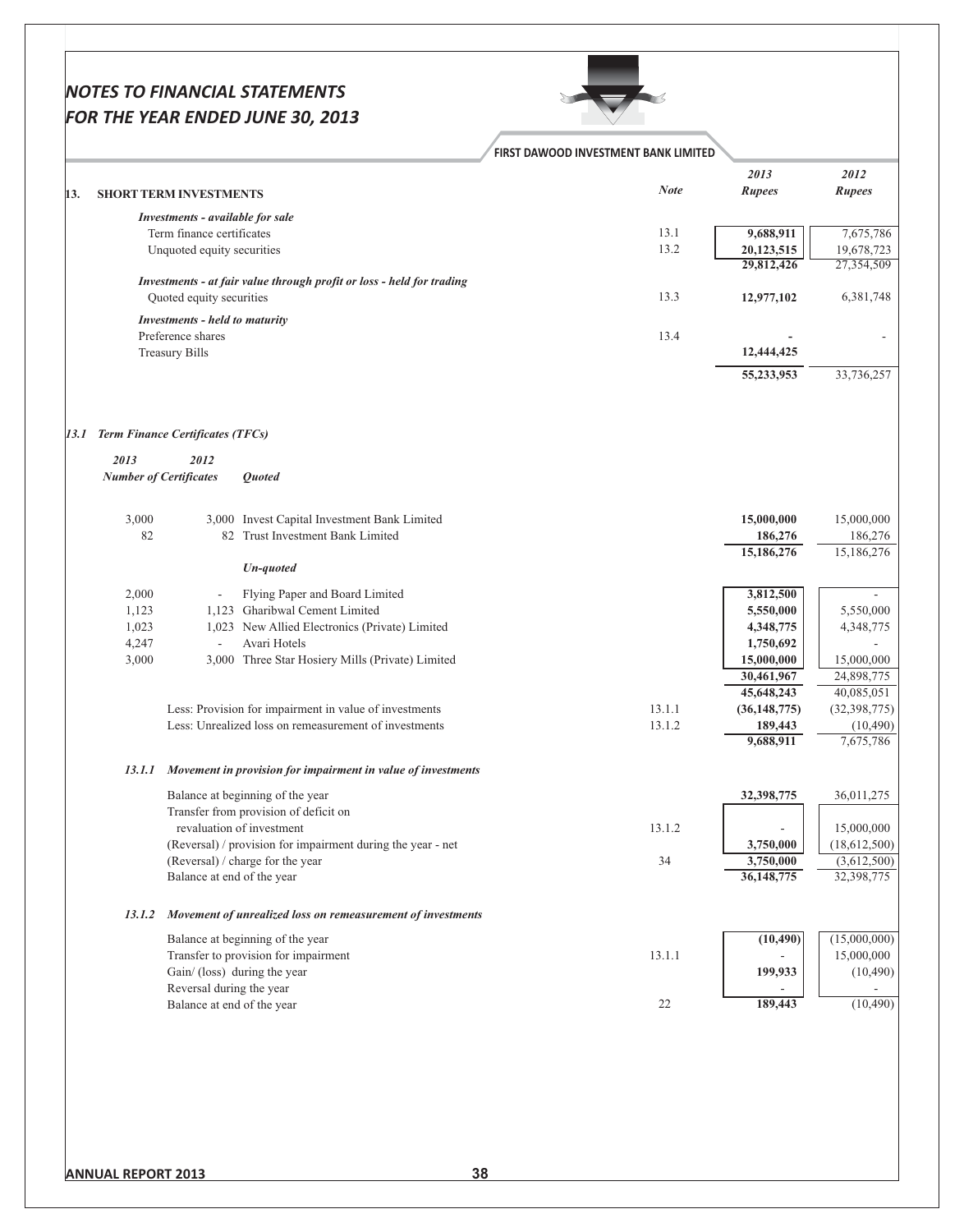## 13. SHORT TERM INVESTMENTS

| | Note | 2013 Rupees | 2012 Rupees |
|---|---|---|---|
| ***Investments - available for sale*** | | | |
| Term finance certificates | 13.1 | 9,688,911 | 7,675,786 |
| Unquoted equity securities | 13.2 | 20,123,515 | 19,678,723 |
| | | 29,812,426 | 27,354,509 |
| ***Investments - at fair value through profit or loss - held for trading*** | | | |
| Quoted equity securities | 13.3 | 12,977,102 | 6,381,748 |
| ***Investments - held to maturity*** | | | |
| Preference shares | 13.4 | - | - |
| Treasury Bills | | 12,444,425 | |
| | | 55,233,953 | 33,736,257 |

### *13.1 Term Finance Certificates (TFCs)*

| 2013 | 2012 | | Note | 2013 Rupees | 2012 Rupees |
|---|---|---|---|---|---|
| ***Number of Certificates*** | | ***Quoted*** | | | |
| 3,000 | 3,000 | Invest Capital Investment Bank Limited | | 15,000,000 | 15,000,000 |
| 82 | 82 | Trust Investment Bank Limited | | 186,276 | 186,276 |
| | | | | 15,186,276 | 15,186,276 |
| | | ***Un-quoted*** | | | |
| 2,000 | - | Flying Paper and Board Limited | | 3,812,500 | - |
| 1,123 | 1,123 | Gharibwal Cement Limited | | 5,550,000 | 5,550,000 |
| 1,023 | 1,023 | New Allied Electronics (Private) Limited | | 4,348,775 | 4,348,775 |
| 4,247 | - | Avari Hotels | | 1,750,692 | - |
| 3,000 | 3,000 | Three Star Hosiery Mills (Private) Limited | | 15,000,000 | 15,000,000 |
| | | | | 30,461,967 | 24,898,775 |
| | | | | 45,648,243 | 40,085,051 |
| | | Less: Provision for impairment in value of investments | 13.1.1 | (36,148,775) | (32,398,775) |
| | | Less: Unrealized loss on remeasurement of investments | 13.1.2 | 189,443 | (10,490) |
| | | | | 9,688,911 | 7,675,786 |

#### *13.1.1 Movement in provision for impairment in value of investments*

| | Note | 2013 Rupees | 2012 Rupees |
|---|---|---|---|
| Balance at beginning of the year | | 32,398,775 | 36,011,275 |
| Transfer from provision of deficit on revaluation of investment | 13.1.2 | - | 15,000,000 |
| (Reversal) / provision for impairment during the year - net | | 3,750,000 | (18,612,500) |
| (Reversal) / charge for the year | 34 | 3,750,000 | (3,612,500) |
| Balance at end of the year | | 36,148,775 | 32,398,775 |

#### *13.1.2 Movement of unrealized loss on remeasurement of investments*

| | Note | 2013 Rupees | 2012 Rupees |
|---|---|---|---|
| Balance at beginning of the year | | (10,490) | (15,000,000) |
| Transfer to provision for impairment | 13.1.1 | - | 15,000,000 |
| Gain/ (loss) during the year | | 199,933 | (10,490) |
| Reversal during the year | | - | - |
| Balance at end of the year | 22 | 189,443 | (10,490) |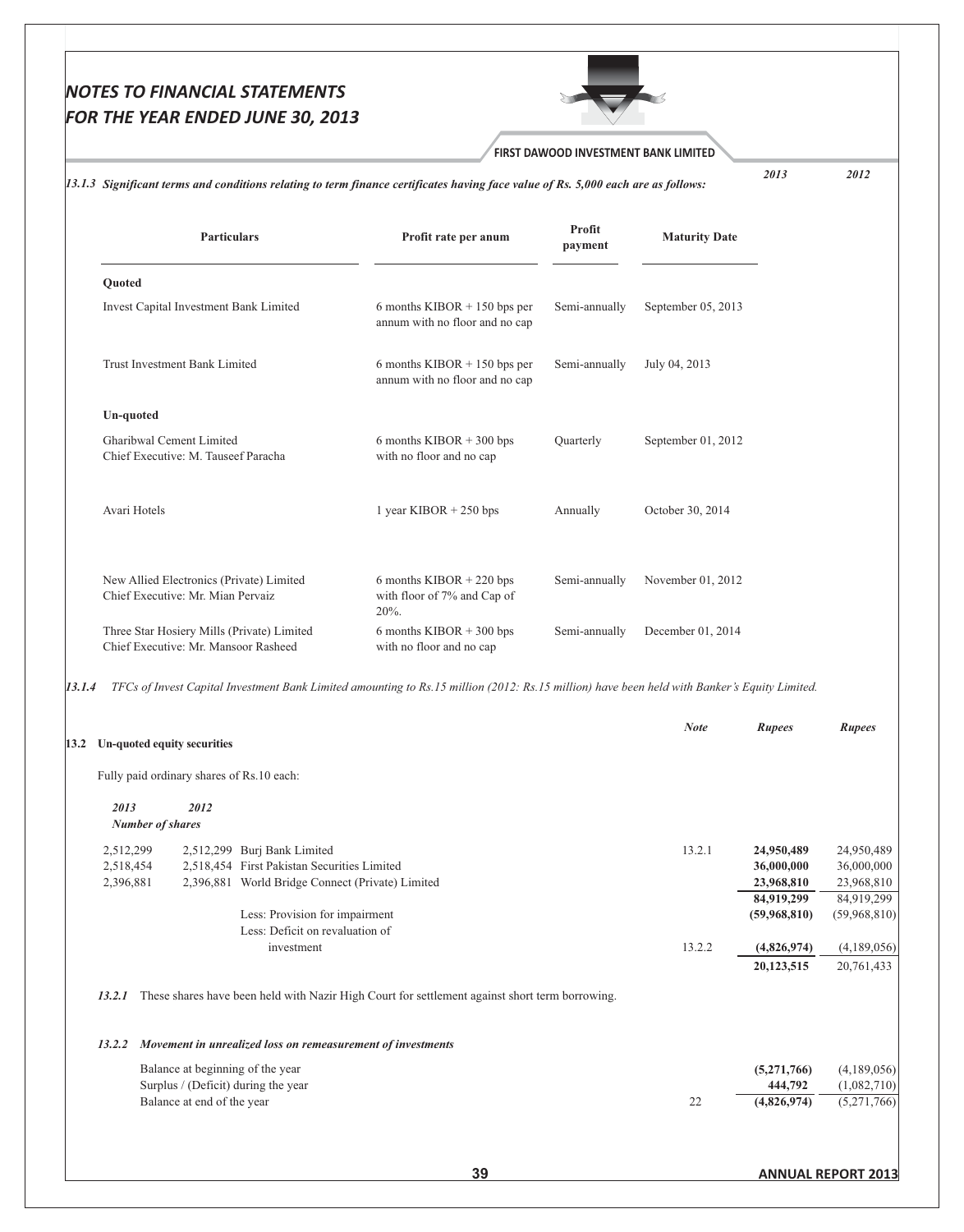*13.1.3 Significant terms and conditions relating to term finance certificates having face value of Rs. 5,000 each are as follows:*

| Particulars | Profit rate per anum | Profit payment | Maturity Date |
|---|---|---|---|
| **Quoted** | | | |
| Invest Capital Investment Bank Limited | 6 months KIBOR + 150 bps per annum with no floor and no cap | Semi-annually | September 05, 2013 |
| Trust Investment Bank Limited | 6 months KIBOR + 150 bps per annum with no floor and no cap | Semi-annually | July 04, 2013 |
| **Un-quoted** | | | |
| Gharibwal Cement Limited<br>Chief Executive: M. Tauseef Paracha | 6 months KIBOR + 300 bps with no floor and no cap | Quarterly | September 01, 2012 |
| Avari Hotels | 1 year KIBOR + 250 bps | Annually | October 30, 2014 |
| New Allied Electronics (Private) Limited<br>Chief Executive: Mr. Mian Pervaiz | 6 months KIBOR + 220 bps with floor of 7% and Cap of 20%. | Semi-annually | November 01, 2012 |
| Three Star Hosiery Mills (Private) Limited<br>Chief Executive: Mr. Mansoor Rasheed | 6 months KIBOR + 300 bps with no floor and no cap | Semi-annually | December 01, 2014 |

**13.1.4** *TFCs of Invest Capital Investment Bank Limited amounting to Rs.15 million (2012: Rs.15 million) have been held with Banker's Equity Limited.*

**13.2 Un-quoted equity securities**

Fully paid ordinary shares of Rs.10 each:

| 2013<br>Number of shares | 2012 | | Note | 2013<br>Rupees | 2012<br>Rupees |
|---|---|---|---|---|---|
| 2,512,299 | 2,512,299 | Burj Bank Limited | 13.2.1 | **24,950,489** | 24,950,489 |
| 2,518,454 | 2,518,454 | First Pakistan Securities Limited | | **36,000,000** | 36,000,000 |
| 2,396,881 | 2,396,881 | World Bridge Connect (Private) Limited | | **23,968,810** | 23,968,810 |
| | | | | **84,919,299** | 84,919,299 |
| | | Less: Provision for impairment | | **(59,968,810)** | (59,968,810) |
| | | Less: Deficit on revaluation of investment | 13.2.2 | **(4,826,974)** | (4,189,056) |
| | | | | **20,123,515** | 20,761,433 |

***13.2.1*** These shares have been held with Nazir High Court for settlement against short term borrowing.

***13.2.2 Movement in unrealized loss on remeasurement of investments***

| | Note | 2013 | 2012 |
|---|---|---|---|
| Balance at beginning of the year | | **(5,271,766)** | (4,189,056) |
| Surplus / (Deficit) during the year | | **444,792** | (1,082,710) |
| Balance at end of the year | 22 | **(4,826,974)** | (5,271,766) |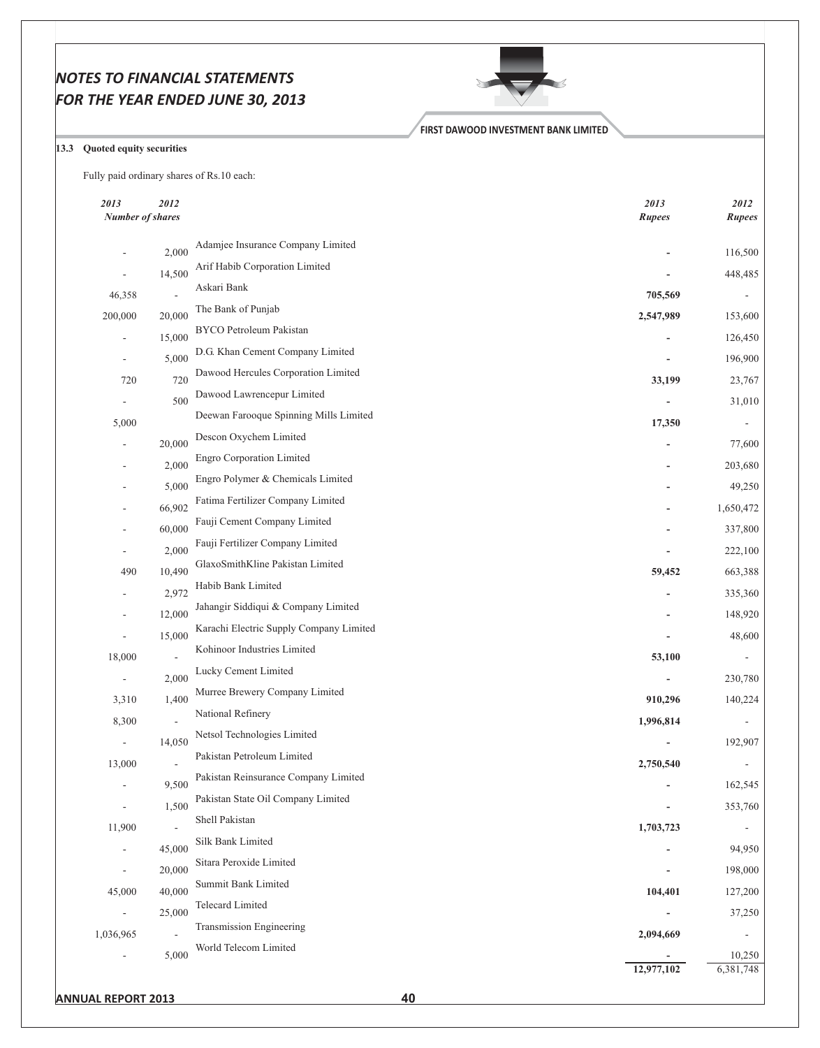### 13.3 Quoted equity securities

Fully paid ordinary shares of Rs.10 each:

| *2013* | *2012* | | *2013* | *2012* |
|---|---|---|---|---|
| *Number of shares* | | | *Rupees* | *Rupees* |
| - | 2,000 | Adamjee Insurance Company Limited | - | 116,500 |
| - | 14,500 | Arif Habib Corporation Limited | - | 448,485 |
| 46,358 | - | Askari Bank | **705,569** | - |
| 200,000 | 20,000 | The Bank of Punjab | **2,547,989** | 153,600 |
| - | 15,000 | BYCO Petroleum Pakistan | - | 126,450 |
| - | 5,000 | D.G. Khan Cement Company Limited | - | 196,900 |
| 720 | 720 | Dawood Hercules Corporation Limited | **33,199** | 23,767 |
| - | 500 | Dawood Lawrencepur Limited | - | 31,010 |
| 5,000 | | Deewan Farooque Spinning Mills Limited | **17,350** | - |
| - | 20,000 | Descon Oxychem Limited | - | 77,600 |
| - | 2,000 | Engro Corporation Limited | - | 203,680 |
| - | 5,000 | Engro Polymer & Chemicals Limited | - | 49,250 |
| - | 66,902 | Fatima Fertilizer Company Limited | - | 1,650,472 |
| - | 60,000 | Fauji Cement Company Limited | - | 337,800 |
| - | 2,000 | Fauji Fertilizer Company Limited | - | 222,100 |
| 490 | 10,490 | GlaxoSmithKline Pakistan Limited | **59,452** | 663,388 |
| - | 2,972 | Habib Bank Limited | - | 335,360 |
| - | 12,000 | Jahangir Siddiqui & Company Limited | - | 148,920 |
| - | 15,000 | Karachi Electric Supply Company Limited | - | 48,600 |
| 18,000 | - | Kohinoor Industries Limited | **53,100** | - |
| - | 2,000 | Lucky Cement Limited | - | 230,780 |
| 3,310 | 1,400 | Murree Brewery Company Limited | **910,296** | 140,224 |
| 8,300 | - | National Refinery | **1,996,814** | - |
| - | 14,050 | Netsol Technologies Limited | - | 192,907 |
| 13,000 | - | Pakistan Petroleum Limited | **2,750,540** | - |
| - | 9,500 | Pakistan Reinsurance Company Limited | - | 162,545 |
| - | 1,500 | Pakistan State Oil Company Limited | - | 353,760 |
| 11,900 | - | Shell Pakistan | **1,703,723** | - |
| - | 45,000 | Silk Bank Limited | - | 94,950 |
| - | 20,000 | Sitara Peroxide Limited | - | 198,000 |
| 45,000 | 40,000 | Summit Bank Limited | **104,401** | 127,200 |
| - | 25,000 | Telecard Limited | - | 37,250 |
| 1,036,965 | - | Transmission Engineering | **2,094,669** | - |
| - | 5,000 | World Telecom Limited | - | 10,250 |
| | | | **12,977,102** | 6,381,748 |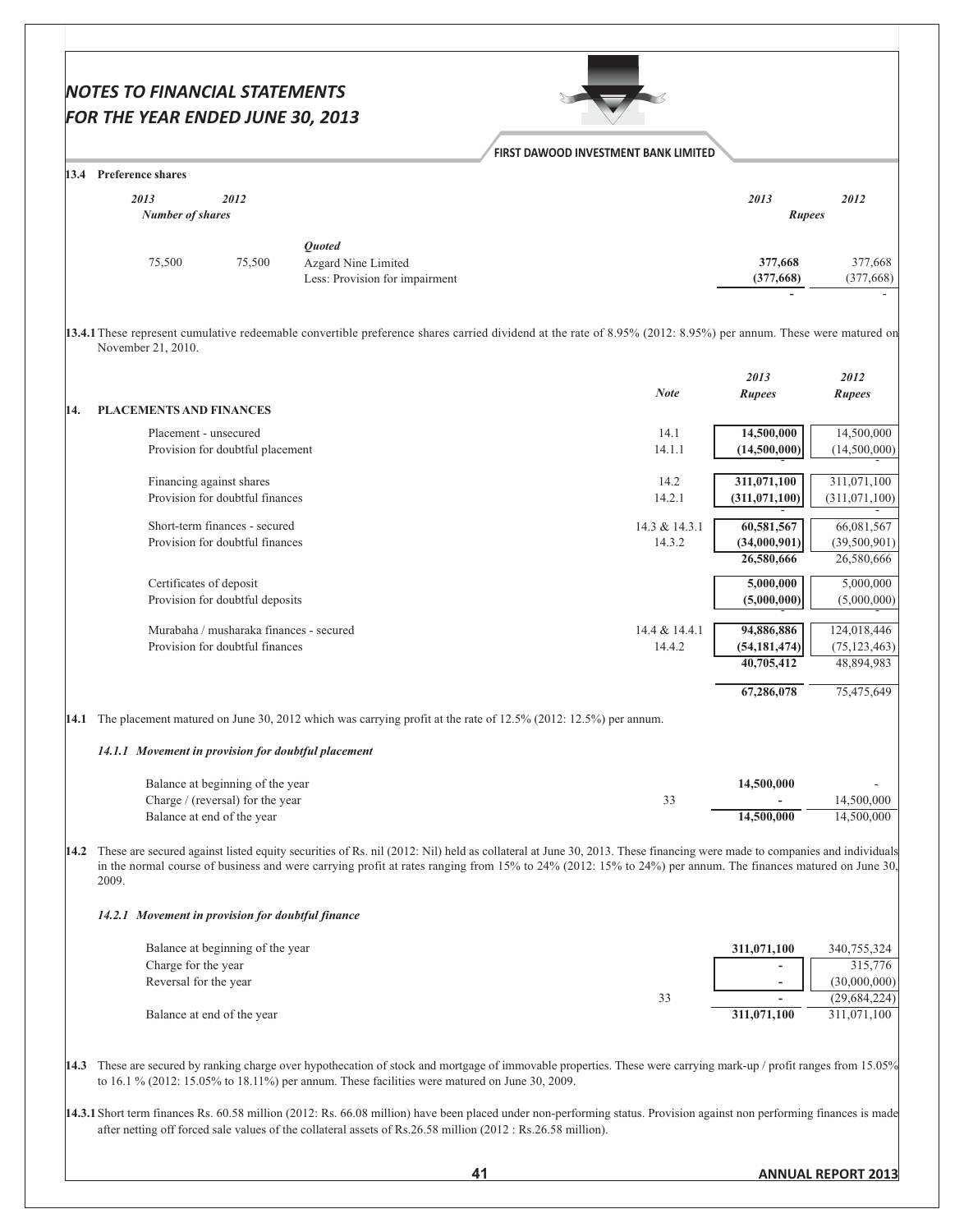### 13.4 Preference shares

| 2013 | 2012 | | 2013 | 2012 |
|---|---|---|---|---|
| Number of shares | | | Rupees | |
| | | *Quoted* | | |
| 75,500 | 75,500 | Azgard Nine Limited | **377,668** | 377,668 |
| | | Less: Provision for impairment | **(377,668)** | (377,668) |
| | | | **-** | - |

13.4.1 These represent cumulative redeemable convertible preference shares carried dividend at the rate of 8.95% (2012: 8.95%) per annum. These were matured on November 21, 2010.

## 14. PLACEMENTS AND FINANCES

| | Note | 2013 Rupees | 2012 Rupees |
|---|---|---|---|
| Placement - unsecured | 14.1 | **14,500,000** | 14,500,000 |
| Provision for doubtful placement | 14.1.1 | **(14,500,000)** | (14,500,000) |
| | | **-** | - |
| Financing against shares | 14.2 | **311,071,100** | 311,071,100 |
| Provision for doubtful finances | 14.2.1 | **(311,071,100)** | (311,071,100) |
| | | **-** | - |
| Short-term finances - secured | 14.3 & 14.3.1 | **60,581,567** | 66,081,567 |
| Provision for doubtful finances | 14.3.2 | **(34,000,901)** | (39,500,901) |
| | | **26,580,666** | 26,580,666 |
| Certificates of deposit | | **5,000,000** | 5,000,000 |
| Provision for doubtful deposits | | **(5,000,000)** | (5,000,000) |
| | | **-** | - |
| Murabaha / musharaka finances - secured | 14.4 & 14.4.1 | **94,886,886** | 124,018,446 |
| Provision for doubtful finances | 14.4.2 | **(54,181,474)** | (75,123,463) |
| | | **40,705,412** | 48,894,983 |
| | | **67,286,078** | 75,475,649 |

14.1 The placement matured on June 30, 2012 which was carrying profit at the rate of 12.5% (2012: 12.5%) per annum.

*14.1.1 Movement in provision for doubtful placement*

| | | 2013 | 2012 |
|---|---|---|---|
| Balance at beginning of the year | | **14,500,000** | - |
| Charge / (reversal) for the year | 33 | **-** | 14,500,000 |
| Balance at end of the year | | **14,500,000** | 14,500,000 |

14.2 These are secured against listed equity securities of Rs. nil (2012: Nil) held as collateral at June 30, 2013. These financing were made to companies and individuals in the normal course of business and were carrying profit at rates ranging from 15% to 24% (2012: 15% to 24%) per annum. The finances matured on June 30, 2009.

*14.2.1 Movement in provision for doubtful finance*

| | | 2013 | 2012 |
|---|---|---|---|
| Balance at beginning of the year | | **311,071,100** | 340,755,324 |
| Charge for the year | | **-** | 315,776 |
| Reversal for the year | | **-** | (30,000,000) |
| | 33 | **-** | (29,684,224) |
| Balance at end of the year | | **311,071,100** | 311,071,100 |

14.3 These are secured by ranking charge over hypothecation of stock and mortgage of immovable properties. These were carrying mark-up / profit ranges from 15.05% to 16.1 % (2012: 15.05% to 18.11%) per annum. These facilities were matured on June 30, 2009.

14.3.1 Short term finances Rs. 60.58 million (2012: Rs. 66.08 million) have been placed under non-performing status. Provision against non performing finances is made after netting off forced sale values of the collateral assets of Rs.26.58 million (2012 : Rs.26.58 million).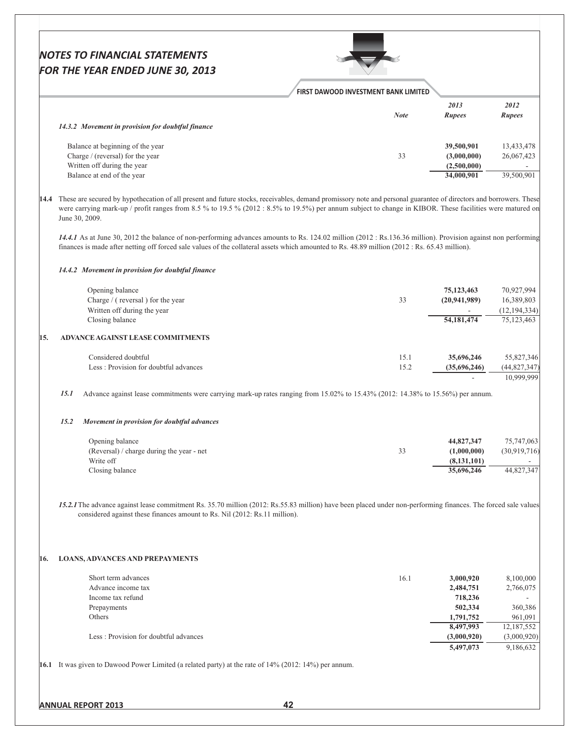| | Note | 2013 Rupees | 2012 Rupees |
|---|---|---|---|
| ***14.3.2 Movement in provision for doubtful finance*** | | | |
| Balance at beginning of the year | | **39,500,901** | 13,433,478 |
| Charge / (reversal) for the year | 33 | **(3,000,000)** | 26,067,423 |
| Written off during the year | | **(2,500,000)** | - |
| Balance at end of the year | | **34,000,901** | 39,500,901 |

**14.4** These are secured by hypothecation of all present and future stocks, receivables, demand promissory note and personal guarantee of directors and borrowers. These were carrying mark-up / profit ranges from 8.5 % to 19.5 % (2012 : 8.5% to 19.5%) per annum subject to change in KIBOR. These facilities were matured on June 30, 2009.

***14.4.1*** As at June 30, 2012 the balance of non-performing advances amounts to Rs. 124.02 million (2012 : Rs.136.36 million). Provision against non performing finances is made after netting off forced sale values of the collateral assets which amounted to Rs. 48.89 million (2012 : Rs. 65.43 million).

***14.4.2 Movement in provision for doubtful finance***

| | Note | 2013 Rupees | 2012 Rupees |
|---|---|---|---|
| Opening balance | | **75,123,463** | 70,927,994 |
| Charge / ( reversal ) for the year | 33 | **(20,941,989)** | 16,389,803 |
| Written off during the year | | **-** | (12,194,334) |
| Closing balance | | **54,181,474** | 75,123,463 |

## 15. ADVANCE AGAINST LEASE COMMITMENTS

| | Note | 2013 Rupees | 2012 Rupees |
|---|---|---|---|
| Considered doubtful | 15.1 | **35,696,246** | 55,827,346 |
| Less : Provision for doubtful advances | 15.2 | **(35,696,246)** | (44,827,347) |
| | | **-** | 10,999,999 |

***15.1*** Advance against lease commitments were carrying mark-up rates ranging from 15.02% to 15.43% (2012: 14.38% to 15.56%) per annum.

***15.2 Movement in provision for doubtful advances***

| | Note | 2013 Rupees | 2012 Rupees |
|---|---|---|---|
| Opening balance | | **44,827,347** | 75,747,063 |
| (Reversal) / charge during the year - net | 33 | **(1,000,000)** | (30,919,716) |
| Write off | | **(8,131,101)** | - |
| Closing balance | | **35,696,246** | 44,827,347 |

***15.2.1*** The advance against lease commitment Rs. 35.70 million (2012: Rs.55.83 million) have been placed under non-performing finances. The forced sale values considered against these finances amount to Rs. Nil (2012: Rs.11 million).

## 16. LOANS, ADVANCES AND PREPAYMENTS

| | Note | 2013 Rupees | 2012 Rupees |
|---|---|---|---|
| Short term advances | 16.1 | **3,000,920** | 8,100,000 |
| Advance income tax | | **2,484,751** | 2,766,075 |
| Income tax refund | | **718,236** | - |
| Prepayments | | **502,334** | 360,386 |
| Others | | **1,791,752** | 961,091 |
| | | **8,497,993** | 12,187,552 |
| Less : Provision for doubtful advances | | **(3,000,920)** | (3,000,920) |
| | | **5,497,073** | 9,186,632 |

**16.1** It was given to Dawood Power Limited (a related party) at the rate of 14% (2012: 14%) per annum.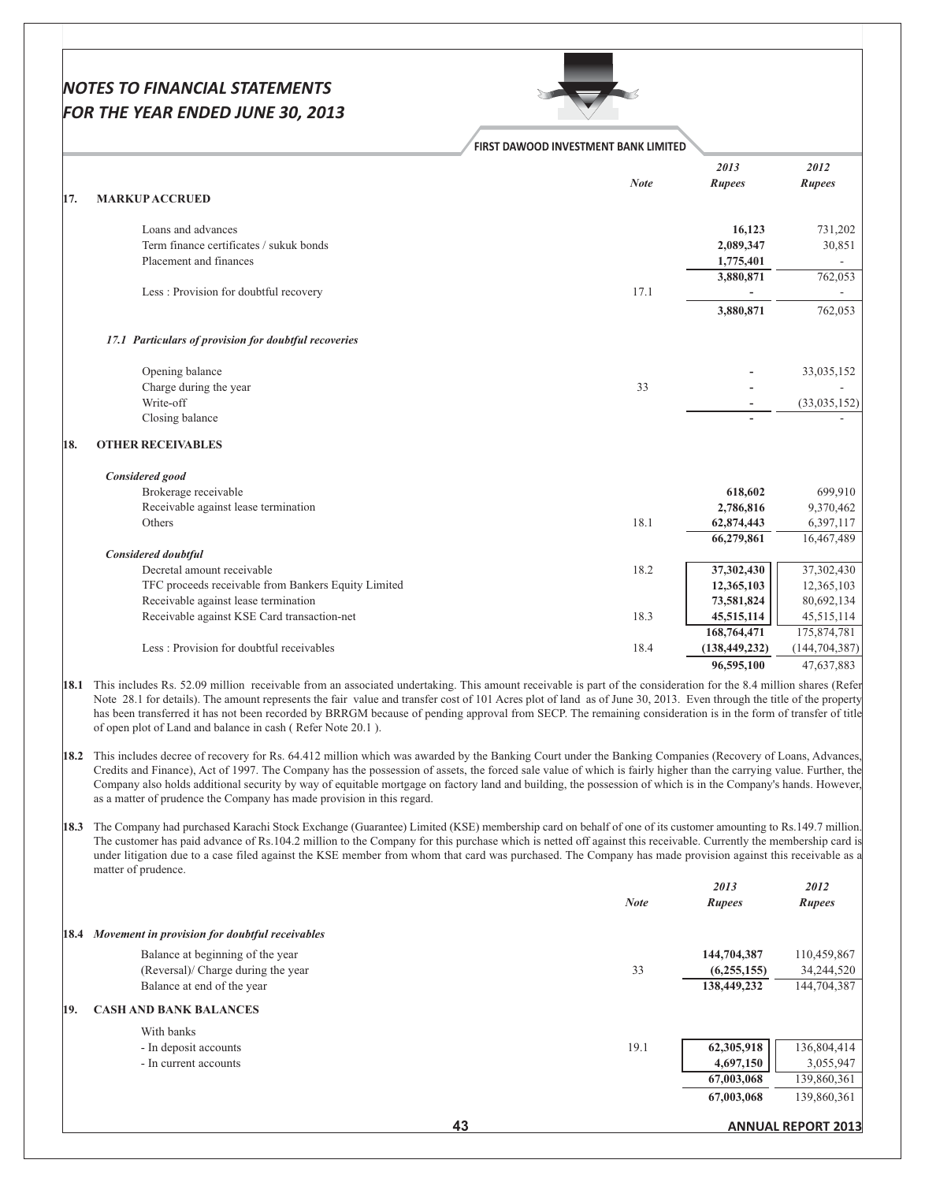## 17. MARKUP ACCRUED

| | Note | 2013 Rupees | 2012 Rupees |
|---|---|---|---|
| Loans and advances | | **16,123** | 731,202 |
| Term finance certificates / sukuk bonds | | **2,089,347** | 30,851 |
| Placement and finances | | **1,775,401** | - |
| | | **3,880,871** | 762,053 |
| Less : Provision for doubtful recovery | 17.1 | **-** | - |
| | | **3,880,871** | 762,053 |

### *17.1 Particulars of provision for doubtful recoveries*

| | Note | 2013 Rupees | 2012 Rupees |
|---|---|---|---|
| Opening balance | | **-** | 33,035,152 |
| Charge during the year | 33 | **-** | - |
| Write-off | | **-** | (33,035,152) |
| Closing balance | | **-** | - |

## 18. OTHER RECEIVABLES

| | Note | 2013 Rupees | 2012 Rupees |
|---|---|---|---|
| ***Considered good*** | | | |
| Brokerage receivable | | **618,602** | 699,910 |
| Receivable against lease termination | | **2,786,816** | 9,370,462 |
| Others | 18.1 | **62,874,443** | 6,397,117 |
| | | **66,279,861** | 16,467,489 |
| ***Considered doubtful*** | | | |
| Decretal amount receivable | 18.2 | **37,302,430** | 37,302,430 |
| TFC proceeds receivable from Bankers Equity Limited | | **12,365,103** | 12,365,103 |
| Receivable against lease termination | | **73,581,824** | 80,692,134 |
| Receivable against KSE Card transaction-net | 18.3 | **45,515,114** | 45,515,114 |
| | | **168,764,471** | 175,874,781 |
| Less : Provision for doubtful receivables | 18.4 | **(138,449,232)** | (144,704,387) |
| | | **96,595,100** | 47,637,883 |

**18.1** This includes Rs. 52.09 million receivable from an associated undertaking. This amount receivable is part of the consideration for the 8.4 million shares (Refer Note 28.1 for details). The amount represents the fair value and transfer cost of 101 Acres plot of land as of June 30, 2013. Even through the title of the property has been transferred it has not been recorded by BRRGM because of pending approval from SECP. The remaining consideration is in the form of transfer of title of open plot of Land and balance in cash ( Refer Note 20.1 ).

**18.2** This includes decree of recovery for Rs. 64.412 million which was awarded by the Banking Court under the Banking Companies (Recovery of Loans, Advances, Credits and Finance), Act of 1997. The Company has the possession of assets, the forced sale value of which is fairly higher than the carrying value. Further, the Company also holds additional security by way of equitable mortgage on factory land and building, the possession of which is in the Company's hands. However, as a matter of prudence the Company has made provision in this regard.

**18.3** The Company had purchased Karachi Stock Exchange (Guarantee) Limited (KSE) membership card on behalf of one of its customer amounting to Rs.149.7 million. The customer has paid advance of Rs.104.2 million to the Company for this purchase which is netted off against this receivable. Currently the membership card is under litigation due to a case filed against the KSE member from whom that card was purchased. The Company has made provision against this receivable as a matter of prudence.

### 18.4 *Movement in provision for doubtful receivables*

| | Note | 2013 Rupees | 2012 Rupees |
|---|---|---|---|
| Balance at beginning of the year | | **144,704,387** | 110,459,867 |
| (Reversal)/ Charge during the year | 33 | **(6,255,155)** | 34,244,520 |
| Balance at end of the year | | **138,449,232** | 144,704,387 |

## 19. CASH AND BANK BALANCES

| | Note | 2013 Rupees | 2012 Rupees |
|---|---|---|---|
| With banks | | | |
| - In deposit accounts | 19.1 | **62,305,918** | 136,804,414 |
| - In current accounts | | **4,697,150** | 3,055,947 |
| | | **67,003,068** | 139,860,361 |
| | | **67,003,068** | 139,860,361 |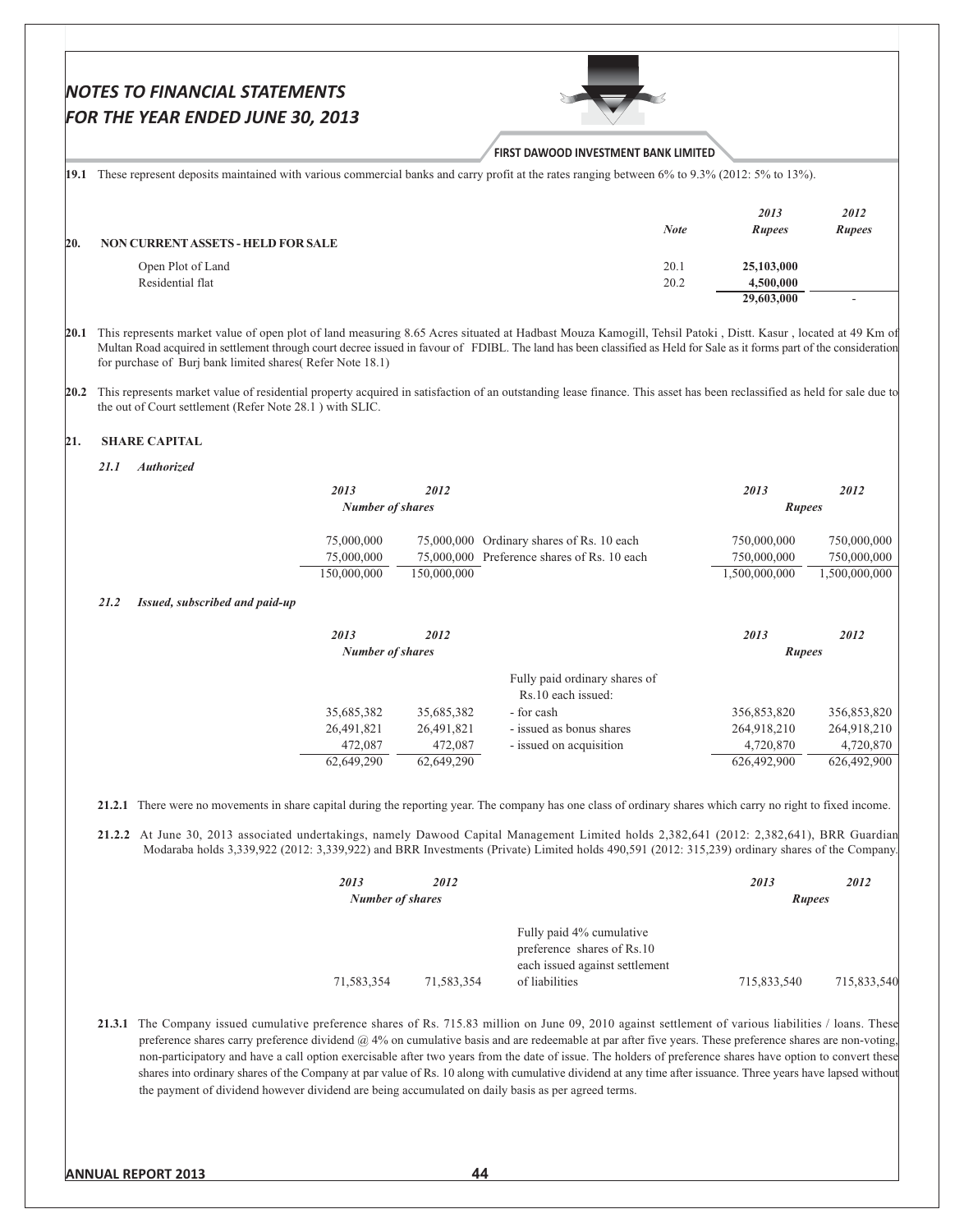**19.1** These represent deposits maintained with various commercial banks and carry profit at the rates ranging between 6% to 9.3% (2012: 5% to 13%).

| | Note | 2013 Rupees | 2012 Rupees |
|---|---|---|---|
| **20. NON CURRENT ASSETS - HELD FOR SALE** | | | |
| Open Plot of Land | 20.1 | **25,103,000** | |
| Residential flat | 20.2 | **4,500,000** | |
| | | **29,603,000** | - |

**20.1** This represents market value of open plot of land measuring 8.65 Acres situated at Hadbast Mouza Kamogill, Tehsil Patoki , Distt. Kasur , located at 49 Km of Multan Road acquired in settlement through court decree issued in favour of FDIBL. The land has been classified as Held for Sale as it forms part of the consideration for purchase of Burj bank limited shares( Refer Note 18.1)

**20.2** This represents market value of residential property acquired in satisfaction of an outstanding lease finance. This asset has been reclassified as held for sale due to the out of Court settlement (Refer Note 28.1 ) with SLIC.

## 21. SHARE CAPITAL

### *21.1 Authorized*

| 2013 Number of shares | 2012 Number of shares | | 2013 Rupees | 2012 Rupees |
|---|---|---|---|---|
| 75,000,000 | 75,000,000 | Ordinary shares of Rs. 10 each | 750,000,000 | 750,000,000 |
| 75,000,000 | 75,000,000 | Preference shares of Rs. 10 each | 750,000,000 | 750,000,000 |
| 150,000,000 | 150,000,000 | | 1,500,000,000 | 1,500,000,000 |

### *21.2 Issued, subscribed and paid-up*

| 2013 Number of shares | 2012 Number of shares | | 2013 Rupees | 2012 Rupees |
|---|---|---|---|---|
| | | Fully paid ordinary shares of Rs.10 each issued: | | |
| 35,685,382 | 35,685,382 | - for cash | 356,853,820 | 356,853,820 |
| 26,491,821 | 26,491,821 | - issued as bonus shares | 264,918,210 | 264,918,210 |
| 472,087 | 472,087 | - issued on acquisition | 4,720,870 | 4,720,870 |
| 62,649,290 | 62,649,290 | | 626,492,900 | 626,492,900 |

**21.2.1** There were no movements in share capital during the reporting year. The company has one class of ordinary shares which carry no right to fixed income.

**21.2.2** At June 30, 2013 associated undertakings, namely Dawood Capital Management Limited holds 2,382,641 (2012: 2,382,641), BRR Guardian Modaraba holds 3,339,922 (2012: 3,339,922) and BRR Investments (Private) Limited holds 490,591 (2012: 315,239) ordinary shares of the Company.

| 2013 Number of shares | 2012 Number of shares | | 2013 Rupees | 2012 Rupees |
|---|---|---|---|---|
| 71,583,354 | 71,583,354 | Fully paid 4% cumulative preference shares of Rs.10 each issued against settlement of liabilities | 715,833,540 | 715,833,540 |

**21.3.1** The Company issued cumulative preference shares of Rs. 715.83 million on June 09, 2010 against settlement of various liabilities / loans. These preference shares carry preference dividend @ 4% on cumulative basis and are redeemable at par after five years. These preference shares are non-voting, non-participatory and have a call option exercisable after two years from the date of issue. The holders of preference shares have option to convert these shares into ordinary shares of the Company at par value of Rs. 10 along with cumulative dividend at any time after issuance. Three years have lapsed without the payment of dividend however dividend are being accumulated on daily basis as per agreed terms.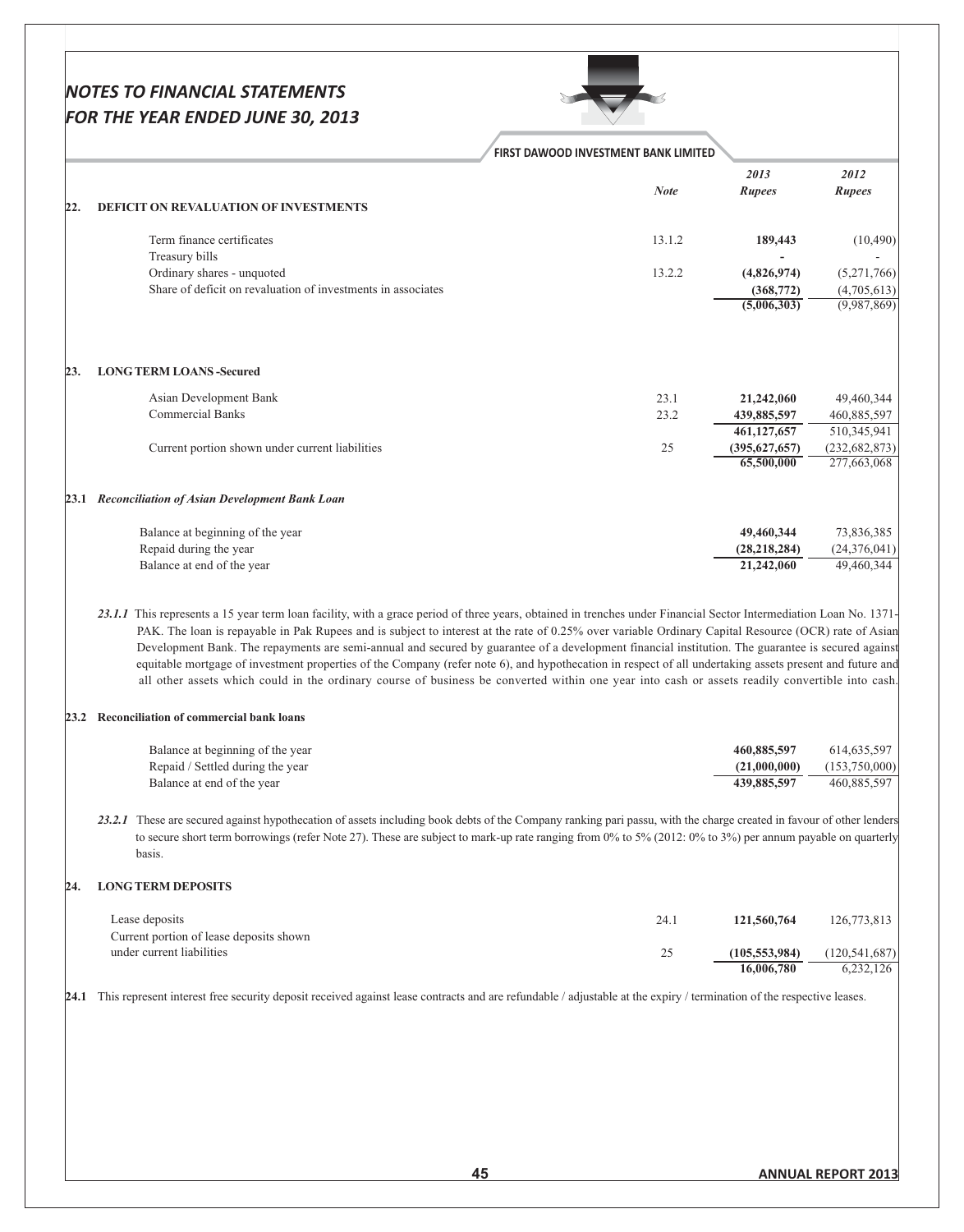# NOTES TO FINANCIAL STATEMENTS
# FOR THE YEAR ENDED JUNE 30, 2013

FIRST DAWOOD INVESTMENT BANK LIMITED

## 22. DEFICIT ON REVALUATION OF INVESTMENTS

| | Note | 2013 Rupees | 2012 Rupees |
|---|---|---|---|
| Term finance certificates | 13.1.2 | **189,443** | (10,490) |
| Treasury bills | | **-** | - |
| Ordinary shares - unquoted | 13.2.2 | **(4,826,974)** | (5,271,766) |
| Share of deficit on revaluation of investments in associates | | **(368,772)** | (4,705,613) |
| | | **(5,006,303)** | (9,987,869) |

## 23. LONG TERM LOANS -Secured

| | Note | 2013 Rupees | 2012 Rupees |
|---|---|---|---|
| Asian Development Bank | 23.1 | **21,242,060** | 49,460,344 |
| Commercial Banks | 23.2 | **439,885,597** | 460,885,597 |
| | | **461,127,657** | 510,345,941 |
| Current portion shown under current liabilities | 25 | **(395,627,657)** | (232,682,873) |
| | | **65,500,000** | 277,663,068 |

### 23.1 *Reconciliation of Asian Development Bank Loan*

| | 2013 Rupees | 2012 Rupees |
|---|---|---|
| Balance at beginning of the year | **49,460,344** | 73,836,385 |
| Repaid during the year | **(28,218,284)** | (24,376,041) |
| Balance at end of the year | **21,242,060** | 49,460,344 |

***23.1.1*** This represents a 15 year term loan facility, with a grace period of three years, obtained in trenches under Financial Sector Intermediation Loan No. 1371-PAK. The loan is repayable in Pak Rupees and is subject to interest at the rate of 0.25% over variable Ordinary Capital Resource (OCR) rate of Asian Development Bank. The repayments are semi-annual and secured by guarantee of a development financial institution. The guarantee is secured against equitable mortgage of investment properties of the Company (refer note 6), and hypothecation in respect of all undertaking assets present and future and all other assets which could in the ordinary course of business be converted within one year into cash or assets readily convertible into cash.

### 23.2 Reconciliation of commercial bank loans

| | 2013 Rupees | 2012 Rupees |
|---|---|---|
| Balance at beginning of the year | **460,885,597** | 614,635,597 |
| Repaid / Settled during the year | **(21,000,000)** | (153,750,000) |
| Balance at end of the year | **439,885,597** | 460,885,597 |

***23.2.1*** These are secured against hypothecation of assets including book debts of the Company ranking pari passu, with the charge created in favour of other lenders to secure short term borrowings (refer Note 27). These are subject to mark-up rate ranging from 0% to 5% (2012: 0% to 3%) per annum payable on quarterly basis.

## 24. LONG TERM DEPOSITS

| | Note | 2013 Rupees | 2012 Rupees |
|---|---|---|---|
| Lease deposits | 24.1 | **121,560,764** | 126,773,813 |
| Current portion of lease deposits shown under current liabilities | 25 | **(105,553,984)** | (120,541,687) |
| | | **16,006,780** | 6,232,126 |

**24.1** This represent interest free security deposit received against lease contracts and are refundable / adjustable at the expiry / termination of the respective leases.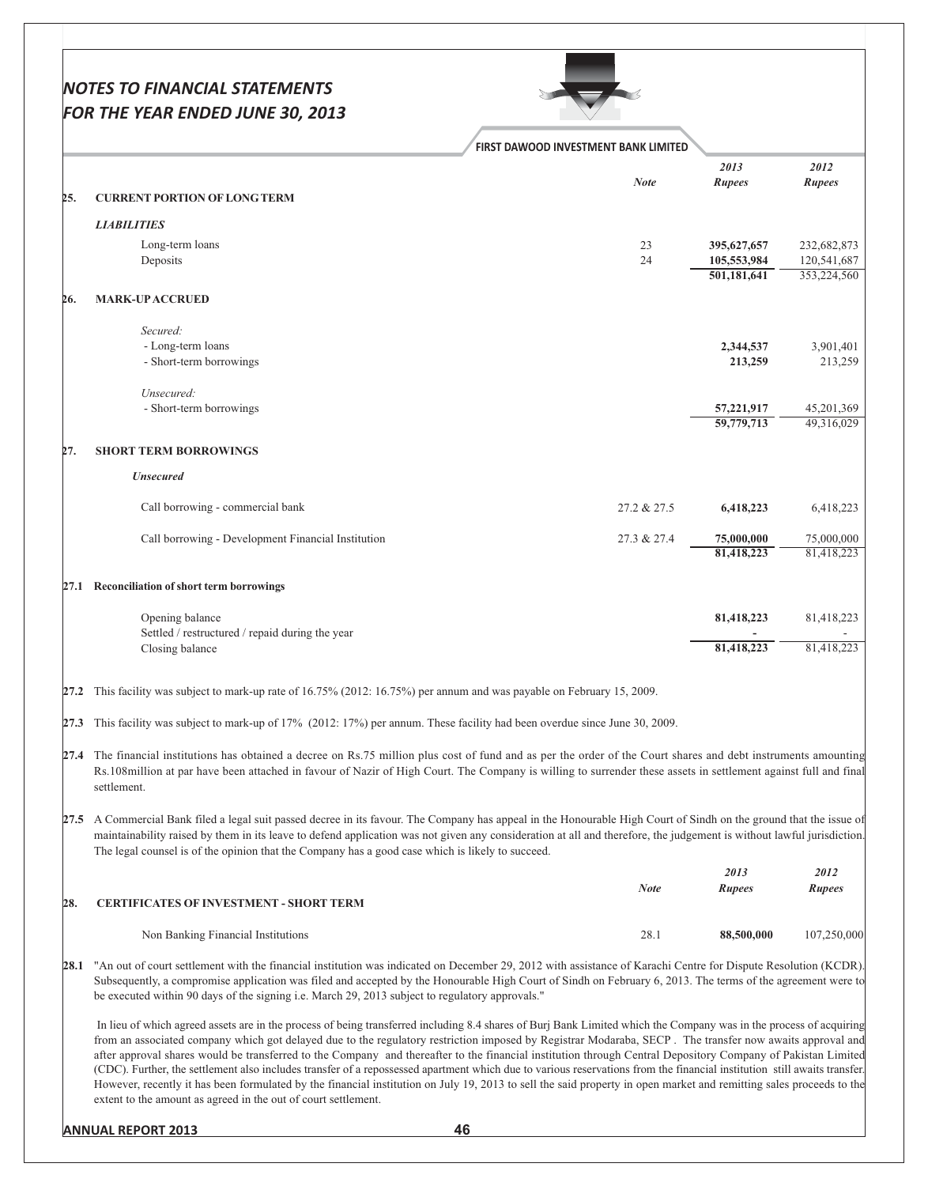# NOTES TO FINANCIAL STATEMENTS FOR THE YEAR ENDED JUNE 30, 2013

| | Note | 2013 Rupees | 2012 Rupees |
|---|---|---|---|
| **25. CURRENT PORTION OF LONG TERM** | | | |
| ***LIABILITIES*** | | | |
| Long-term loans | 23 | **395,627,657** | 232,682,873 |
| Deposits | 24 | **105,553,984** | 120,541,687 |
| | | **501,181,641** | 353,224,560 |
| **26. MARK-UP ACCRUED** | | | |
| *Secured:* | | | |
| - Long-term loans | | **2,344,537** | 3,901,401 |
| - Short-term borrowings | | **213,259** | 213,259 |
| *Unsecured:* | | | |
| - Short-term borrowings | | **57,221,917** | 45,201,369 |
| | | **59,779,713** | 49,316,029 |
| **27. SHORT TERM BORROWINGS** | | | |
| ***Unsecured*** | | | |
| Call borrowing - commercial bank | 27.2 & 27.5 | **6,418,223** | 6,418,223 |
| Call borrowing - Development Financial Institution | 27.3 & 27.4 | **75,000,000** | 75,000,000 |
| | | **81,418,223** | 81,418,223 |
| **27.1 Reconciliation of short term borrowings** | | | |
| Opening balance | | **81,418,223** | 81,418,223 |
| Settled / restructured / repaid during the year | | **-** | - |
| Closing balance | | **81,418,223** | 81,418,223 |

**27.2** This facility was subject to mark-up rate of 16.75% (2012: 16.75%) per annum and was payable on February 15, 2009.

**27.3** This facility was subject to mark-up of 17% (2012: 17%) per annum. These facility had been overdue since June 30, 2009.

**27.4** The financial institutions has obtained a decree on Rs.75 million plus cost of fund and as per the order of the Court shares and debt instruments amounting Rs.108million at par have been attached in favour of Nazir of High Court. The Company is willing to surrender these assets in settlement against full and final settlement.

**27.5** A Commercial Bank filed a legal suit passed decree in its favour. The Company has appeal in the Honourable High Court of Sindh on the ground that the issue of maintainability raised by them in its leave to defend application was not given any consideration at all and therefore, the judgement is without lawful jurisdiction. The legal counsel is of the opinion that the Company has a good case which is likely to succeed.

| | Note | 2013 Rupees | 2012 Rupees |
|---|---|---|---|
| **28. CERTIFICATES OF INVESTMENT - SHORT TERM** | | | |
| Non Banking Financial Institutions | 28.1 | **88,500,000** | 107,250,000 |

**28.1** "An out of court settlement with the financial institution was indicated on December 29, 2012 with assistance of Karachi Centre for Dispute Resolution (KCDR). Subsequently, a compromise application was filed and accepted by the Honourable High Court of Sindh on February 6, 2013. The terms of the agreement were to be executed within 90 days of the signing i.e. March 29, 2013 subject to regulatory approvals."

In lieu of which agreed assets are in the process of being transferred including 8.4 shares of Burj Bank Limited which the Company was in the process of acquiring from an associated company which got delayed due to the regulatory restriction imposed by Registrar Modaraba, SECP . The transfer now awaits approval and after approval shares would be transferred to the Company and thereafter to the financial institution through Central Depository Company of Pakistan Limited (CDC). Further, the settlement also includes transfer of a repossessed apartment which due to various reservations from the financial institution still awaits transfer. However, recently it has been formulated by the financial institution on July 19, 2013 to sell the said property in open market and remitting sales proceeds to the extent to the amount as agreed in the out of court settlement.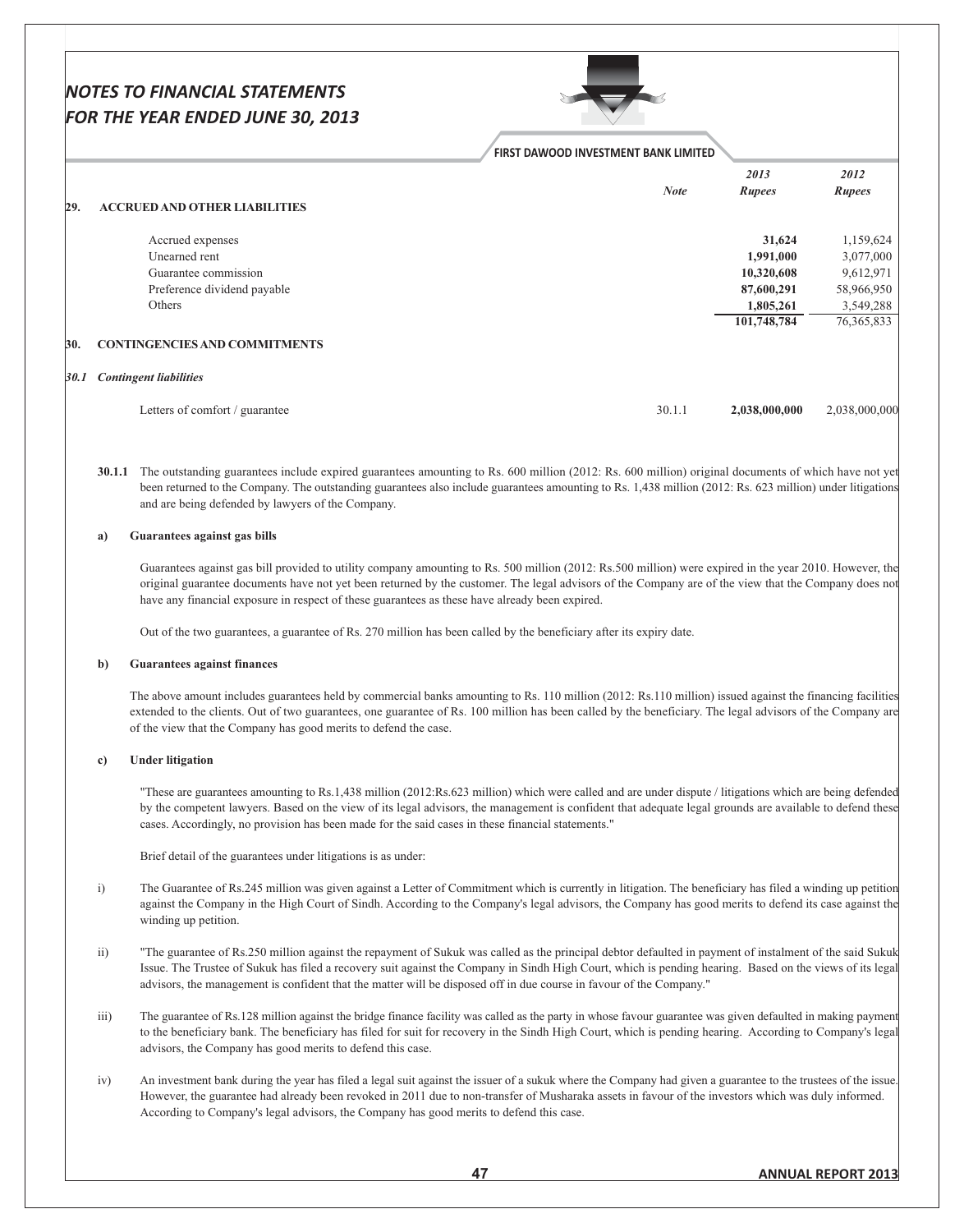# NOTES TO FINANCIAL STATEMENTS FOR THE YEAR ENDED JUNE 30, 2013

| | Note | 2013 Rupees | 2012 Rupees |
|---|---|---|---|
| **29. ACCRUED AND OTHER LIABILITIES** | | | |
| Accrued expenses | | **31,624** | 1,159,624 |
| Unearned rent | | **1,991,000** | 3,077,000 |
| Guarantee commission | | **10,320,608** | 9,612,971 |
| Preference dividend payable | | **87,600,291** | 58,966,950 |
| Others | | **1,805,261** | 3,549,288 |
| | | **101,748,784** | 76,365,833 |

## 30. CONTINGENCIES AND COMMITMENTS

### *30.1 Contingent liabilities*

| | Note | 2013 Rupees | 2012 Rupees |
|---|---|---|---|
| Letters of comfort / guarantee | 30.1.1 | **2,038,000,000** | 2,038,000,000 |

**30.1.1** The outstanding guarantees include expired guarantees amounting to Rs. 600 million (2012: Rs. 600 million) original documents of which have not yet been returned to the Company. The outstanding guarantees also include guarantees amounting to Rs. 1,438 million (2012: Rs. 623 million) under litigations and are being defended by lawyers of the Company.

**a) Guarantees against gas bills**

Guarantees against gas bill provided to utility company amounting to Rs. 500 million (2012: Rs.500 million) were expired in the year 2010. However, the original guarantee documents have not yet been returned by the customer. The legal advisors of the Company are of the view that the Company does not have any financial exposure in respect of these guarantees as these have already been expired.

Out of the two guarantees, a guarantee of Rs. 270 million has been called by the beneficiary after its expiry date.

**b) Guarantees against finances**

The above amount includes guarantees held by commercial banks amounting to Rs. 110 million (2012: Rs.110 million) issued against the financing facilities extended to the clients. Out of two guarantees, one guarantee of Rs. 100 million has been called by the beneficiary. The legal advisors of the Company are of the view that the Company has good merits to defend the case.

**c) Under litigation**

"These are guarantees amounting to Rs.1,438 million (2012:Rs.623 million) which were called and are under dispute / litigations which are being defended by the competent lawyers. Based on the view of its legal advisors, the management is confident that adequate legal grounds are available to defend these cases. Accordingly, no provision has been made for the said cases in these financial statements."

Brief detail of the guarantees under litigations is as under:

i) The Guarantee of Rs.245 million was given against a Letter of Commitment which is currently in litigation. The beneficiary has filed a winding up petition against the Company in the High Court of Sindh. According to the Company's legal advisors, the Company has good merits to defend its case against the winding up petition.

ii) "The guarantee of Rs.250 million against the repayment of Sukuk was called as the principal debtor defaulted in payment of instalment of the said Sukuk Issue. The Trustee of Sukuk has filed a recovery suit against the Company in Sindh High Court, which is pending hearing. Based on the views of its legal advisors, the management is confident that the matter will be disposed off in due course in favour of the Company."

iii) The guarantee of Rs.128 million against the bridge finance facility was called as the party in whose favour guarantee was given defaulted in making payment to the beneficiary bank. The beneficiary has filed for suit for recovery in the Sindh High Court, which is pending hearing. According to Company's legal advisors, the Company has good merits to defend this case.

iv) An investment bank during the year has filed a legal suit against the issuer of a sukuk where the Company had given a guarantee to the trustees of the issue. However, the guarantee had already been revoked in 2011 due to non-transfer of Musharaka assets in favour of the investors which was duly informed. According to Company's legal advisors, the Company has good merits to defend this case.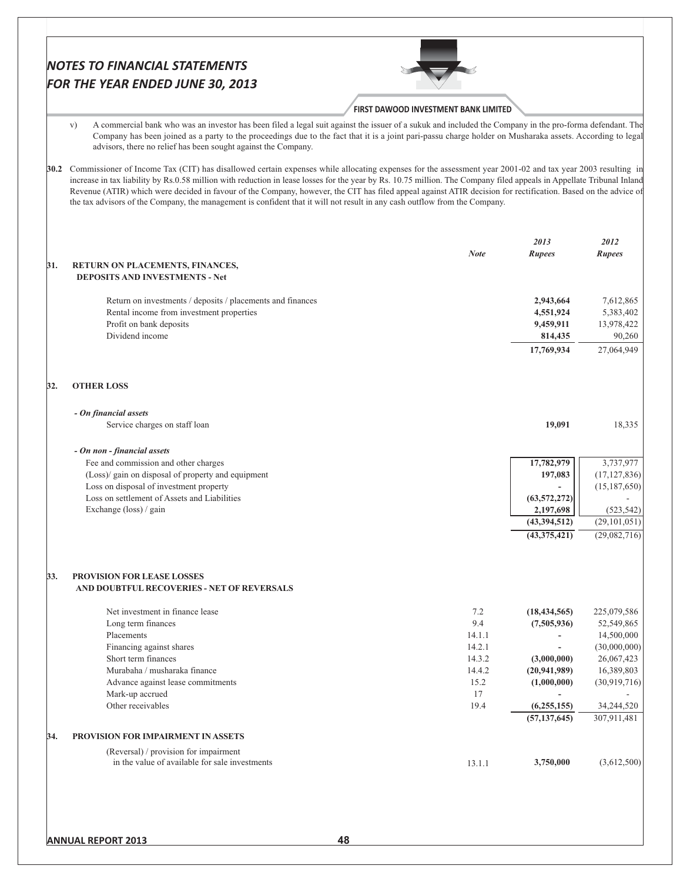v) A commercial bank who was an investor has been filed a legal suit against the issuer of a sukuk and included the Company in the pro-forma defendant. The Company has been joined as a party to the proceedings due to the fact that it is a joint pari-passu charge holder on Musharaka assets. According to legal advisors, there no relief has been sought against the Company.

**30.2** Commissioner of Income Tax (CIT) has disallowed certain expenses while allocating expenses for the assessment year 2001-02 and tax year 2003 resulting in increase in tax liability by Rs.0.58 million with reduction in lease losses for the year by Rs. 10.75 million. The Company filed appeals in Appellate Tribunal Inland Revenue (ATIR) which were decided in favour of the Company, however, the CIT has filed appeal against ATIR decision for rectification. Based on the advice of the tax advisors of the Company, the management is confident that it will not result in any cash outflow from the Company.

| | | Note | 2013 Rupees | 2012 Rupees |
|---|---|---|---|---|
| **31.** | **RETURN ON PLACEMENTS, FINANCES, DEPOSITS AND INVESTMENTS - Net** | | | |
| | Return on investments / deposits / placements and finances | | **2,943,664** | 7,612,865 |
| | Rental income from investment properties | | **4,551,924** | 5,383,402 |
| | Profit on bank deposits | | **9,459,911** | 13,978,422 |
| | Dividend income | | **814,435** | 90,260 |
| | | | **17,769,934** | 27,064,949 |
| **32.** | **OTHER LOSS** | | | |
| | ***- On financial assets*** | | | |
| | Service charges on staff loan | | **19,091** | 18,335 |
| | ***- On non - financial assets*** | | | |
| | Fee and commission and other charges | | **17,782,979** | 3,737,977 |
| | (Loss)/ gain on disposal of property and equipment | | **197,083** | (17,127,836) |
| | Loss on disposal of investment property | | **-** | (15,187,650) |
| | Loss on settlement of Assets and Liabilities | | **(63,572,272)** | - |
| | Exchange (loss) / gain | | **2,197,698** | (523,542) |
| | | | **(43,394,512)** | (29,101,051) |
| | | | **(43,375,421)** | (29,082,716) |
| **33.** | **PROVISION FOR LEASE LOSSES AND DOUBTFUL RECOVERIES - NET OF REVERSALS** | | | |
| | Net investment in finance lease | 7.2 | **(18,434,565)** | 225,079,586 |
| | Long term finances | 9.4 | **(7,505,936)** | 52,549,865 |
| | Placements | 14.1.1 | **-** | 14,500,000 |
| | Financing against shares | 14.2.1 | **-** | (30,000,000) |
| | Short term finances | 14.3.2 | **(3,000,000)** | 26,067,423 |
| | Murabaha / musharaka finance | 14.4.2 | **(20,941,989)** | 16,389,803 |
| | Advance against lease commitments | 15.2 | **(1,000,000)** | (30,919,716) |
| | Mark-up accrued | 17 | **-** | - |
| | Other receivables | 19.4 | **(6,255,155)** | 34,244,520 |
| | | | **(57,137,645)** | 307,911,481 |
| **34.** | **PROVISION FOR IMPAIRMENT IN ASSETS** | | | |
| | (Reversal) / provision for impairment in the value of available for sale investments | 13.1.1 | **3,750,000** | (3,612,500) |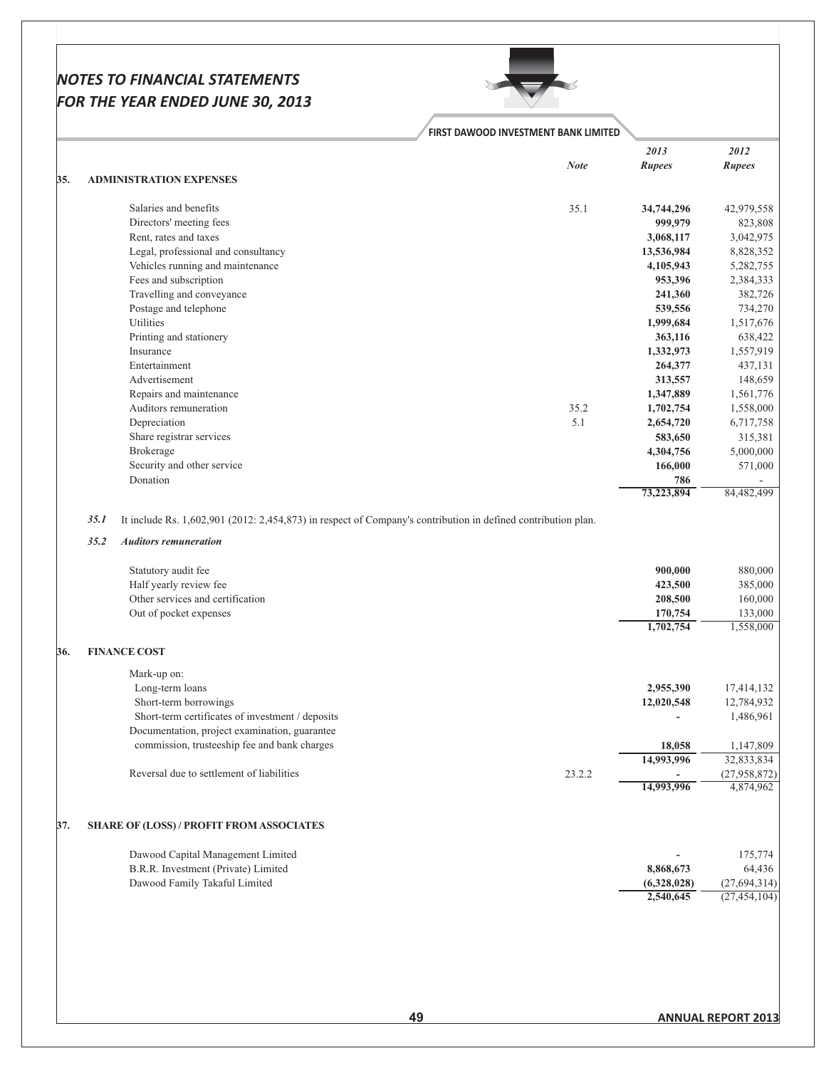## 35. ADMINISTRATION EXPENSES

| | Note | 2013 Rupees | 2012 Rupees |
|---|---|---|---|
| Salaries and benefits | 35.1 | **34,744,296** | 42,979,558 |
| Directors' meeting fees | | **999,979** | 823,808 |
| Rent, rates and taxes | | **3,068,117** | 3,042,975 |
| Legal, professional and consultancy | | **13,536,984** | 8,828,352 |
| Vehicles running and maintenance | | **4,105,943** | 5,282,755 |
| Fees and subscription | | **953,396** | 2,384,333 |
| Travelling and conveyance | | **241,360** | 382,726 |
| Postage and telephone | | **539,556** | 734,270 |
| Utilities | | **1,999,684** | 1,517,676 |
| Printing and stationery | | **363,116** | 638,422 |
| Insurance | | **1,332,973** | 1,557,919 |
| Entertainment | | **264,377** | 437,131 |
| Advertisement | | **313,557** | 148,659 |
| Repairs and maintenance | | **1,347,889** | 1,561,776 |
| Auditors remuneration | 35.2 | **1,702,754** | 1,558,000 |
| Depreciation | 5.1 | **2,654,720** | 6,717,758 |
| Share registrar services | | **583,650** | 315,381 |
| Brokerage | | **4,304,756** | 5,000,000 |
| Security and other service | | **166,000** | 571,000 |
| Donation | | **786** | - |
| | | **73,223,894** | 84,482,499 |

***35.1*** It include Rs. 1,602,901 (2012: 2,454,873) in respect of Company's contribution in defined contribution plan.

***35.2*** ***Auditors remuneration***

| | 2013 Rupees | 2012 Rupees |
|---|---|---|
| Statutory audit fee | **900,000** | 880,000 |
| Half yearly review fee | **423,500** | 385,000 |
| Other services and certification | **208,500** | 160,000 |
| Out of pocket expenses | **170,754** | 133,000 |
| | **1,702,754** | 1,558,000 |

## 36. FINANCE COST

| | Note | 2013 Rupees | 2012 Rupees |
|---|---|---|---|
| Mark-up on: | | | |
| Long-term loans | | **2,955,390** | 17,414,132 |
| Short-term borrowings | | **12,020,548** | 12,784,932 |
| Short-term certificates of investment / deposits | | **-** | 1,486,961 |
| Documentation, project examination, guarantee commission, trusteeship fee and bank charges | | **18,058** | 1,147,809 |
| | | **14,993,996** | 32,833,834 |
| Reversal due to settlement of liabilities | 23.2.2 | **-** | (27,958,872) |
| | | **14,993,996** | 4,874,962 |

## 37. SHARE OF (LOSS) / PROFIT FROM ASSOCIATES

| | 2013 Rupees | 2012 Rupees |
|---|---|---|
| Dawood Capital Management Limited | **-** | 175,774 |
| B.R.R. Investment (Private) Limited | **8,868,673** | 64,436 |
| Dawood Family Takaful Limited | **(6,328,028)** | (27,694,314) |
| | **2,540,645** | (27,454,104) |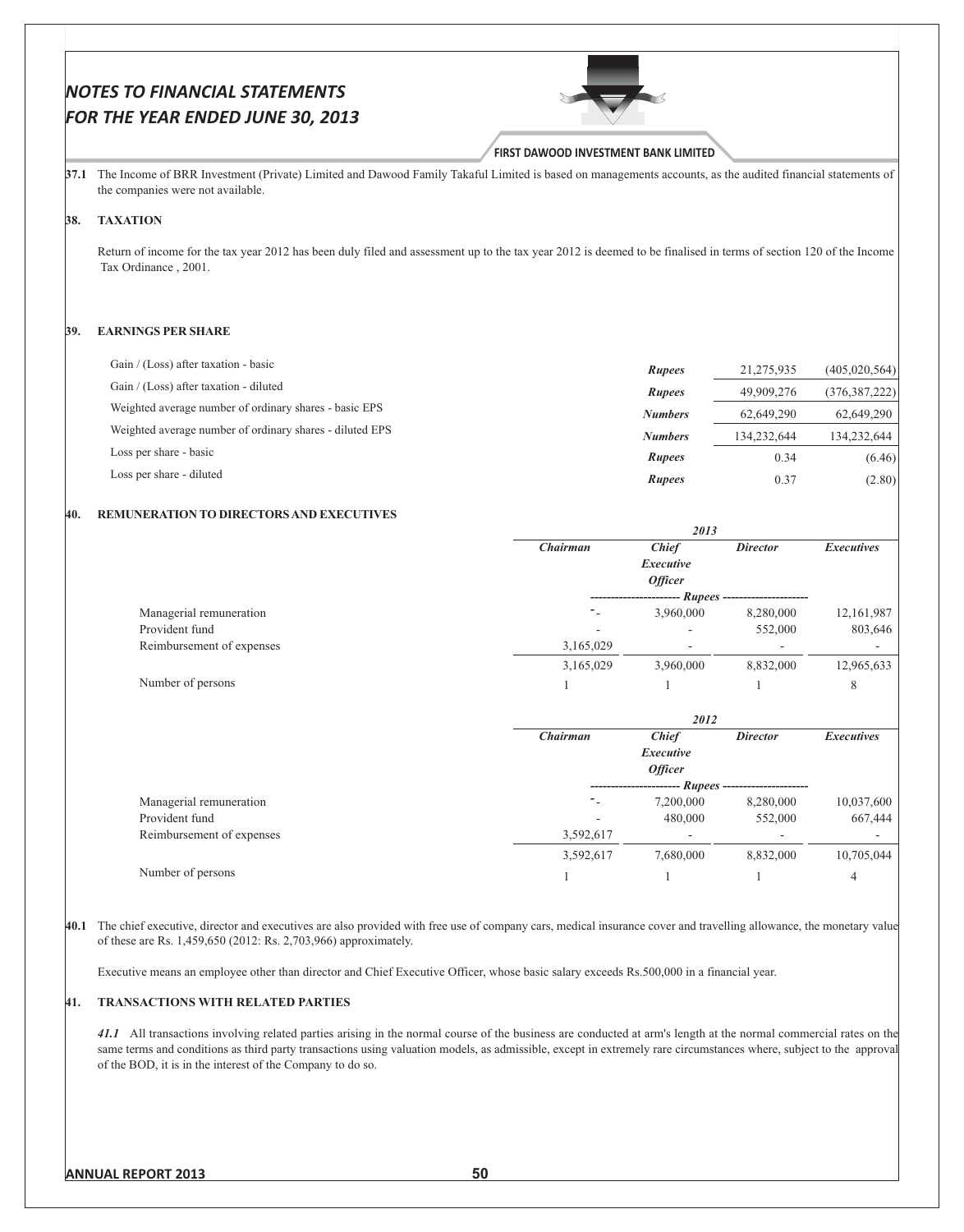37.1 The Income of BRR Investment (Private) Limited and Dawood Family Takaful Limited is based on managements accounts, as the audited financial statements of the companies were not available.

## 38. TAXATION

Return of income for the tax year 2012 has been duly filed and assessment up to the tax year 2012 is deemed to be finalised in terms of section 120 of the Income Tax Ordinance , 2001.

## 39. EARNINGS PER SHARE

| | | | |
|---|---|---|---|
| Gain / (Loss) after taxation - basic | *Rupees* | 21,275,935 | (405,020,564) |
| Gain / (Loss) after taxation - diluted | *Rupees* | 49,909,276 | (376,387,222) |
| Weighted average number of ordinary shares - basic EPS | *Numbers* | 62,649,290 | 62,649,290 |
| Weighted average number of ordinary shares - diluted EPS | *Numbers* | 134,232,644 | 134,232,644 |
| Loss per share - basic | *Rupees* | 0.34 | (6.46) |
| Loss per share - diluted | *Rupees* | 0.37 | (2.80) |

## 40. REMUNERATION TO DIRECTORS AND EXECUTIVES

| | *2013* | | | |
|---|---|---|---|---|
| | *Chairman* | *Chief Executive Officer* | *Director* | *Executives* |
| | ---------------------- *Rupees* ---------------------- | | | |
| Managerial remuneration | - | 3,960,000 | 8,280,000 | 12,161,987 |
| Provident fund | - | - | 552,000 | 803,646 |
| Reimbursement of expenses | 3,165,029 | - | - | - |
| | 3,165,029 | 3,960,000 | 8,832,000 | 12,965,633 |
| Number of persons | 1 | 1 | 1 | 8 |

| | *2012* | | | |
|---|---|---|---|---|
| | *Chairman* | *Chief Executive Officer* | *Director* | *Executives* |
| | ---------------------- *Rupees* ---------------------- | | | |
| Managerial remuneration | - | 7,200,000 | 8,280,000 | 10,037,600 |
| Provident fund | - | 480,000 | 552,000 | 667,444 |
| Reimbursement of expenses | 3,592,617 | - | - | - |
| | 3,592,617 | 7,680,000 | 8,832,000 | 10,705,044 |
| Number of persons | 1 | 1 | 1 | 4 |

40.1 The chief executive, director and executives are also provided with free use of company cars, medical insurance cover and travelling allowance, the monetary value of these are Rs. 1,459,650 (2012: Rs. 2,703,966) approximately.

Executive means an employee other than director and Chief Executive Officer, whose basic salary exceeds Rs.500,000 in a financial year.

## 41. TRANSACTIONS WITH RELATED PARTIES

*41.1* All transactions involving related parties arising in the normal course of the business are conducted at arm's length at the normal commercial rates on the same terms and conditions as third party transactions using valuation models, as admissible, except in extremely rare circumstances where, subject to the approval of the BOD, it is in the interest of the Company to do so.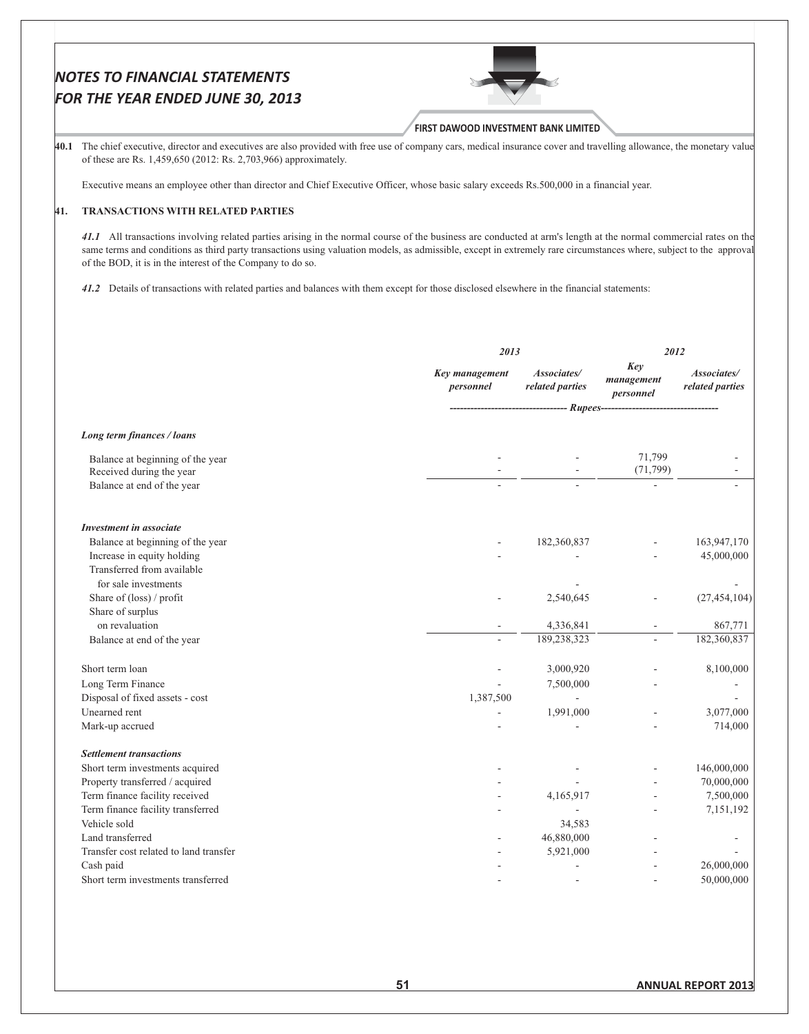**40.1** The chief executive, director and executives are also provided with free use of company cars, medical insurance cover and travelling allowance, the monetary value of these are Rs. 1,459,650 (2012: Rs. 2,703,966) approximately.

Executive means an employee other than director and Chief Executive Officer, whose basic salary exceeds Rs.500,000 in a financial year.

## 41. TRANSACTIONS WITH RELATED PARTIES

***41.1*** All transactions involving related parties arising in the normal course of the business are conducted at arm's length at the normal commercial rates on the same terms and conditions as third party transactions using valuation models, as admissible, except in extremely rare circumstances where, subject to the approval of the BOD, it is in the interest of the Company to do so.

***41.2*** Details of transactions with related parties and balances with them except for those disclosed elsewhere in the financial statements:

| | *2013* | | *2012* | |
|---|---|---|---|---|
| | *Key management personnel* | *Associates/ related parties* | *Key management personnel* | *Associates/ related parties* |
| | *Rupees* | | | |
| ***Long term finances / loans*** | | | | |
| Balance at beginning of the year | - | - | 71,799 | - |
| Received during the year | - | - | (71,799) | - |
| Balance at end of the year | - | - | - | - |
| ***Investment in associate*** | | | | |
| Balance at beginning of the year | - | 182,360,837 | - | 163,947,170 |
| Increase in equity holding | - | - | - | 45,000,000 |
| Transferred from available for sale investments | | - | | - |
| Share of (loss) / profit | - | 2,540,645 | - | (27,454,104) |
| Share of surplus on revaluation | - | 4,336,841 | - | 867,771 |
| Balance at end of the year | - | 189,238,323 | - | 182,360,837 |
| Short term loan | - | 3,000,920 | - | 8,100,000 |
| Long Term Finance | - | 7,500,000 | - | - |
| Disposal of fixed assets - cost | 1,387,500 | - | | - |
| Unearned rent | - | 1,991,000 | - | 3,077,000 |
| Mark-up accrued | - | - | - | 714,000 |
| ***Settlement transactions*** | | | | |
| Short term investments acquired | - | - | - | 146,000,000 |
| Property transferred / acquired | - | - | - | 70,000,000 |
| Term finance facility received | - | 4,165,917 | - | 7,500,000 |
| Term finance facility transferred | - | - | - | 7,151,192 |
| Vehicle sold | | 34,583 | | |
| Land transferred | - | 46,880,000 | - | - |
| Transfer cost related to land transfer | - | 5,921,000 | - | - |
| Cash paid | - | - | - | 26,000,000 |
| Short term investments transferred | - | - | - | 50,000,000 |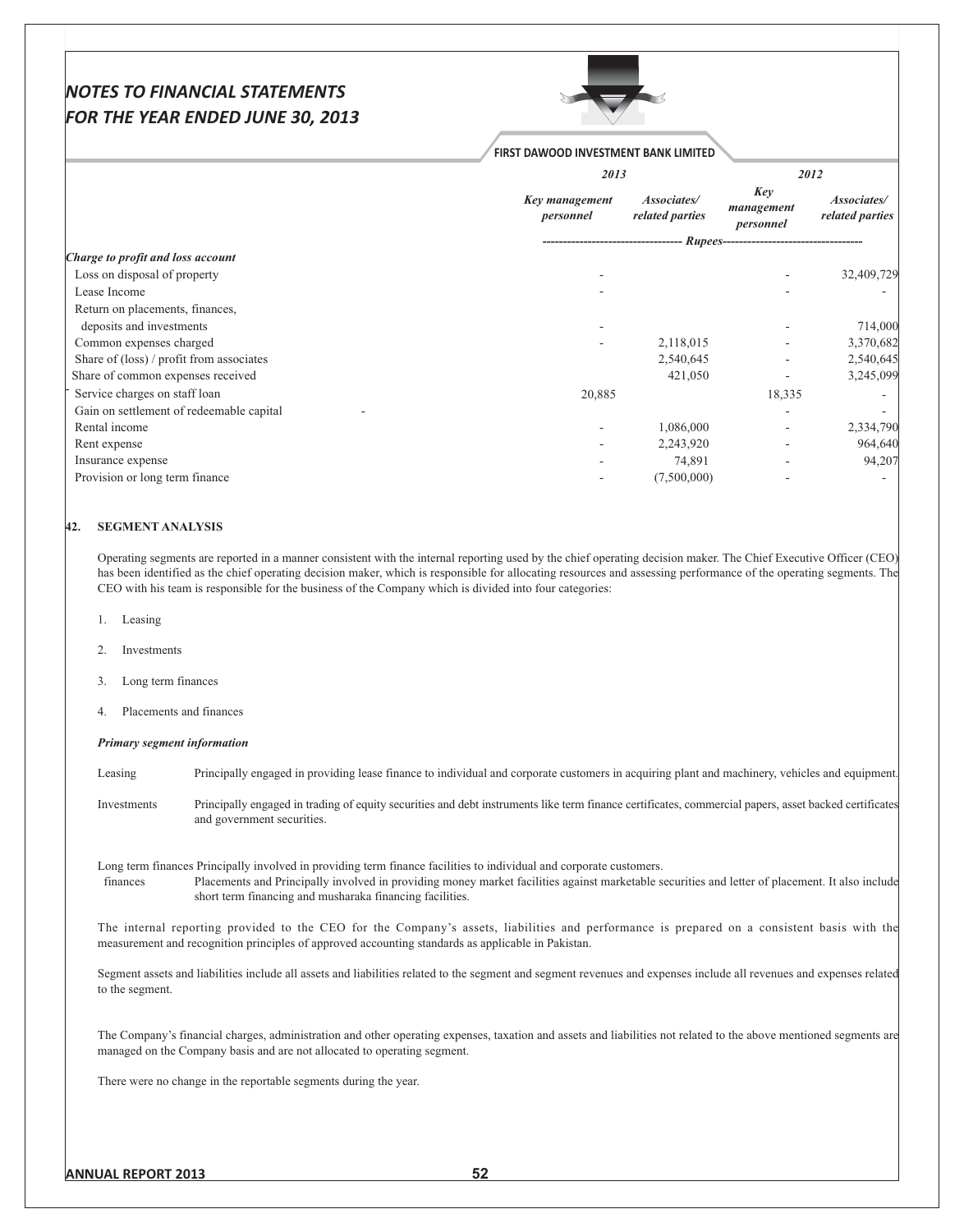| | 2013 | | 2012 | |
|---|---|---|---|---|
| | *Key management personnel* | *Associates/ related parties* | *Key management personnel* | *Associates/ related parties* |
| | ---------- Rupees ---------- | | | |
| ***Charge to profit and loss account*** | | | | |
| Loss on disposal of property | - | | - | 32,409,729 |
| Lease Income | - | | - | - |
| Return on placements, finances, deposits and investments | - | | - | 714,000 |
| Common expenses charged | - | 2,118,015 | - | 3,370,682 |
| Share of (loss) / profit from associates | | 2,540,645 | - | 2,540,645 |
| Share of common expenses received | | 421,050 | - | 3,245,099 |
| Service charges on staff loan | 20,885 | | 18,335 | - |
| Gain on settlement of redeemable capital | - | | - | - |
| Rental income | - | 1,086,000 | - | 2,334,790 |
| Rent expense | - | 2,243,920 | - | 964,640 |
| Insurance expense | - | 74,891 | - | 94,207 |
| Provision or long term finance | - | (7,500,000) | - | - |

## 42. SEGMENT ANALYSIS

Operating segments are reported in a manner consistent with the internal reporting used by the chief operating decision maker. The Chief Executive Officer (CEO) has been identified as the chief operating decision maker, which is responsible for allocating resources and assessing performance of the operating segments. The CEO with his team is responsible for the business of the Company which is divided into four categories:

1. Leasing
2. Investments
3. Long term finances
4. Placements and finances

***Primary segment information***

Leasing — Principally engaged in providing lease finance to individual and corporate customers in acquiring plant and machinery, vehicles and equipment.

Investments — Principally engaged in trading of equity securities and debt instruments like term finance certificates, commercial papers, asset backed certificates and government securities.

Long term finances — Principally involved in providing term finance facilities to individual and corporate customers.

Placements and finances — Placements and Principally involved in providing money market facilities against marketable securities and letter of placement. It also include short term financing and musharaka financing facilities.

The internal reporting provided to the CEO for the Company's assets, liabilities and performance is prepared on a consistent basis with the measurement and recognition principles of approved accounting standards as applicable in Pakistan.

Segment assets and liabilities include all assets and liabilities related to the segment and segment revenues and expenses include all revenues and expenses related to the segment.

The Company's financial charges, administration and other operating expenses, taxation and assets and liabilities not related to the above mentioned segments are managed on the Company basis and are not allocated to operating segment.

There were no change in the reportable segments during the year.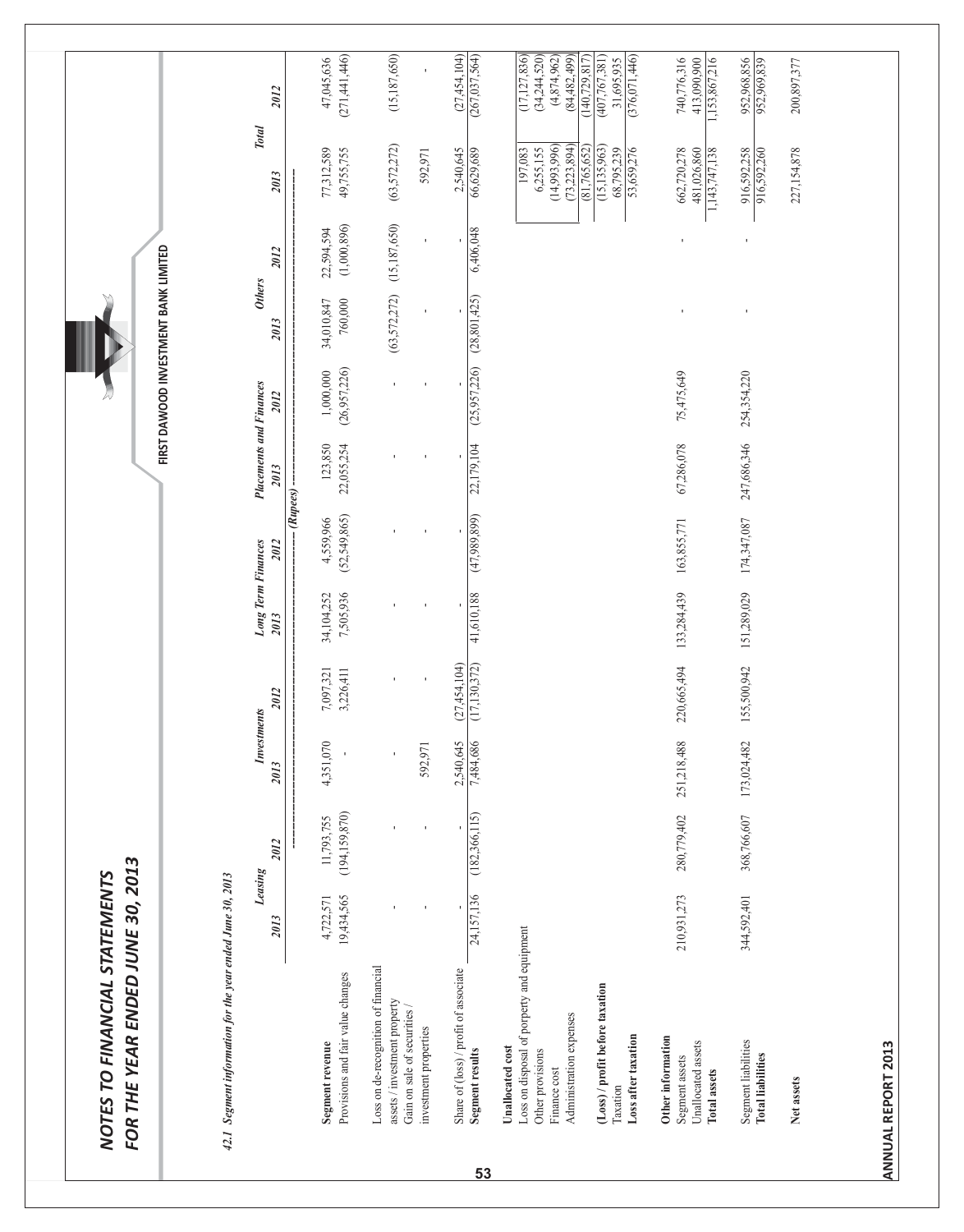## 42.1 Segment information for the year ended June 30, 2013

| | Leasing | | Investments | | Long Term Finances | | Placements and Finances | | Others | | Total | |
|---|---|---|---|---|---|---|---|---|---|---|---|---|
| | 2013 | 2012 | 2013 | 2012 | 2013 | 2012 | 2013 | 2012 | 2013 | 2012 | 2013 | 2012 |
| | (Rupees) | | | | | | | | | | | |
| **Segment revenue** | 4,722,571 | 11,793,755 | 4,351,070 | 7,097,321 | 34,104,252 | 4,559,966 | 123,850 | 1,000,000 | 34,010,847 | 22,594,594 | 77,312,589 | 47,045,636 |
| Provisions and fair value changes | 19,434,565 | (194,159,870) | - | 3,226,411 | 7,505,936 | (52,549,865) | 22,055,254 | (26,957,226) | 760,000 | (1,000,896) | 49,755,755 | (271,441,446) |
| Loss on de-recognition of financial assets / investment property | - | - | - | - | - | - | - | - | (63,572,272) | (15,187,650) | (63,572,272) | (15,187,650) |
| Gain on sale of securities / investment properties | - | - | 592,971 | - | - | - | - | - | - | - | 592,971 | - |
| Share of (loss) / profit of associate | - | - | 2,540,645 | (27,454,104) | - | - | - | - | - | - | 2,540,645 | (27,454,104) |
| **Segment results** | 24,157,136 | (182,366,115) | 7,484,686 | (17,130,372) | 41,610,188 | (47,989,899) | 22,179,104 | (25,957,226) | (28,801,425) | 6,406,048 | 66,629,689 | (267,037,564) |
| **Unallocated cost** | | | | | | | | | | | | |
| Loss on disposal of porperty and equipment | | | | | | | | | | | 197,083 | (17,127,836) |
| Other provisions | | | | | | | | | | | 6,255,155 | (34,244,520) |
| Finance cost | | | | | | | | | | | (14,993,996) | (4,874,962) |
| Administration expenses | | | | | | | | | | | (73,223,894) | (84,482,499) |
| | | | | | | | | | | | (81,765,652) | (140,729,817) |
| **(Loss) / profit before taxation** | | | | | | | | | | | (15,135,963) | (407,767,381) |
| Taxation | | | | | | | | | | | 68,795,239 | 31,695,935 |
| **Loss after taxation** | | | | | | | | | | | 53,659,276 | (376,071,446) |
| **Other information** | | | | | | | | | | | | |
| Segment assets | 210,931,273 | 280,779,402 | 251,218,488 | 220,665,494 | 133,284,439 | 163,855,771 | 67,286,078 | 75,475,649 | - | - | 662,720,278 | 740,776,316 |
| Unallocated assets | | | | | | | | | | | 481,026,860 | 413,090,900 |
| **Total assets** | | | | | | | | | | | 1,143,747,138 | 1,153,867,216 |
| Segment liabilities | 344,592,401 | 368,766,607 | 173,024,482 | 155,500,942 | 151,289,029 | 174,347,087 | 247,686,346 | 254,354,220 | - | - | 916,592,258 | 952,968,856 |
| **Total liabilities** | | | | | | | | | | | 916,592,260 | 952,969,839 |
| **Net assets** | | | | | | | | | | | 227,154,878 | 200,897,377 |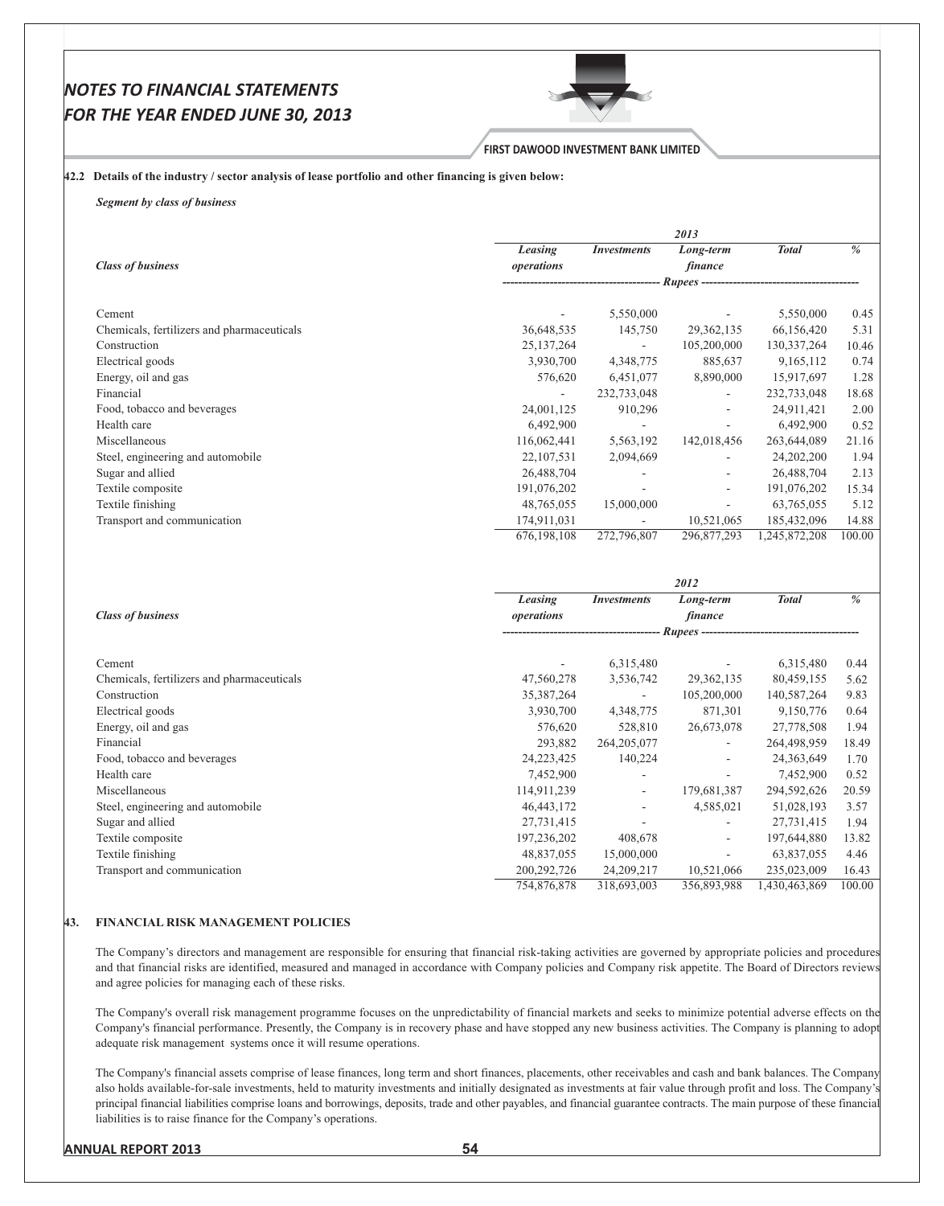**42.2 Details of the industry / sector analysis of lease portfolio and other financing is given below:**

***Segment by class of business***

| *Class of business* | *Leasing operations* | *Investments* | *Long-term finance* | *Total* | *%* |
|---|---|---|---|---|---|
| | *2013* | | | | |
| | ---------- | ---------- | *Rupees* | ---------- | ---------- |
| Cement | - | 5,550,000 | - | 5,550,000 | 0.45 |
| Chemicals, fertilizers and pharmaceuticals | 36,648,535 | 145,750 | 29,362,135 | 66,156,420 | 5.31 |
| Construction | 25,137,264 | - | 105,200,000 | 130,337,264 | 10.46 |
| Electrical goods | 3,930,700 | 4,348,775 | 885,637 | 9,165,112 | 0.74 |
| Energy, oil and gas | 576,620 | 6,451,077 | 8,890,000 | 15,917,697 | 1.28 |
| Financial | - | 232,733,048 | - | 232,733,048 | 18.68 |
| Food, tobacco and beverages | 24,001,125 | 910,296 | - | 24,911,421 | 2.00 |
| Health care | 6,492,900 | - | - | 6,492,900 | 0.52 |
| Miscellaneous | 116,062,441 | 5,563,192 | 142,018,456 | 263,644,089 | 21.16 |
| Steel, engineering and automobile | 22,107,531 | 2,094,669 | - | 24,202,200 | 1.94 |
| Sugar and allied | 26,488,704 | - | - | 26,488,704 | 2.13 |
| Textile composite | 191,076,202 | - | - | 191,076,202 | 15.34 |
| Textile finishing | 48,765,055 | 15,000,000 | - | 63,765,055 | 5.12 |
| Transport and communication | 174,911,031 | - | 10,521,065 | 185,432,096 | 14.88 |
| | 676,198,108 | 272,796,807 | 296,877,293 | 1,245,872,208 | 100.00 |

| *Class of business* | *Leasing operations* | *Investments* | *Long-term finance* | *Total* | *%* |
|---|---|---|---|---|---|
| | *2012* | | | | |
| | ---------- | ---------- | *Rupees* | ---------- | ---------- |
| Cement | - | 6,315,480 | - | 6,315,480 | 0.44 |
| Chemicals, fertilizers and pharmaceuticals | 47,560,278 | 3,536,742 | 29,362,135 | 80,459,155 | 5.62 |
| Construction | 35,387,264 | - | 105,200,000 | 140,587,264 | 9.83 |
| Electrical goods | 3,930,700 | 4,348,775 | 871,301 | 9,150,776 | 0.64 |
| Energy, oil and gas | 576,620 | 528,810 | 26,673,078 | 27,778,508 | 1.94 |
| Financial | 293,882 | 264,205,077 | - | 264,498,959 | 18.49 |
| Food, tobacco and beverages | 24,223,425 | 140,224 | - | 24,363,649 | 1.70 |
| Health care | 7,452,900 | - | - | 7,452,900 | 0.52 |
| Miscellaneous | 114,911,239 | - | 179,681,387 | 294,592,626 | 20.59 |
| Steel, engineering and automobile | 46,443,172 | - | 4,585,021 | 51,028,193 | 3.57 |
| Sugar and allied | 27,731,415 | - | - | 27,731,415 | 1.94 |
| Textile composite | 197,236,202 | 408,678 | - | 197,644,880 | 13.82 |
| Textile finishing | 48,837,055 | 15,000,000 | - | 63,837,055 | 4.46 |
| Transport and communication | 200,292,726 | 24,209,217 | 10,521,066 | 235,023,009 | 16.43 |
| | 754,876,878 | 318,693,003 | 356,893,988 | 1,430,463,869 | 100.00 |

## 43. FINANCIAL RISK MANAGEMENT POLICIES

The Company's directors and management are responsible for ensuring that financial risk-taking activities are governed by appropriate policies and procedures and that financial risks are identified, measured and managed in accordance with Company policies and Company risk appetite. The Board of Directors reviews and agree policies for managing each of these risks.

The Company's overall risk management programme focuses on the unpredictability of financial markets and seeks to minimize potential adverse effects on the Company's financial performance. Presently, the Company is in recovery phase and have stopped any new business activities. The Company is planning to adopt adequate risk management systems once it will resume operations.

The Company's financial assets comprise of lease finances, long term and short finances, placements, other receivables and cash and bank balances. The Company also holds available-for-sale investments, held to maturity investments and initially designated as investments at fair value through profit and loss. The Company's principal financial liabilities comprise loans and borrowings, deposits, trade and other payables, and financial guarantee contracts. The main purpose of these financial liabilities is to raise finance for the Company's operations.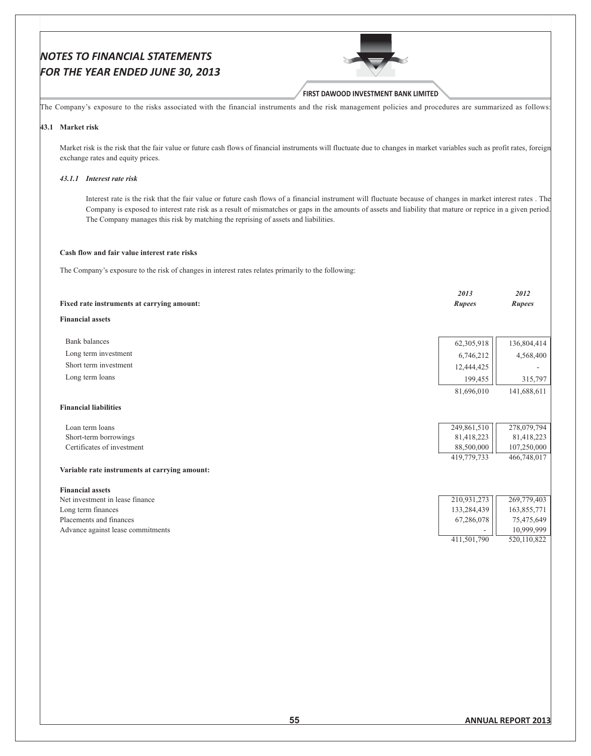The Company's exposure to the risks associated with the financial instruments and the risk management policies and procedures are summarized as follows:

### 43.1 Market risk

Market risk is the risk that the fair value or future cash flows of financial instruments will fluctuate due to changes in market variables such as profit rates, foreign exchange rates and equity prices.

#### *43.1.1 Interest rate risk*

Interest rate is the risk that the fair value or future cash flows of a financial instrument will fluctuate because of changes in market interest rates . The Company is exposed to interest rate risk as a result of mismatches or gaps in the amounts of assets and liability that mature or reprice in a given period. The Company manages this risk by matching the reprising of assets and liabilities.

**Cash flow and fair value interest rate risks**

The Company's exposure to the risk of changes in interest rates relates primarily to the following:

| | *2013* | *2012* |
|---|---|---|
| **Fixed rate instruments at carrying amount:** | ***Rupees*** | ***Rupees*** |
| **Financial assets** | | |
| Bank balances | 62,305,918 | 136,804,414 |
| Long term investment | 6,746,212 | 4,568,400 |
| Short term investment | 12,444,425 | - |
| Long term loans | 199,455 | 315,797 |
| | 81,696,010 | 141,688,611 |
| **Financial liabilities** | | |
| Loan term loans | 249,861,510 | 278,079,794 |
| Short-term borrowings | 81,418,223 | 81,418,223 |
| Certificates of investment | 88,500,000 | 107,250,000 |
| | 419,779,733 | 466,748,017 |
| **Variable rate instruments at carrying amount:** | | |
| **Financial assets** | | |
| Net investment in lease finance | 210,931,273 | 269,779,403 |
| Long term finances | 133,284,439 | 163,855,771 |
| Placements and finances | 67,286,078 | 75,475,649 |
| Advance against lease commitments | - | 10,999,999 |
| | 411,501,790 | 520,110,822 |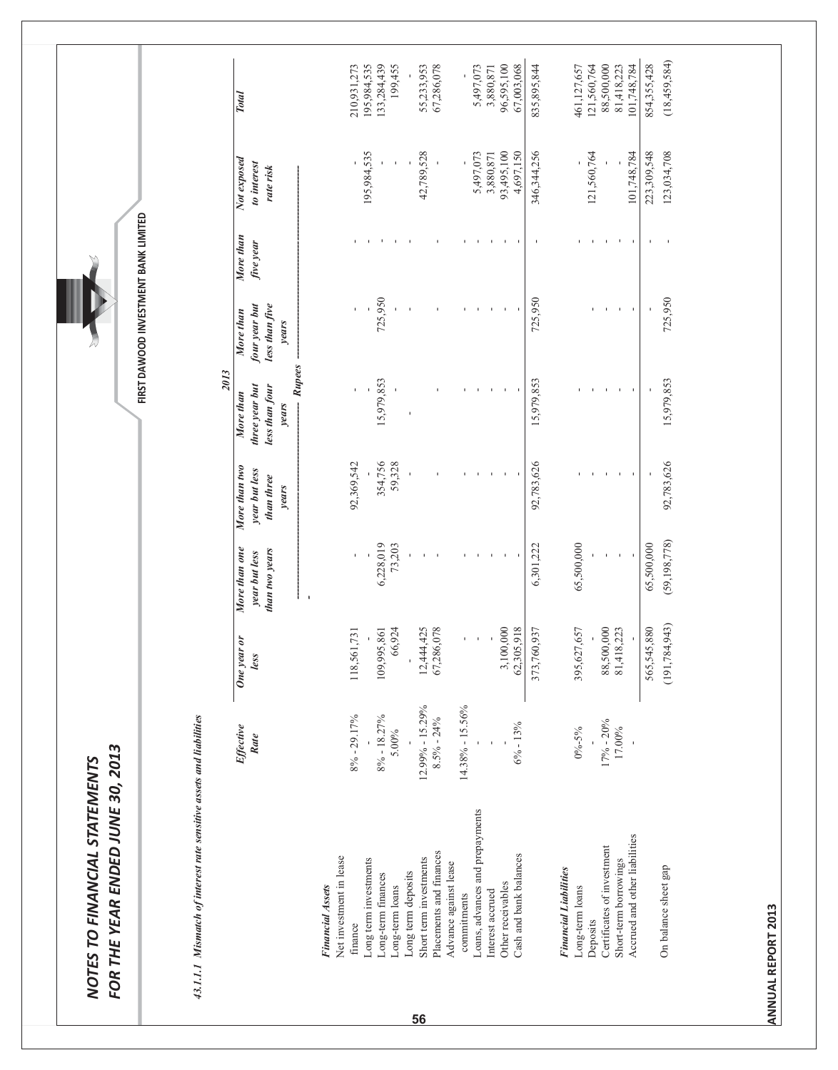## 43.1.1.1 Mismatch of interest rate sensitive assets and liabilities

| | Effective Rate | One year or less | More than one year but less than two years | More than two year but less than three years | More than three year but less than four years | More than four year but less than five years | More than five year | Not exposed to interest rate risk | Total |
|---|---|---|---|---|---|---|---|---|---|
| | | 2013 | | | | | | | |
| | | Rupees | | | | | | | |
| **Financial Assets** | | | | | | | | | |
| Net investment in lease finance | 8% - 29.17% | 118,561,731 | - | 92,369,542 | - | - | - | - | 210,931,273 |
| Long term investments | - | - | - | - | - | - | - | 195,984,535 | 195,984,535 |
| Long-term finances | 8% - 18.27% | 109,995,861 | 6,228,019 | 354,756 | 15,979,853 | 725,950 | - | - | 133,284,439 |
| Long-term loans | 5.00% | 66,924 | 73,203 | 59,328 | - | - | - | - | 199,455 |
| Long term deposits | - | - | - | - | - | - | - | - | - |
| Short term investments | 12.99% - 15.29% | 12,444,425 | - | - | - | - | - | 42,789,528 | 55,233,953 |
| Placements and finances | 8.5% - 24% | 67,286,078 | - | - | - | - | - | - | 67,286,078 |
| Advance against lease commitments | 14.38% - 15.56% | - | - | - | - | - | - | - | - |
| Loans, advances and prepayments | - | - | - | - | - | - | - | 5,497,073 | 5,497,073 |
| Interest accrued | - | - | - | - | - | - | - | 3,880,871 | 3,880,871 |
| Other receivables | - | 3,100,000 | - | - | - | - | - | 93,495,100 | 96,595,100 |
| Cash and bank balances | 6% - 13% | 62,305,918 | - | - | - | - | - | 4,697,150 | 67,003,068 |
| | | 373,760,937 | 6,301,222 | 92,783,626 | 15,979,853 | 725,950 | - | 346,344,256 | 835,895,844 |
| **Financial Liabilities** | | | | | | | | | |
| Long-term loans | 0%-5% | 395,627,657 | 65,500,000 | - | - | - | - | - | 461,127,657 |
| Deposits | - | - | - | - | - | - | - | 121,560,764 | 121,560,764 |
| Certificates of investment | 17% - 20% | 88,500,000 | - | - | - | - | - | - | 88,500,000 |
| Short-term borrowings | 17.00% | 81,418,223 | - | - | - | - | - | - | 81,418,223 |
| Accrued and other liabilities | - | - | - | - | - | - | - | 101,748,784 | 101,748,784 |
| | | 565,545,880 | 65,500,000 | - | - | - | - | 223,309,548 | 854,355,428 |
| On balance sheet gap | | (191,784,943) | (59,198,778) | 92,783,626 | 15,979,853 | 725,950 | - | 123,034,708 | (18,459,584) |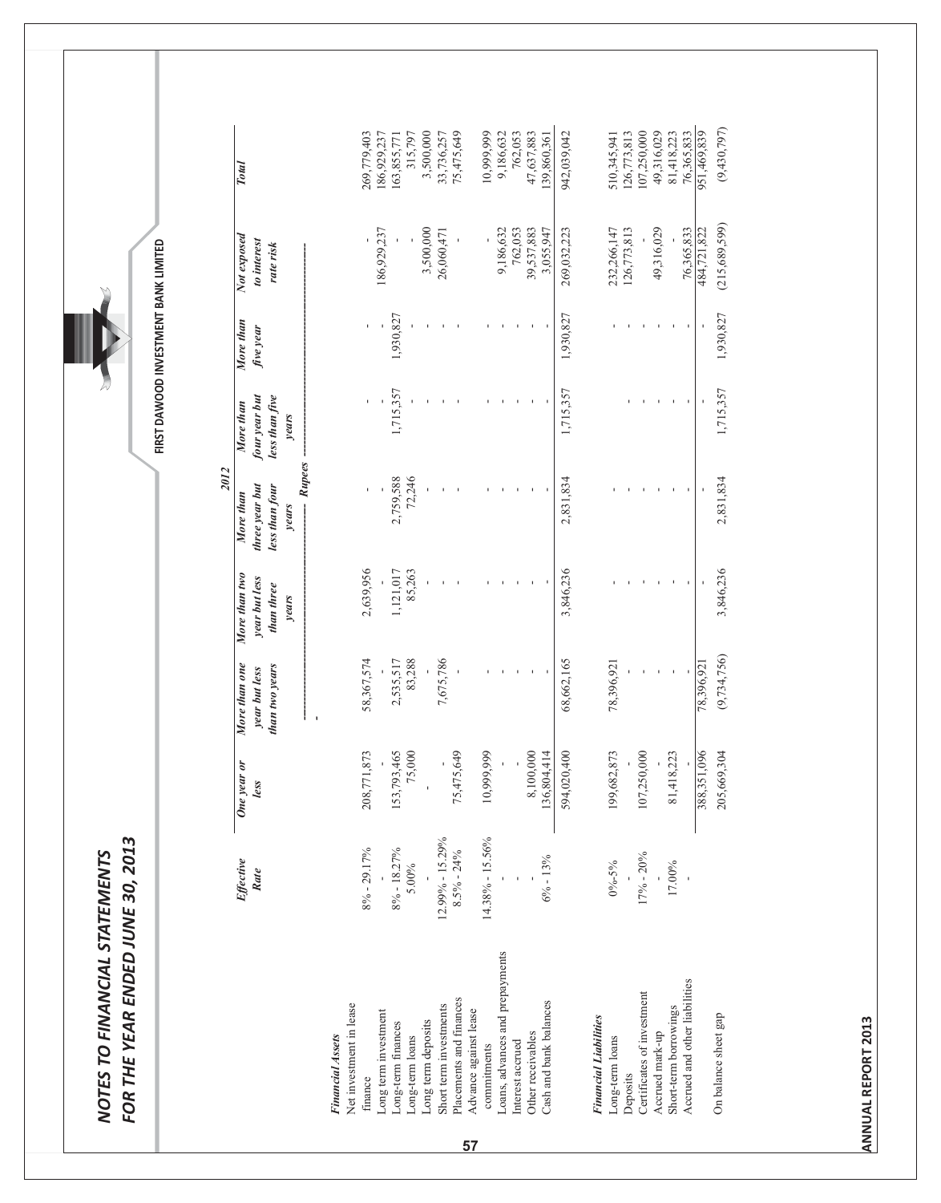## NOTES TO FINANCIAL STATEMENTS
## FOR THE YEAR ENDED JUNE 30, 2013

**FIRST DAWOOD INVESTMENT BANK LIMITED**

| | Effective Rate | One year or less | More than one year but less than two years | More than two year but less than three years | More than three year but less than four years | More than four year but less than five years | More than five year | Not exposed to interest rate risk | Total |
|---|---|---|---|---|---|---|---|---|---|
| | | **2012** | | | | | | | |
| | | Rupees | | | | | | | |
| ***Financial Assets*** | | | | | | | | | |
| Net investment in lease finance | 8% - 29.17% | 208,771,873 | 58,367,574 | 2,639,956 | - | - | - | - | 269,779,403 |
| Long term investment | - | - | - | - | - | - | - | 186,929,237 | 186,929,237 |
| Long-term finances | 8% - 18.27% | 153,793,465 | 2,535,517 | 1,121,017 | 2,759,588 | 1,715,357 | 1,930,827 | - | 163,855,771 |
| Long-term loans | 5.00% | 75,000 | 83,288 | 85,263 | 72,246 | - | - | - | 315,797 |
| Long term deposits | - | - | - | - | - | - | - | 3,500,000 | 3,500,000 |
| Short term investments | 12.99% - 15.29% | - | 7,675,786 | - | - | - | - | 26,060,471 | 33,736,257 |
| Placements and finances | 8.5% - 24% | 75,475,649 | - | - | - | - | - | - | 75,475,649 |
| Advance against lease commitments | 14.38% - 15.56% | 10,999,999 | - | - | - | - | - | - | 10,999,999 |
| Loans, advances and prepayments | - | - | - | - | - | - | - | 9,186,632 | 9,186,632 |
| Interest accrued | - | - | - | - | - | - | - | 762,053 | 762,053 |
| Other receivables | - | 8,100,000 | - | - | - | - | - | 39,537,883 | 47,637,883 |
| Cash and bank balances | 6% - 13% | 136,804,414 | - | - | - | - | - | 3,055,947 | 139,860,361 |
| | | 594,020,400 | 68,662,165 | 3,846,236 | 2,831,834 | 1,715,357 | 1,930,827 | 269,032,223 | 942,039,042 |
| ***Financial Liabilities*** | | | | | | | | | |
| Long-term loans | 0%-5% | 199,682,873 | 78,396,921 | - | - | - | - | 232,266,147 | 510,345,941 |
| Deposits | - | - | - | - | - | - | - | 126,773,813 | 126,773,813 |
| Certificates of investment | 17% - 20% | 107,250,000 | - | - | - | - | - | - | 107,250,000 |
| Accrued mark-up | - | - | - | - | - | - | - | 49,316,029 | 49,316,029 |
| Short-term borrowings | 17.00% | 81,418,223 | - | - | - | - | - | - | 81,418,223 |
| Accrued and other liabilities | - | - | - | - | - | - | - | 76,365,833 | 76,365,833 |
| | | 388,351,096 | 78,396,921 | - | - | - | - | 484,721,822 | 951,469,839 |
| On balance sheet gap | | 205,669,304 | (9,734,756) | 3,846,236 | 2,831,834 | 1,715,357 | 1,930,827 | (215,689,599) | (9,430,797) |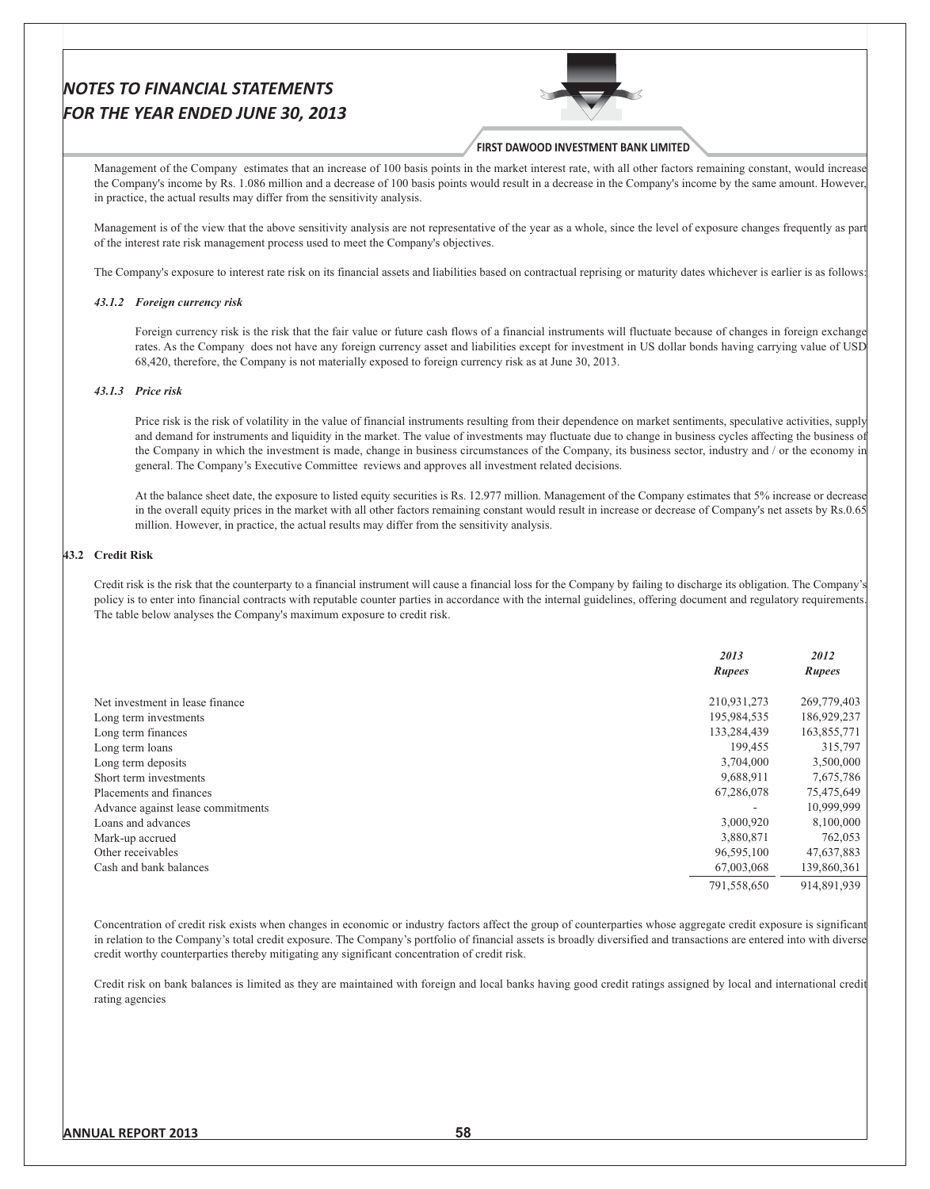Management of the Company estimates that an increase of 100 basis points in the market interest rate, with all other factors remaining constant, would increase the Company's income by Rs. 1.086 million and a decrease of 100 basis points would result in a decrease in the Company's income by the same amount. However, in practice, the actual results may differ from the sensitivity analysis.

Management is of the view that the above sensitivity analysis are not representative of the year as a whole, since the level of exposure changes frequently as part of the interest rate risk management process used to meet the Company's objectives.

The Company's exposure to interest rate risk on its financial assets and liabilities based on contractual reprising or maturity dates whichever is earlier is as follows:

#### *43.1.2 Foreign currency risk*

Foreign currency risk is the risk that the fair value or future cash flows of a financial instruments will fluctuate because of changes in foreign exchange rates. As the Company does not have any foreign currency asset and liabilities except for investment in US dollar bonds having carrying value of USD 68,420, therefore, the Company is not materially exposed to foreign currency risk as at June 30, 2013.

#### *43.1.3 Price risk*

Price risk is the risk of volatility in the value of financial instruments resulting from their dependence on market sentiments, speculative activities, supply and demand for instruments and liquidity in the market. The value of investments may fluctuate due to change in business cycles affecting the business of the Company in which the investment is made, change in business circumstances of the Company, its business sector, industry and / or the economy in general. The Company's Executive Committee reviews and approves all investment related decisions.

At the balance sheet date, the exposure to listed equity securities is Rs. 12.977 million. Management of the Company estimates that 5% increase or decrease in the overall equity prices in the market with all other factors remaining constant would result in increase or decrease of Company's net assets by Rs.0.65 million. However, in practice, the actual results may differ from the sensitivity analysis.

### 43.2 Credit Risk

Credit risk is the risk that the counterparty to a financial instrument will cause a financial loss for the Company by failing to discharge its obligation. The Company's policy is to enter into financial contracts with reputable counter parties in accordance with the internal guidelines, offering document and regulatory requirements. The table below analyses the Company's maximum exposure to credit risk.

| | *2013* | *2012* |
|---|---|---|
| | *Rupees* | *Rupees* |
| Net investment in lease finance | 210,931,273 | 269,779,403 |
| Long term investments | 195,984,535 | 186,929,237 |
| Long term finances | 133,284,439 | 163,855,771 |
| Long term loans | 199,455 | 315,797 |
| Long term deposits | 3,704,000 | 3,500,000 |
| Short term investments | 9,688,911 | 7,675,786 |
| Placements and finances | 67,286,078 | 75,475,649 |
| Advance against lease commitments | - | 10,999,999 |
| Loans and advances | 3,000,920 | 8,100,000 |
| Mark-up accrued | 3,880,871 | 762,053 |
| Other receivables | 96,595,100 | 47,637,883 |
| Cash and bank balances | 67,003,068 | 139,860,361 |
| | 791,558,650 | 914,891,939 |

Concentration of credit risk exists when changes in economic or industry factors affect the group of counterparties whose aggregate credit exposure is significant in relation to the Company's total credit exposure. The Company's portfolio of financial assets is broadly diversified and transactions are entered into with diverse credit worthy counterparties thereby mitigating any significant concentration of credit risk.

Credit risk on bank balances is limited as they are maintained with foreign and local banks having good credit ratings assigned by local and international credit rating agencies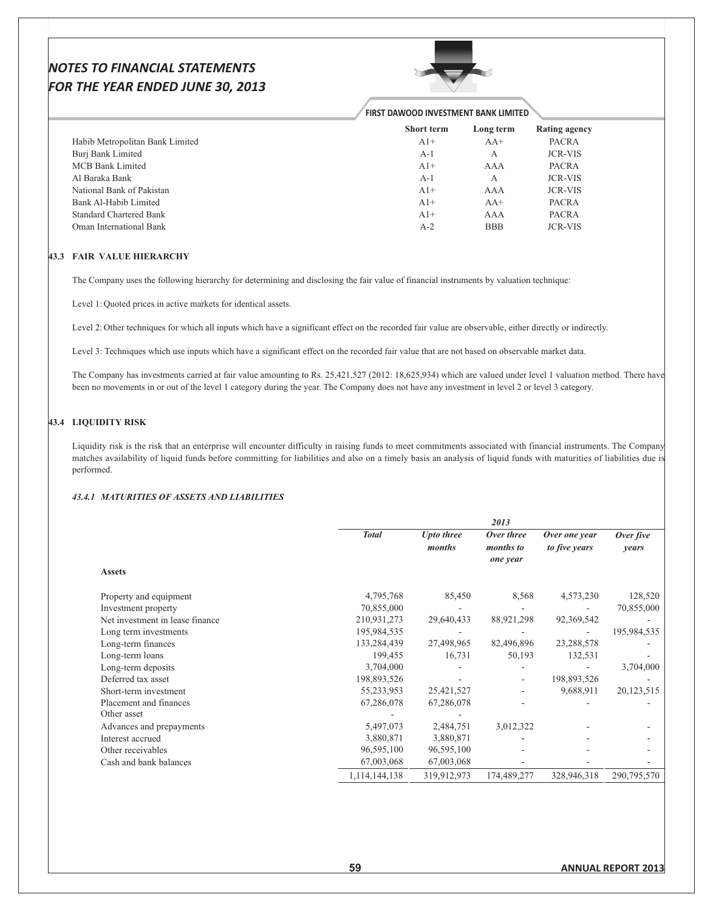| | Short term | Long term | Rating agency |
|---|---|---|---|
| Habib Metropolitan Bank Limited | A1+ | AA+ | PACRA |
| Burj Bank Limited | A-1 | A | JCR-VIS |
| MCB Bank Limited | A1+ | AAA | PACRA |
| Al Baraka Bank | A-1 | A | JCR-VIS |
| National Bank of Pakistan | A1+ | AAA | JCR-VIS |
| Bank Al-Habib Limited | A1+ | AA+ | PACRA |
| Standard Chartered Bank | A1+ | AAA | PACRA |
| Oman International Bank | A-2 | BBB | JCR-VIS |

### 43.3 FAIR VALUE HIERARCHY

The Company uses the following hierarchy for determining and disclosing the fair value of financial instruments by valuation technique:

Level 1: Quoted prices in active markets for identical assets.

Level 2: Other techniques for which all inputs which have a significant effect on the recorded fair value are observable, either directly or indirectly.

Level 3: Techniques which use inputs which have a significant effect on the recorded fair value that are not based on observable market data.

The Company has investments carried at fair value amounting to Rs. 25,421,527 (2012: 18,625,934) which are valued under level 1 valuation method. There have been no movements in or out of the level 1 category during the year. The Company does not have any investment in level 2 or level 3 category.

### 43.4 LIQUIDITY RISK

Liquidity risk is the risk that an enterprise will encounter difficulty in raising funds to meet commitments associated with financial instruments. The Company matches availability of liquid funds before committing for liabilities and also on a timely basis an analysis of liquid funds with maturities of liabilities due is performed.

#### *43.4.1 MATURITIES OF ASSETS AND LIABILITIES*

| | 2013 | | | | |
|---|---|---|---|---|---|
| | *Total* | *Upto three months* | *Over three months to one year* | *Over one year to five years* | *Over five years* |
| **Assets** | | | | | |
| Property and equipment | 4,795,768 | 85,450 | 8,568 | 4,573,230 | 128,520 |
| Investment property | 70,855,000 | - | - | - | 70,855,000 |
| Net investment in lease finance | 210,931,273 | 29,640,433 | 88,921,298 | 92,369,542 | - |
| Long term investments | 195,984,535 | - | - | - | 195,984,535 |
| Long-term finances | 133,284,439 | 27,498,965 | 82,496,896 | 23,288,578 | - |
| Long-term loans | 199,455 | 16,731 | 50,193 | 132,531 | - |
| Long-term deposits | 3,704,000 | - | - | - | 3,704,000 |
| Deferred tax asset | 198,893,526 | - | - | 198,893,526 | - |
| Short-term investment | 55,233,953 | 25,421,527 | - | 9,688,911 | 20,123,515 |
| Placement and finances | 67,286,078 | 67,286,078 | - | - | - |
| Other asset | - | - | | | |
| Advances and prepayments | 5,497,073 | 2,484,751 | 3,012,322 | - | - |
| Interest accrued | 3,880,871 | 3,880,871 | - | - | - |
| Other receivables | 96,595,100 | 96,595,100 | - | - | - |
| Cash and bank balances | 67,003,068 | 67,003,068 | - | - | - |
| | 1,114,144,138 | 319,912,973 | 174,489,277 | 328,946,318 | 290,795,570 |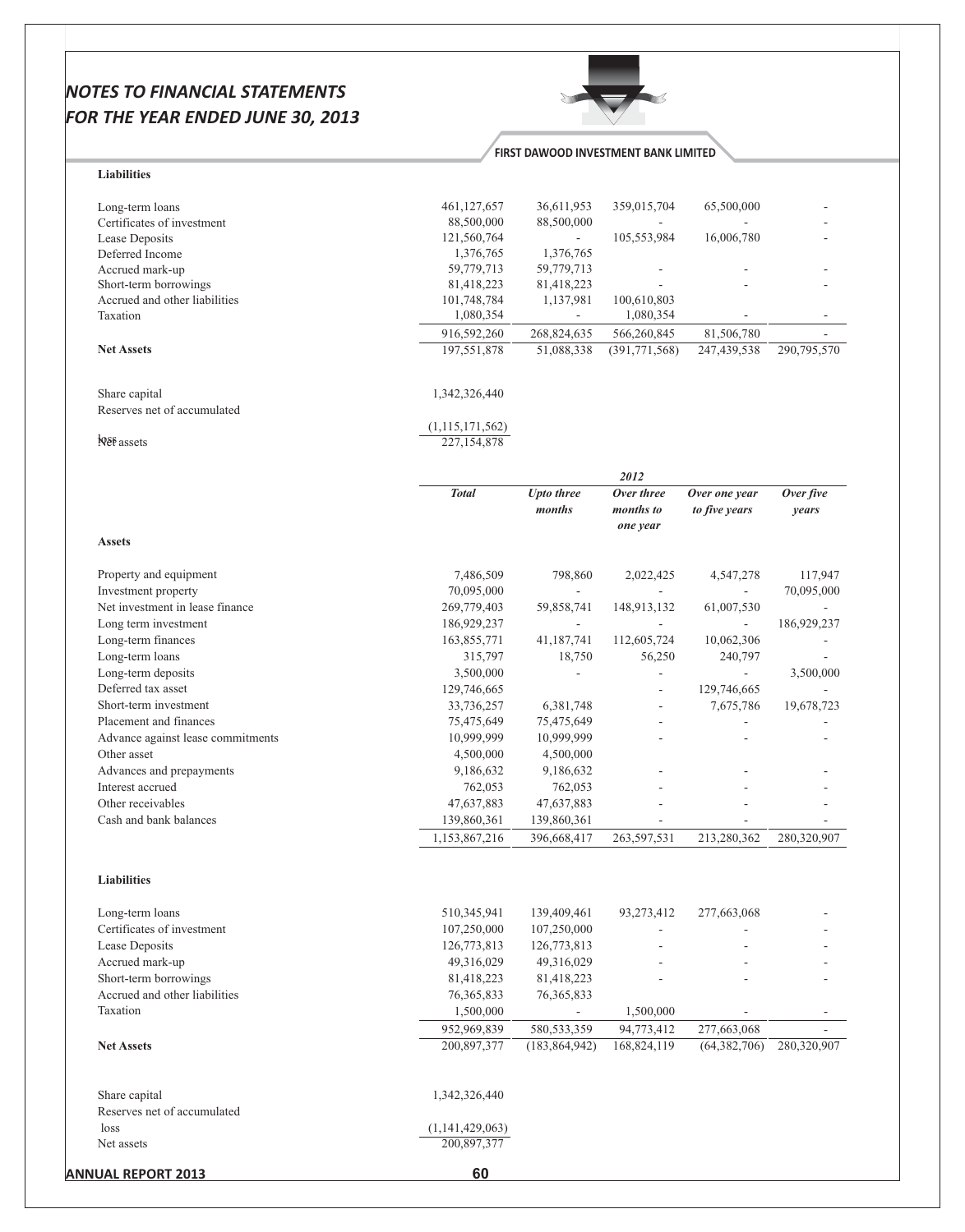| | | | | | |
|---|---|---|---|---|---|
| **Liabilities** | | | | | |
| Long-term loans | 461,127,657 | 36,611,953 | 359,015,704 | 65,500,000 | - |
| Certificates of investment | 88,500,000 | 88,500,000 | - | - | - |
| Lease Deposits | 121,560,764 | - | 105,553,984 | 16,006,780 | - |
| Deferred Income | 1,376,765 | 1,376,765 | | | |
| Accrued mark-up | 59,779,713 | 59,779,713 | - | - | - |
| Short-term borrowings | 81,418,223 | 81,418,223 | - | - | - |
| Accrued and other liabilities | 101,748,784 | 1,137,981 | 100,610,803 | | |
| Taxation | 1,080,354 | - | 1,080,354 | - | - |
| | 916,592,260 | 268,824,635 | 566,260,845 | 81,506,780 | - |
| **Net Assets** | 197,551,878 | 51,088,338 | (391,771,568) | 247,439,538 | 290,795,570 |
| Share capital | 1,342,326,440 | | | | |
| Reserves net of accumulated loss | (1,115,171,562) | | | | |
| Net assets | 227,154,878 | | | | |

| | 2012 | | | | |
|---|---|---|---|---|---|
| | ***Total*** | ***Upto three months*** | ***Over three months to one year*** | ***Over one year to five years*** | ***Over five years*** |
| **Assets** | | | | | |
| Property and equipment | 7,486,509 | 798,860 | 2,022,425 | 4,547,278 | 117,947 |
| Investment property | 70,095,000 | - | - | - | 70,095,000 |
| Net investment in lease finance | 269,779,403 | 59,858,741 | 148,913,132 | 61,007,530 | - |
| Long term investment | 186,929,237 | - | - | - | 186,929,237 |
| Long-term finances | 163,855,771 | 41,187,741 | 112,605,724 | 10,062,306 | - |
| Long-term loans | 315,797 | 18,750 | 56,250 | 240,797 | - |
| Long-term deposits | 3,500,000 | - | - | - | 3,500,000 |
| Deferred tax asset | 129,746,665 | | - | 129,746,665 | - |
| Short-term investment | 33,736,257 | 6,381,748 | - | 7,675,786 | 19,678,723 |
| Placement and finances | 75,475,649 | 75,475,649 | - | - | - |
| Advance against lease commitments | 10,999,999 | 10,999,999 | - | - | - |
| Other asset | 4,500,000 | 4,500,000 | | | |
| Advances and prepayments | 9,186,632 | 9,186,632 | - | - | - |
| Interest accrued | 762,053 | 762,053 | - | - | - |
| Other receivables | 47,637,883 | 47,637,883 | - | - | - |
| Cash and bank balances | 139,860,361 | 139,860,361 | - | - | - |
| | 1,153,867,216 | 396,668,417 | 263,597,531 | 213,280,362 | 280,320,907 |
| **Liabilities** | | | | | |
| Long-term loans | 510,345,941 | 139,409,461 | 93,273,412 | 277,663,068 | - |
| Certificates of investment | 107,250,000 | 107,250,000 | - | - | - |
| Lease Deposits | 126,773,813 | 126,773,813 | - | - | - |
| Accrued mark-up | 49,316,029 | 49,316,029 | - | - | - |
| Short-term borrowings | 81,418,223 | 81,418,223 | - | - | - |
| Accrued and other liabilities | 76,365,833 | 76,365,833 | | | |
| Taxation | 1,500,000 | - | 1,500,000 | - | - |
| | 952,969,839 | 580,533,359 | 94,773,412 | 277,663,068 | - |
| **Net Assets** | 200,897,377 | (183,864,942) | 168,824,119 | (64,382,706) | 280,320,907 |
| Share capital | 1,342,326,440 | | | | |
| Reserves net of accumulated loss | (1,141,429,063) | | | | |
| Net assets | 200,897,377 | | | | |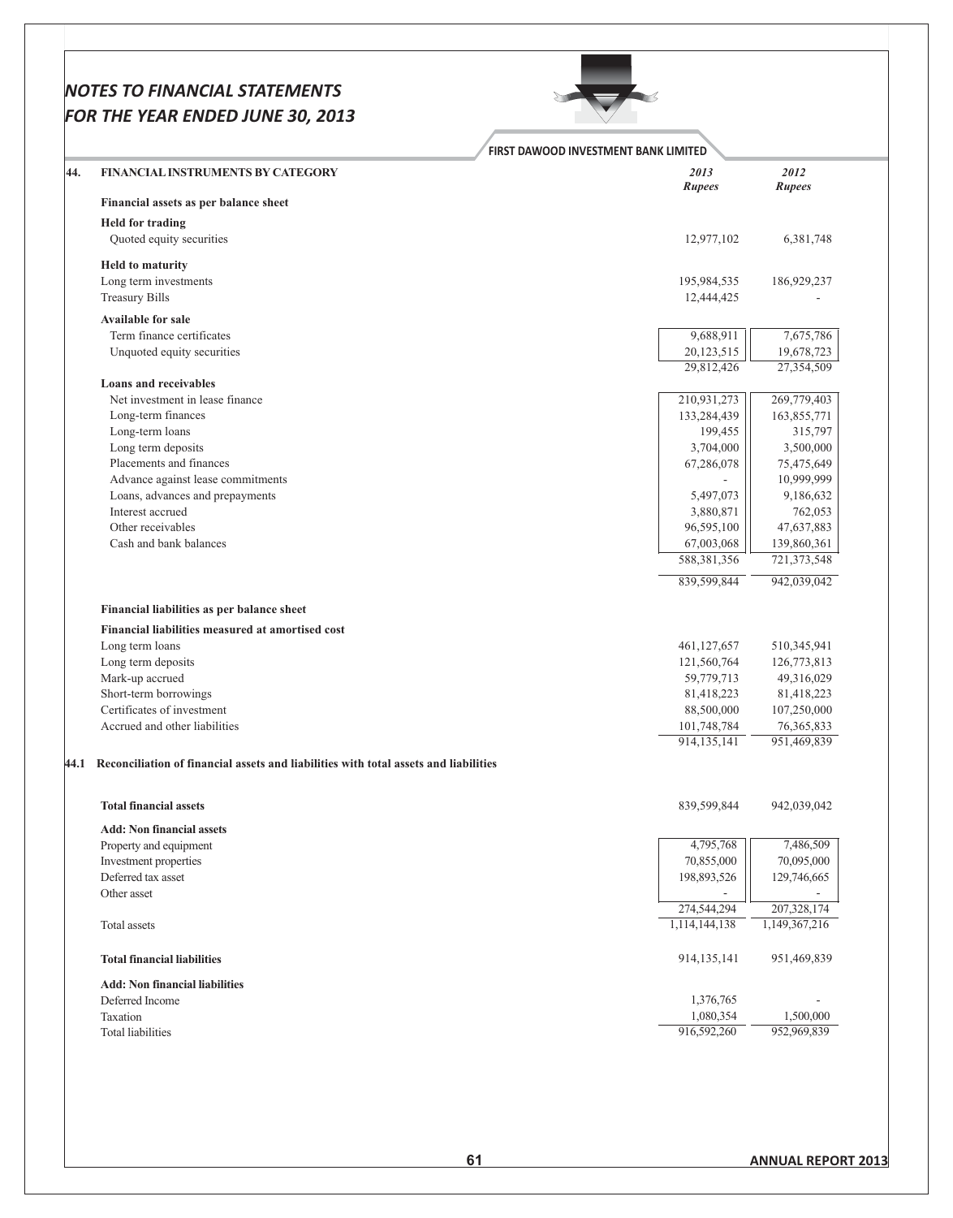## 44. FINANCIAL INSTRUMENTS BY CATEGORY

| | 2013 Rupees | 2012 Rupees |
|---|---|---|
| **Financial assets as per balance sheet** | | |
| **Held for trading** | | |
| Quoted equity securities | 12,977,102 | 6,381,748 |
| **Held to maturity** | | |
| Long term investments | 195,984,535 | 186,929,237 |
| Treasury Bills | 12,444,425 | - |
| **Available for sale** | | |
| Term finance certificates | 9,688,911 | 7,675,786 |
| Unquoted equity securities | 20,123,515 | 19,678,723 |
| | 29,812,426 | 27,354,509 |
| **Loans and receivables** | | |
| Net investment in lease finance | 210,931,273 | 269,779,403 |
| Long-term finances | 133,284,439 | 163,855,771 |
| Long-term loans | 199,455 | 315,797 |
| Long term deposits | 3,704,000 | 3,500,000 |
| Placements and finances | 67,286,078 | 75,475,649 |
| Advance against lease commitments | - | 10,999,999 |
| Loans, advances and prepayments | 5,497,073 | 9,186,632 |
| Interest accrued | 3,880,871 | 762,053 |
| Other receivables | 96,595,100 | 47,637,883 |
| Cash and bank balances | 67,003,068 | 139,860,361 |
| | 588,381,356 | 721,373,548 |
| | 839,599,844 | 942,039,042 |
| **Financial liabilities as per balance sheet** | | |
| **Financial liabilities measured at amortised cost** | | |
| Long term loans | 461,127,657 | 510,345,941 |
| Long term deposits | 121,560,764 | 126,773,813 |
| Mark-up accrued | 59,779,713 | 49,316,029 |
| Short-term borrowings | 81,418,223 | 81,418,223 |
| Certificates of investment | 88,500,000 | 107,250,000 |
| Accrued and other liabilities | 101,748,784 | 76,365,833 |
| | 914,135,141 | 951,469,839 |

### 44.1 Reconciliation of financial assets and liabilities with total assets and liabilities

| | 2013 Rupees | 2012 Rupees |
|---|---|---|
| **Total financial assets** | 839,599,844 | 942,039,042 |
| **Add: Non financial assets** | | |
| Property and equipment | 4,795,768 | 7,486,509 |
| Investment properties | 70,855,000 | 70,095,000 |
| Deferred tax asset | 198,893,526 | 129,746,665 |
| Other asset | - | - |
| | 274,544,294 | 207,328,174 |
| Total assets | 1,114,144,138 | 1,149,367,216 |
| **Total financial liabilities** | 914,135,141 | 951,469,839 |
| **Add: Non financial liabilities** | | |
| Deferred Income | 1,376,765 | - |
| Taxation | 1,080,354 | 1,500,000 |
| Total liabilities | 916,592,260 | 952,969,839 |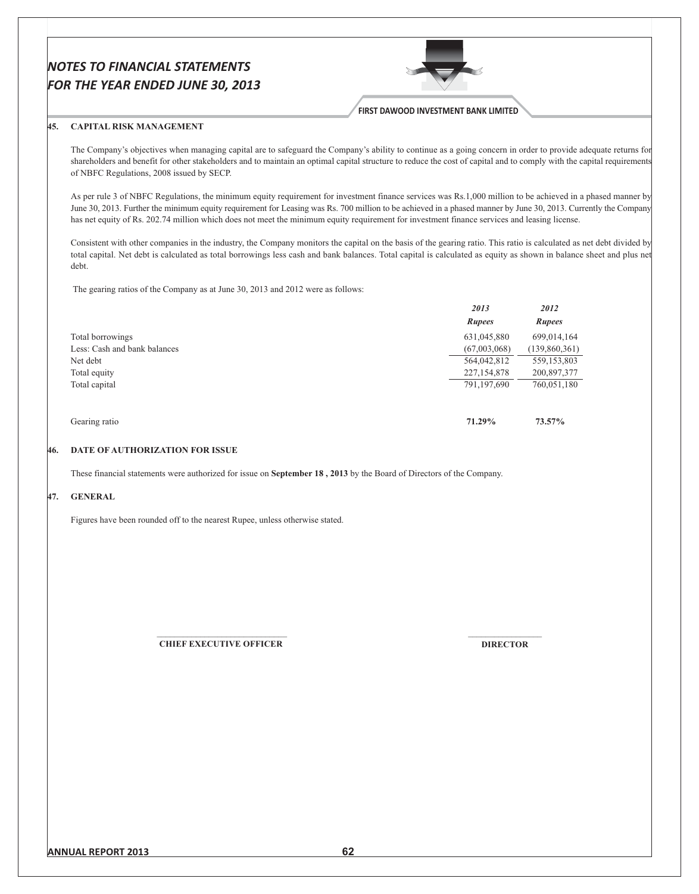## 45. CAPITAL RISK MANAGEMENT

The Company's objectives when managing capital are to safeguard the Company's ability to continue as a going concern in order to provide adequate returns for shareholders and benefit for other stakeholders and to maintain an optimal capital structure to reduce the cost of capital and to comply with the capital requirements of NBFC Regulations, 2008 issued by SECP.

As per rule 3 of NBFC Regulations, the minimum equity requirement for investment finance services was Rs.1,000 million to be achieved in a phased manner by June 30, 2013. Further the minimum equity requirement for Leasing was Rs. 700 million to be achieved in a phased manner by June 30, 2013. Currently the Company has net equity of Rs. 202.74 million which does not meet the minimum equity requirement for investment finance services and leasing license.

Consistent with other companies in the industry, the Company monitors the capital on the basis of the gearing ratio. This ratio is calculated as net debt divided by total capital. Net debt is calculated as total borrowings less cash and bank balances. Total capital is calculated as equity as shown in balance sheet and plus net debt.

The gearing ratios of the Company as at June 30, 2013 and 2012 were as follows:

| | *2013* | *2012* |
|---|---|---|
| | ***Rupees*** | ***Rupees*** |
| Total borrowings | 631,045,880 | 699,014,164 |
| Less: Cash and bank balances | (67,003,068) | (139,860,361) |
| Net debt | 564,042,812 | 559,153,803 |
| Total equity | 227,154,878 | 200,897,377 |
| Total capital | 791,197,690 | 760,051,180 |
| | | |
| Gearing ratio | **71.29%** | **73.57%** |

## 46. DATE OF AUTHORIZATION FOR ISSUE

These financial statements were authorized for issue on **September 18 , 2013** by the Board of Directors of the Company.

## 47. GENERAL

Figures have been rounded off to the nearest Rupee, unless otherwise stated.

**CHIEF EXECUTIVE OFFICER** **DIRECTOR**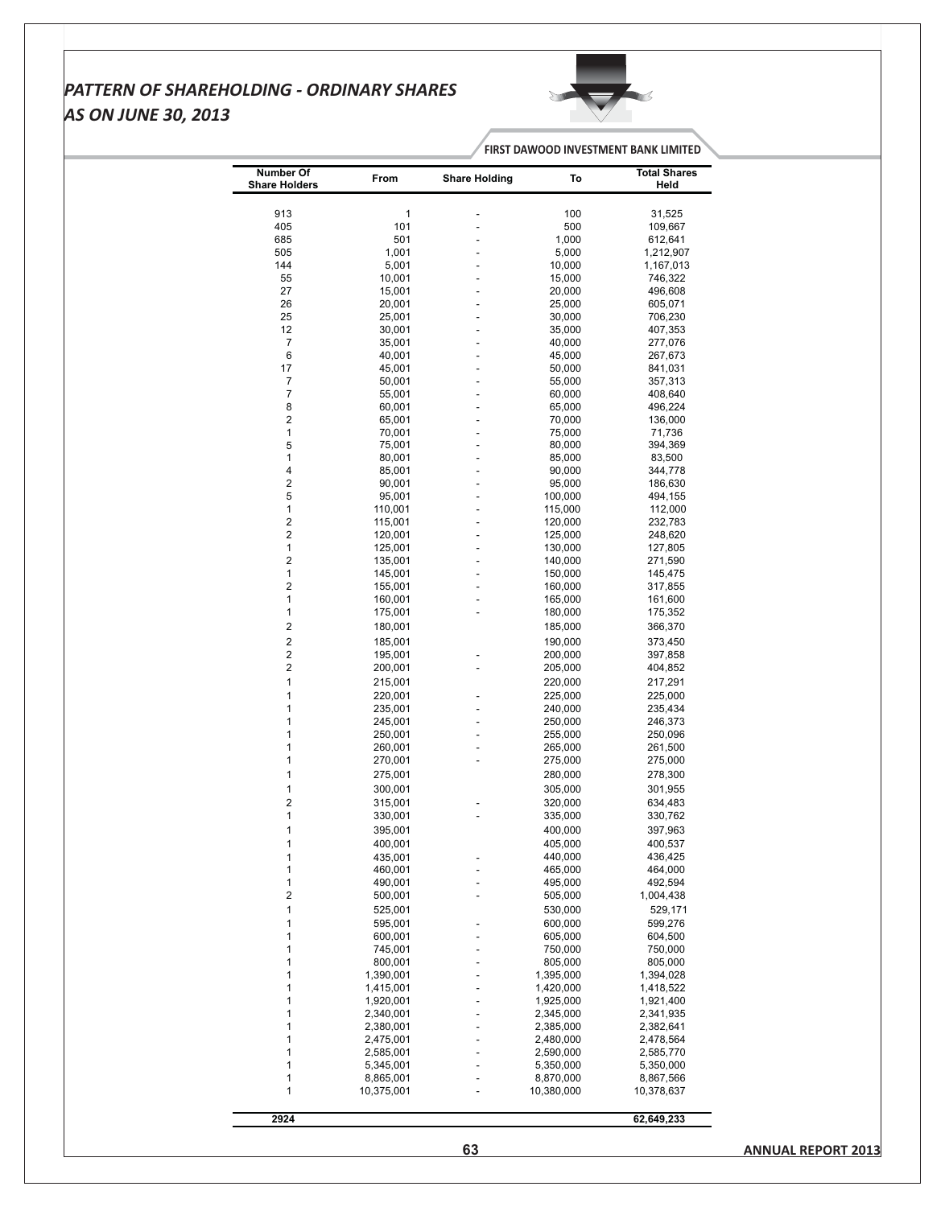# *PATTERN OF SHAREHOLDING - ORDINARY SHARES AS ON JUNE 30, 2013*

FIRST DAWOOD INVESTMENT BANK LIMITED

| Number Of Share Holders | From | Share Holding | To | Total Shares Held |
|---|---|---|---|---|
| 913 | 1 | - | 100 | 31,525 |
| 405 | 101 | - | 500 | 109,667 |
| 685 | 501 | - | 1,000 | 612,641 |
| 505 | 1,001 | - | 5,000 | 1,212,907 |
| 144 | 5,001 | - | 10,000 | 1,167,013 |
| 55 | 10,001 | - | 15,000 | 746,322 |
| 27 | 15,001 | - | 20,000 | 496,608 |
| 26 | 20,001 | - | 25,000 | 605,071 |
| 25 | 25,001 | - | 30,000 | 706,230 |
| 12 | 30,001 | - | 35,000 | 407,353 |
| 7 | 35,001 | - | 40,000 | 277,076 |
| 6 | 40,001 | - | 45,000 | 267,673 |
| 17 | 45,001 | - | 50,000 | 841,031 |
| 7 | 50,001 | - | 55,000 | 357,313 |
| 7 | 55,001 | - | 60,000 | 408,640 |
| 8 | 60,001 | - | 65,000 | 496,224 |
| 2 | 65,001 | - | 70,000 | 136,000 |
| 1 | 70,001 | - | 75,000 | 71,736 |
| 5 | 75,001 | - | 80,000 | 394,369 |
| 1 | 80,001 | - | 85,000 | 83,500 |
| 4 | 85,001 | - | 90,000 | 344,778 |
| 2 | 90,001 | - | 95,000 | 186,630 |
| 5 | 95,001 | - | 100,000 | 494,155 |
| 1 | 110,001 | - | 115,000 | 112,000 |
| 2 | 115,001 | - | 120,000 | 232,783 |
| 2 | 120,001 | - | 125,000 | 248,620 |
| 1 | 125,001 | - | 130,000 | 127,805 |
| 2 | 135,001 | - | 140,000 | 271,590 |
| 1 | 145,001 | - | 150,000 | 145,475 |
| 2 | 155,001 | - | 160,000 | 317,855 |
| 1 | 160,001 | - | 165,000 | 161,600 |
| 1 | 175,001 | - | 180,000 | 175,352 |
| 2 | 180,001 | | 185,000 | 366,370 |
| 2 | 185,001 | | 190,000 | 373,450 |
| 2 | 195,001 | - | 200,000 | 397,858 |
| 2 | 200,001 | - | 205,000 | 404,852 |
| 1 | 215,001 | | 220,000 | 217,291 |
| 1 | 220,001 | - | 225,000 | 225,000 |
| 1 | 235,001 | - | 240,000 | 235,434 |
| 1 | 245,001 | - | 250,000 | 246,373 |
| 1 | 250,001 | - | 255,000 | 250,096 |
| 1 | 260,001 | - | 265,000 | 261,500 |
| 1 | 270,001 | - | 275,000 | 275,000 |
| 1 | 275,001 | | 280,000 | 278,300 |
| 1 | 300,001 | | 305,000 | 301,955 |
| 2 | 315,001 | - | 320,000 | 634,483 |
| 1 | 330,001 | - | 335,000 | 330,762 |
| 1 | 395,001 | | 400,000 | 397,963 |
| 1 | 400,001 | | 405,000 | 400,537 |
| 1 | 435,001 | - | 440,000 | 436,425 |
| 1 | 460,001 | - | 465,000 | 464,000 |
| 1 | 490,001 | - | 495,000 | 492,594 |
| 2 | 500,001 | - | 505,000 | 1,004,438 |
| 1 | 525,001 | | 530,000 | 529,171 |
| 1 | 595,001 | - | 600,000 | 599,276 |
| 1 | 600,001 | - | 605,000 | 604,500 |
| 1 | 745,001 | - | 750,000 | 750,000 |
| 1 | 800,001 | - | 805,000 | 805,000 |
| 1 | 1,390,001 | - | 1,395,000 | 1,394,028 |
| 1 | 1,415,001 | - | 1,420,000 | 1,418,522 |
| 1 | 1,920,001 | - | 1,925,000 | 1,921,400 |
| 1 | 2,340,001 | - | 2,345,000 | 2,341,935 |
| 1 | 2,380,001 | - | 2,385,000 | 2,382,641 |
| 1 | 2,475,001 | - | 2,480,000 | 2,478,564 |
| 1 | 2,585,001 | - | 2,590,000 | 2,585,770 |
| 1 | 5,345,001 | - | 5,350,000 | 5,350,000 |
| 1 | 8,865,001 | - | 8,870,000 | 8,867,566 |
| 1 | 10,375,001 | - | 10,380,000 | 10,378,637 |
| **2924** | | | | **62,649,233** |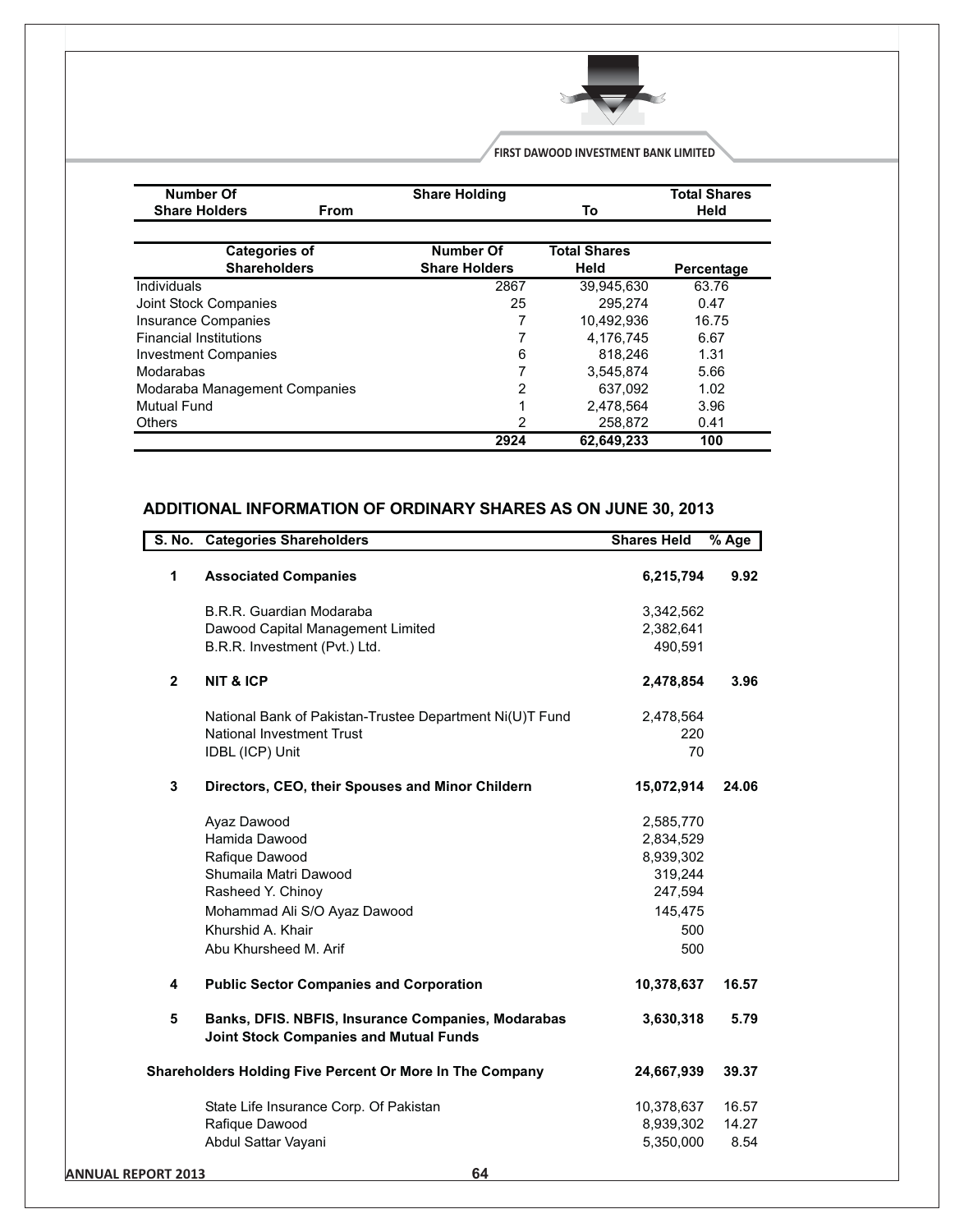| Number Of Share Holders | Share Holding From | To | Total Shares Held |
|---|---|---|---|

| Categories of Shareholders | Number Of Share Holders | Total Shares Held | Percentage |
|---|---|---|---|
| Individuals | 2867 | 39,945,630 | 63.76 |
| Joint Stock Companies | 25 | 295,274 | 0.47 |
| Insurance Companies | 7 | 10,492,936 | 16.75 |
| Financial Institutions | 7 | 4,176,745 | 6.67 |
| Investment Companies | 6 | 818,246 | 1.31 |
| Modarabas | 7 | 3,545,874 | 5.66 |
| Modaraba Management Companies | 2 | 637,092 | 1.02 |
| Mutual Fund | 1 | 2,478,564 | 3.96 |
| Others | 2 | 258,872 | 0.41 |
| | **2924** | **62,649,233** | **100** |

## ADDITIONAL INFORMATION OF ORDINARY SHARES AS ON JUNE 30, 2013

| S. No. | Categories Shareholders | Shares Held | % Age |
|---|---|---|---|
| **1** | **Associated Companies** | **6,215,794** | **9.92** |
| | B.R.R. Guardian Modaraba | 3,342,562 | |
| | Dawood Capital Management Limited | 2,382,641 | |
| | B.R.R. Investment (Pvt.) Ltd. | 490,591 | |
| **2** | **NIT & ICP** | **2,478,854** | **3.96** |
| | National Bank of Pakistan-Trustee Department Ni(U)T Fund | 2,478,564 | |
| | National Investment Trust | 220 | |
| | IDBL (ICP) Unit | 70 | |
| **3** | **Directors, CEO, their Spouses and Minor Childern** | **15,072,914** | **24.06** |
| | Ayaz Dawood | 2,585,770 | |
| | Hamida Dawood | 2,834,529 | |
| | Rafique Dawood | 8,939,302 | |
| | Shumaila Matri Dawood | 319,244 | |
| | Rasheed Y. Chinoy | 247,594 | |
| | Mohammad Ali S/O Ayaz Dawood | 145,475 | |
| | Khurshid A. Khair | 500 | |
| | Abu Khursheed M. Arif | 500 | |
| **4** | **Public Sector Companies and Corporation** | **10,378,637** | **16.57** |
| **5** | **Banks, DFIS. NBFIS, Insurance Companies, Modarabas Joint Stock Companies and Mutual Funds** | **3,630,318** | **5.79** |
| | **Shareholders Holding Five Percent Or More In The Company** | **24,667,939** | **39.37** |
| | State Life Insurance Corp. Of Pakistan | 10,378,637 | 16.57 |
| | Rafique Dawood | 8,939,302 | 14.27 |
| | Abdul Sattar Vayani | 5,350,000 | 8.54 |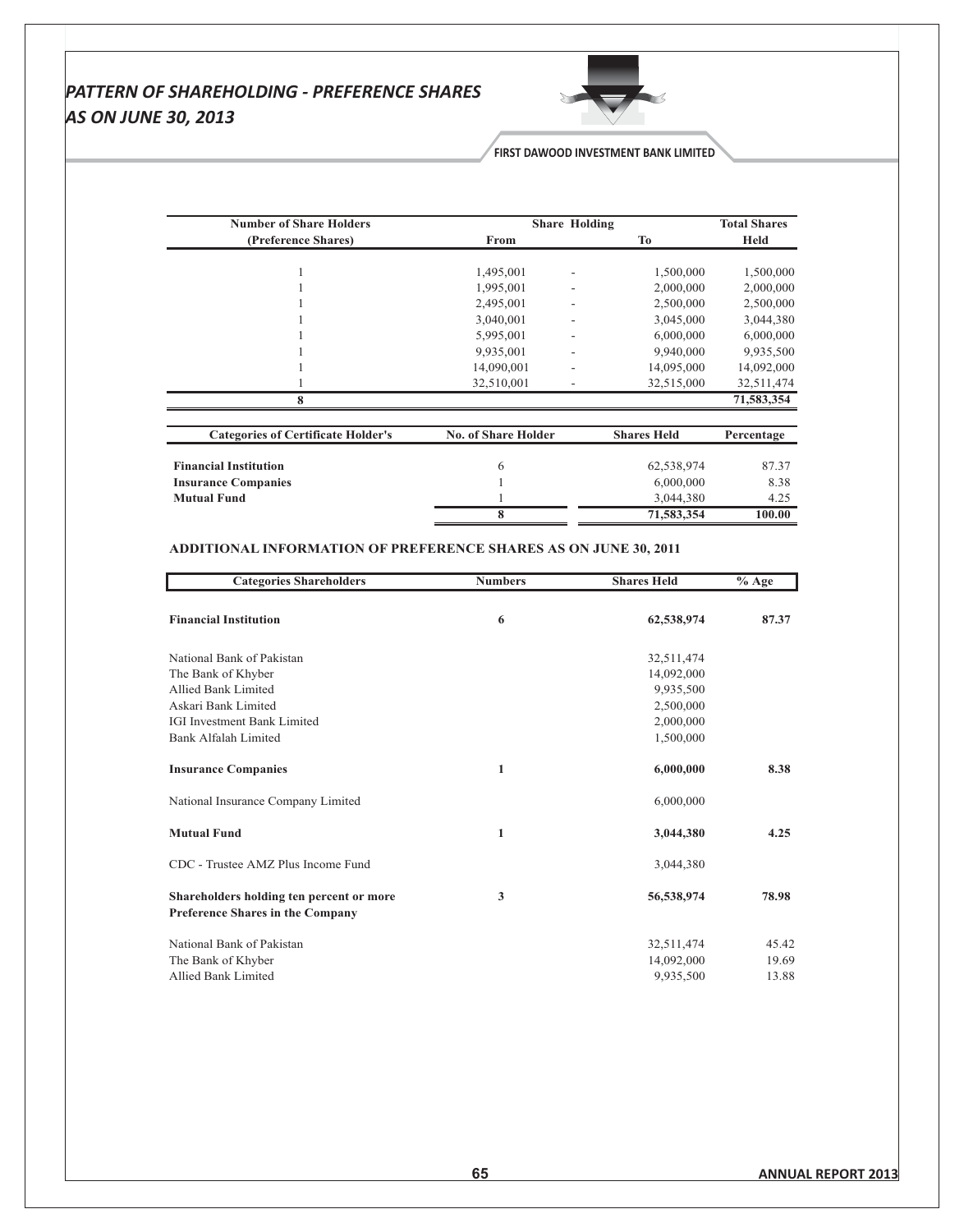# PATTERN OF SHAREHOLDING - PREFERENCE SHARES AS ON JUNE 30, 2013

| Number of Share Holders (Preference Shares) | Share Holding From | | To | Total Shares Held |
|---|---|---|---|---|
| 1 | 1,495,001 | - | 1,500,000 | 1,500,000 |
| 1 | 1,995,001 | - | 2,000,000 | 2,000,000 |
| 1 | 2,495,001 | - | 2,500,000 | 2,500,000 |
| 1 | 3,040,001 | - | 3,045,000 | 3,044,380 |
| 1 | 5,995,001 | - | 6,000,000 | 6,000,000 |
| 1 | 9,935,001 | - | 9,940,000 | 9,935,500 |
| 1 | 14,090,001 | - | 14,095,000 | 14,092,000 |
| 1 | 32,510,001 | - | 32,515,000 | 32,511,474 |
| **8** | | | | **71,583,354** |

| Categories of Certificate Holder's | No. of Share Holder | Shares Held | Percentage |
|---|---|---|---|
| **Financial Institution** | 6 | 62,538,974 | 87.37 |
| **Insurance Companies** | 1 | 6,000,000 | 8.38 |
| **Mutual Fund** | 1 | 3,044,380 | 4.25 |
| | **8** | **71,583,354** | **100.00** |

## ADDITIONAL INFORMATION OF PREFERENCE SHARES AS ON JUNE 30, 2011

| Categories Shareholders | Numbers | Shares Held | % Age |
|---|---|---|---|
| **Financial Institution** | **6** | **62,538,974** | **87.37** |
| National Bank of Pakistan | | 32,511,474 | |
| The Bank of Khyber | | 14,092,000 | |
| Allied Bank Limited | | 9,935,500 | |
| Askari Bank Limited | | 2,500,000 | |
| IGI Investment Bank Limited | | 2,000,000 | |
| Bank Alfalah Limited | | 1,500,000 | |
| **Insurance Companies** | **1** | **6,000,000** | **8.38** |
| National Insurance Company Limited | | 6,000,000 | |
| **Mutual Fund** | **1** | **3,044,380** | **4.25** |
| CDC - Trustee AMZ Plus Income Fund | | 3,044,380 | |
| **Shareholders holding ten percent or more Preference Shares in the Company** | **3** | **56,538,974** | **78.98** |
| National Bank of Pakistan | | 32,511,474 | 45.42 |
| The Bank of Khyber | | 14,092,000 | 19.69 |
| Allied Bank Limited | | 9,935,500 | 13.88 |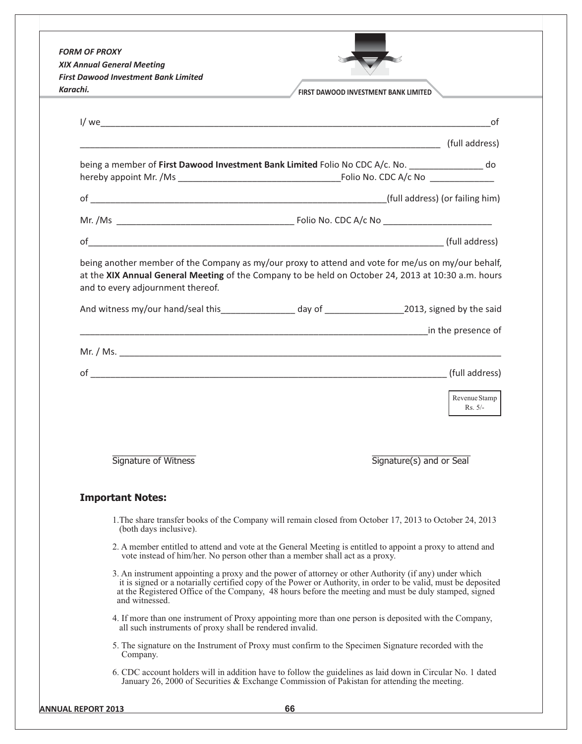*FORM OF PROXY*
*XIX Annual General Meeting*
*First Dawood Investment Bank Limited*
*Karachi.*

FIRST DAWOOD INVESTMENT BANK LIMITED

I/ we______________________________________________________________________________of

_________________________________________________________________________ (full address)

being a member of **First Dawood Investment Bank Limited** Folio No CDC A/c. No. _______________ do hereby appoint Mr. /Ms _________________________________Folio No. CDC A/c No _____________

of ______________________________________________________________(full address) (or failing him)

Mr. /Ms ____________________________________ Folio No. CDC A/c No ______________________

of__________________________________________________________________________ (full address)

being another member of the Company as my/our proxy to attend and vote for me/us on my/our behalf, at the **XIX Annual General Meeting** of the Company to be held on October 24, 2013 at 10:30 a.m. hours and to every adjournment thereof.

And witness my/our hand/seal this_______________ day of ________________2013, signed by the said

________________________________________________________________________in the presence of

Mr. / Ms. ____________________________________________________________________________

of ___________________________________________________________________________ (full address)

Revenue Stamp
Rs. 5/-

Signature of Witness

Signature(s) and or Seal

**Important Notes:**

1. The share transfer books of the Company will remain closed from October 17, 2013 to October 24, 2013 (both days inclusive).
2. A member entitled to attend and vote at the General Meeting is entitled to appoint a proxy to attend and vote instead of him/her. No person other than a member shall act as a proxy.
3. An instrument appointing a proxy and the power of attorney or other Authority (if any) under which it is signed or a notarially certified copy of the Power or Authority, in order to be valid, must be deposited at the Registered Office of the Company, 48 hours before the meeting and must be duly stamped, signed and witnessed.
4. If more than one instrument of Proxy appointing more than one person is deposited with the Company, all such instruments of proxy shall be rendered invalid.
5. The signature on the Instrument of Proxy must confirm to the Specimen Signature recorded with the Company.
6. CDC account holders will in addition have to follow the guidelines as laid down in Circular No. 1 dated January 26, 2000 of Securities & Exchange Commission of Pakistan for attending the meeting.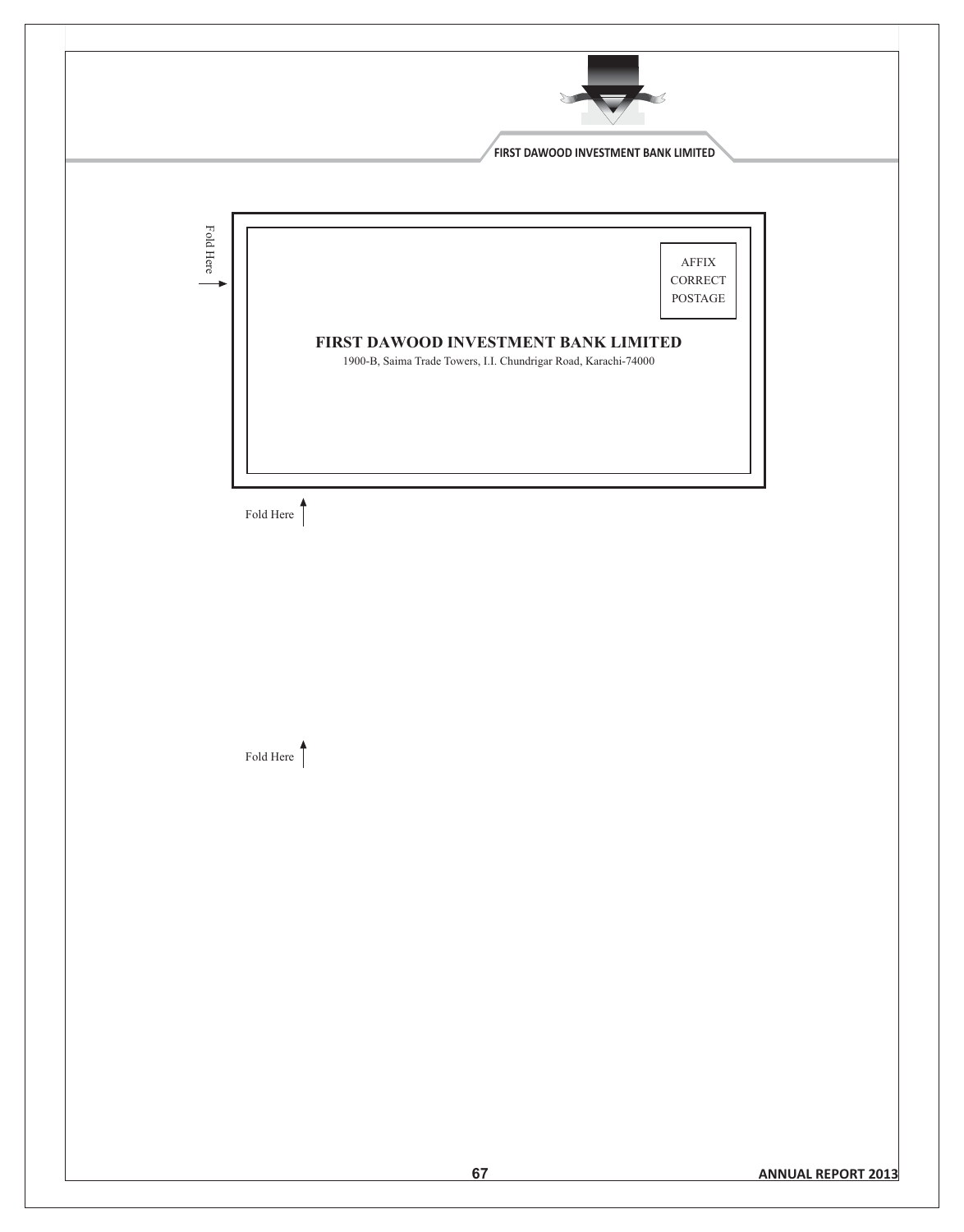Fold Here

AFFIX
CORRECT
POSTAGE

**FIRST DAWOOD INVESTMENT BANK LIMITED**

1900-B, Saima Trade Towers, I.I. Chundrigar Road, Karachi-74000

Fold Here

Fold Here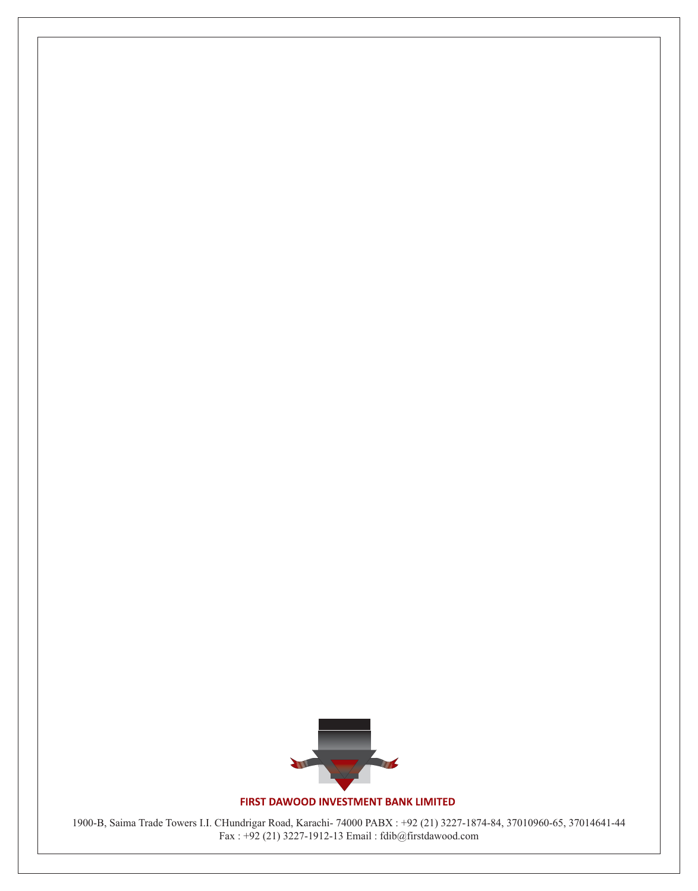**FIRST DAWOOD INVESTMENT BANK LIMITED**

1900-B, Saima Trade Towers I.I. CHundrigar Road, Karachi- 74000 PABX : +92 (21) 3227-1874-84, 37010960-65, 37014641-44
Fax : +92 (21) 3227-1912-13 Email : fdib@firstdawood.com